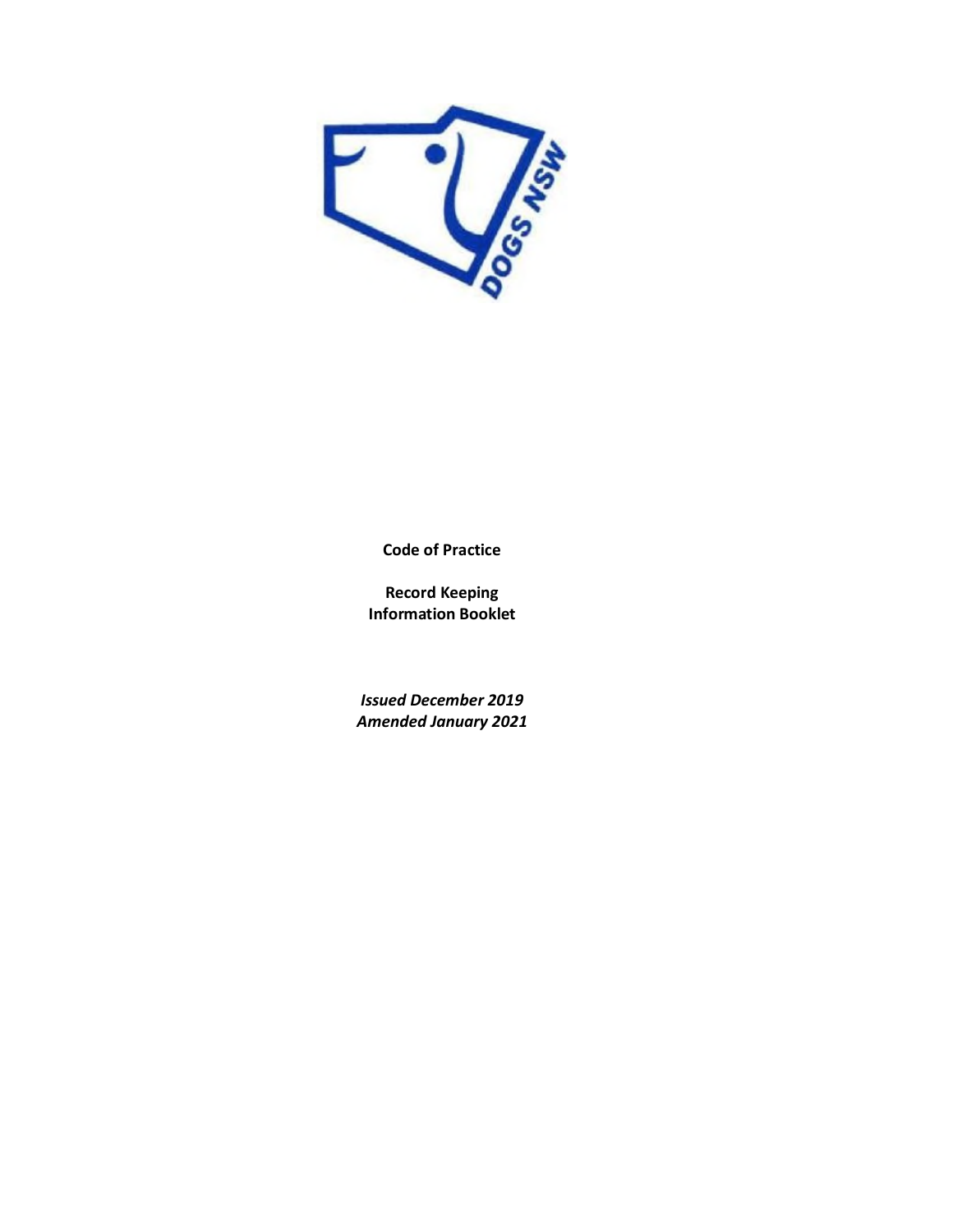**Code of Practice**

**Record Keeping**
**Information Booklet**

*Issued December 2019*
*Amended January 2021*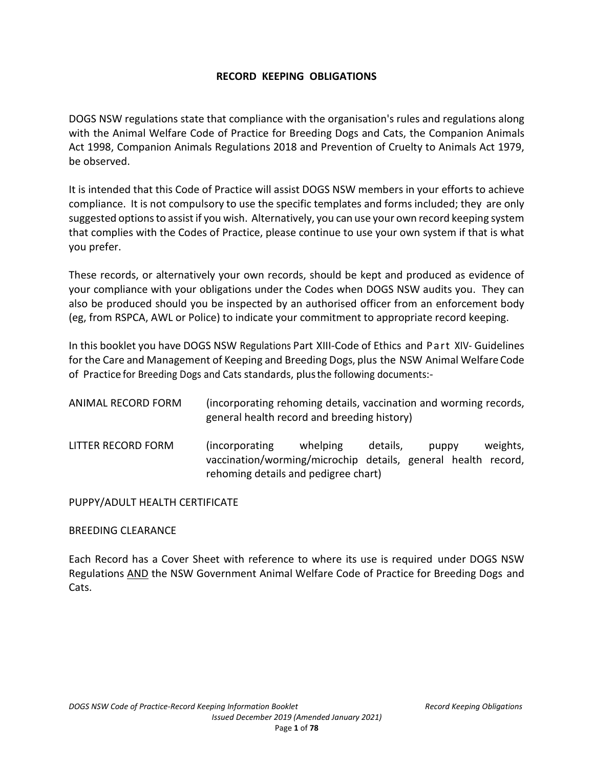# RECORD KEEPING OBLIGATIONS

DOGS NSW regulations state that compliance with the organisation's rules and regulations along with the Animal Welfare Code of Practice for Breeding Dogs and Cats, the Companion Animals Act 1998, Companion Animals Regulations 2018 and Prevention of Cruelty to Animals Act 1979, be observed.

It is intended that this Code of Practice will assist DOGS NSW members in your efforts to achieve compliance. It is not compulsory to use the specific templates and forms included; they are only suggested options to assist if you wish. Alternatively, you can use your own record keeping system that complies with the Codes of Practice, please continue to use your own system if that is what you prefer.

These records, or alternatively your own records, should be kept and produced as evidence of your compliance with your obligations under the Codes when DOGS NSW audits you. They can also be produced should you be inspected by an authorised officer from an enforcement body (eg, from RSPCA, AWL or Police) to indicate your commitment to appropriate record keeping.

In this booklet you have DOGS NSW Regulations Part XIII-Code of Ethics and Part XIV- Guidelines for the Care and Management of Keeping and Breeding Dogs, plus the NSW Animal Welfare Code of Practice for Breeding Dogs and Cats standards, plus the following documents:-

| | |
|---|---|
| ANIMAL RECORD FORM | (incorporating rehoming details, vaccination and worming records, general health record and breeding history) |
| LITTER RECORD FORM | (incorporating whelping details, puppy weights, vaccination/worming/microchip details, general health record, rehoming details and pedigree chart) |

PUPPY/ADULT HEALTH CERTIFICATE

BREEDING CLEARANCE

Each Record has a Cover Sheet with reference to where its use is required under DOGS NSW Regulations <u>AND</u> the NSW Government Animal Welfare Code of Practice for Breeding Dogs and Cats.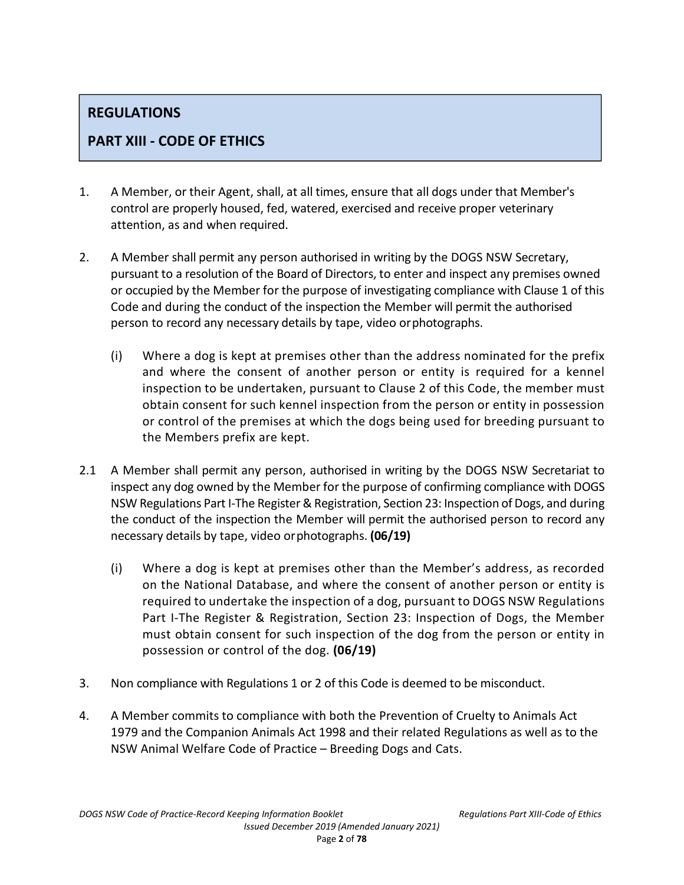## REGULATIONS

## PART XIII - CODE OF ETHICS

1. A Member, or their Agent, shall, at all times, ensure that all dogs under that Member's control are properly housed, fed, watered, exercised and receive proper veterinary attention, as and when required.

2. A Member shall permit any person authorised in writing by the DOGS NSW Secretary, pursuant to a resolution of the Board of Directors, to enter and inspect any premises owned or occupied by the Member for the purpose of investigating compliance with Clause 1 of this Code and during the conduct of the inspection the Member will permit the authorised person to record any necessary details by tape, video or photographs.

   (i) Where a dog is kept at premises other than the address nominated for the prefix and where the consent of another person or entity is required for a kennel inspection to be undertaken, pursuant to Clause 2 of this Code, the member must obtain consent for such kennel inspection from the person or entity in possession or control of the premises at which the dogs being used for breeding pursuant to the Members prefix are kept.

2.1 A Member shall permit any person, authorised in writing by the DOGS NSW Secretariat to inspect any dog owned by the Member for the purpose of confirming compliance with DOGS NSW Regulations Part I-The Register & Registration, Section 23: Inspection of Dogs, and during the conduct of the inspection the Member will permit the authorised person to record any necessary details by tape, video or photographs. **(06/19)**

   (i) Where a dog is kept at premises other than the Member's address, as recorded on the National Database, and where the consent of another person or entity is required to undertake the inspection of a dog, pursuant to DOGS NSW Regulations Part I-The Register & Registration, Section 23: Inspection of Dogs, the Member must obtain consent for such inspection of the dog from the person or entity in possession or control of the dog. **(06/19)**

3. Non compliance with Regulations 1 or 2 of this Code is deemed to be misconduct.

4. A Member commits to compliance with both the Prevention of Cruelty to Animals Act 1979 and the Companion Animals Act 1998 and their related Regulations as well as to the NSW Animal Welfare Code of Practice – Breeding Dogs and Cats.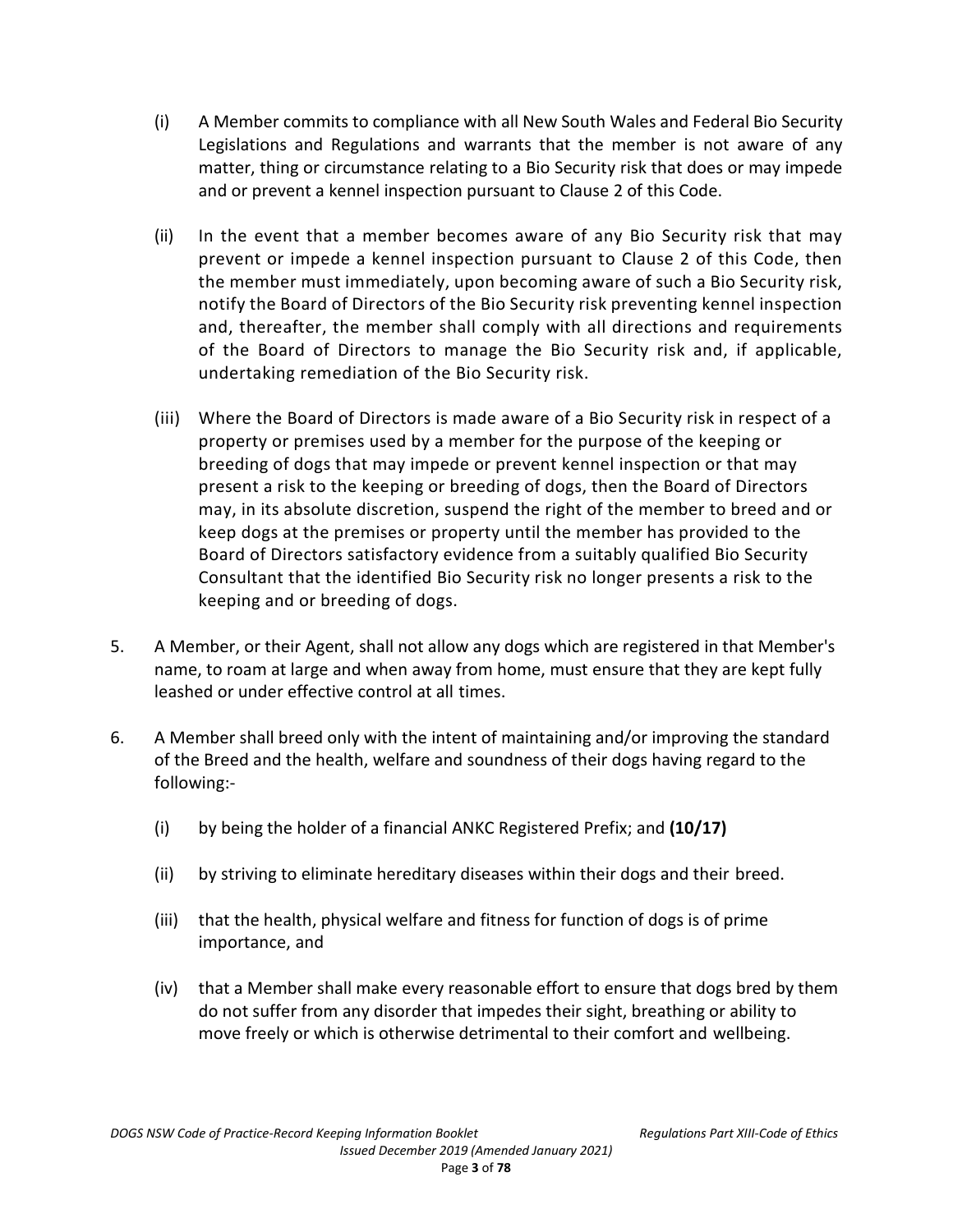(i) A Member commits to compliance with all New South Wales and Federal Bio Security Legislations and Regulations and warrants that the member is not aware of any matter, thing or circumstance relating to a Bio Security risk that does or may impede and or prevent a kennel inspection pursuant to Clause 2 of this Code.

(ii) In the event that a member becomes aware of any Bio Security risk that may prevent or impede a kennel inspection pursuant to Clause 2 of this Code, then the member must immediately, upon becoming aware of such a Bio Security risk, notify the Board of Directors of the Bio Security risk preventing kennel inspection and, thereafter, the member shall comply with all directions and requirements of the Board of Directors to manage the Bio Security risk and, if applicable, undertaking remediation of the Bio Security risk.

(iii) Where the Board of Directors is made aware of a Bio Security risk in respect of a property or premises used by a member for the purpose of the keeping or breeding of dogs that may impede or prevent kennel inspection or that may present a risk to the keeping or breeding of dogs, then the Board of Directors may, in its absolute discretion, suspend the right of the member to breed and or keep dogs at the premises or property until the member has provided to the Board of Directors satisfactory evidence from a suitably qualified Bio Security Consultant that the identified Bio Security risk no longer presents a risk to the keeping and or breeding of dogs.

5. A Member, or their Agent, shall not allow any dogs which are registered in that Member's name, to roam at large and when away from home, must ensure that they are kept fully leashed or under effective control at all times.

6. A Member shall breed only with the intent of maintaining and/or improving the standard of the Breed and the health, welfare and soundness of their dogs having regard to the following:-

   (i) by being the holder of a financial ANKC Registered Prefix; and **(10/17)**

   (ii) by striving to eliminate hereditary diseases within their dogs and their breed.

   (iii) that the health, physical welfare and fitness for function of dogs is of prime importance, and

   (iv) that a Member shall make every reasonable effort to ensure that dogs bred by them do not suffer from any disorder that impedes their sight, breathing or ability to move freely or which is otherwise detrimental to their comfort and wellbeing.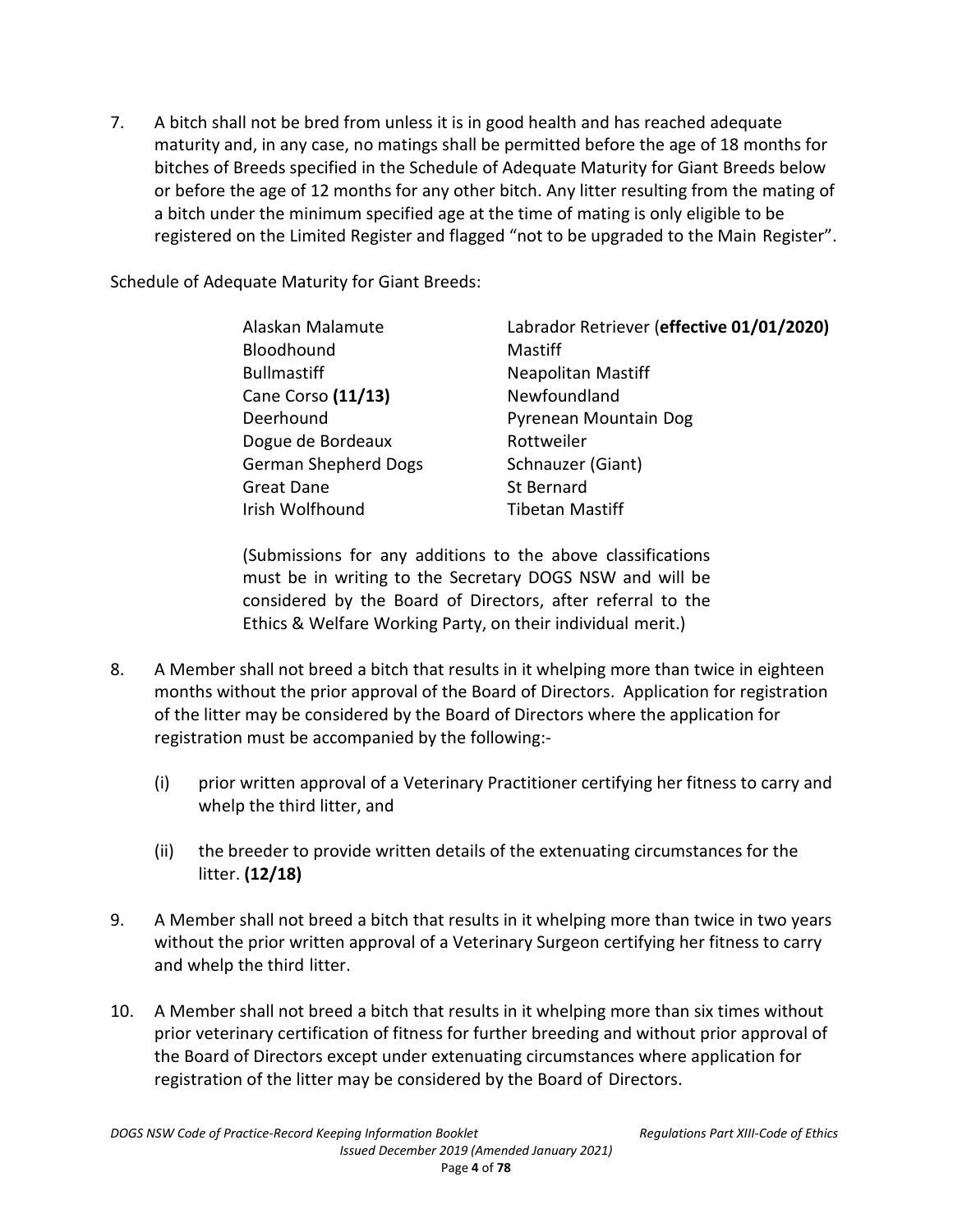7. A bitch shall not be bred from unless it is in good health and has reached adequate maturity and, in any case, no matings shall be permitted before the age of 18 months for bitches of Breeds specified in the Schedule of Adequate Maturity for Giant Breeds below or before the age of 12 months for any other bitch. Any litter resulting from the mating of a bitch under the minimum specified age at the time of mating is only eligible to be registered on the Limited Register and flagged "not to be upgraded to the Main Register".

Schedule of Adequate Maturity for Giant Breeds:

| | |
|---|---|
| Alaskan Malamute | Labrador Retriever (**effective 01/01/2020)** |
| Bloodhound | Mastiff |
| Bullmastiff | Neapolitan Mastiff |
| Cane Corso **(11/13)** | Newfoundland |
| Deerhound | Pyrenean Mountain Dog |
| Dogue de Bordeaux | Rottweiler |
| German Shepherd Dogs | Schnauzer (Giant) |
| Great Dane | St Bernard |
| Irish Wolfhound | Tibetan Mastiff |

(Submissions for any additions to the above classifications must be in writing to the Secretary DOGS NSW and will be considered by the Board of Directors, after referral to the Ethics & Welfare Working Party, on their individual merit.)

8. A Member shall not breed a bitch that results in it whelping more than twice in eighteen months without the prior approval of the Board of Directors. Application for registration of the litter may be considered by the Board of Directors where the application for registration must be accompanied by the following:-

   (i) prior written approval of a Veterinary Practitioner certifying her fitness to carry and whelp the third litter, and

   (ii) the breeder to provide written details of the extenuating circumstances for the litter. **(12/18)**

9. A Member shall not breed a bitch that results in it whelping more than twice in two years without the prior written approval of a Veterinary Surgeon certifying her fitness to carry and whelp the third litter.

10. A Member shall not breed a bitch that results in it whelping more than six times without prior veterinary certification of fitness for further breeding and without prior approval of the Board of Directors except under extenuating circumstances where application for registration of the litter may be considered by the Board of Directors.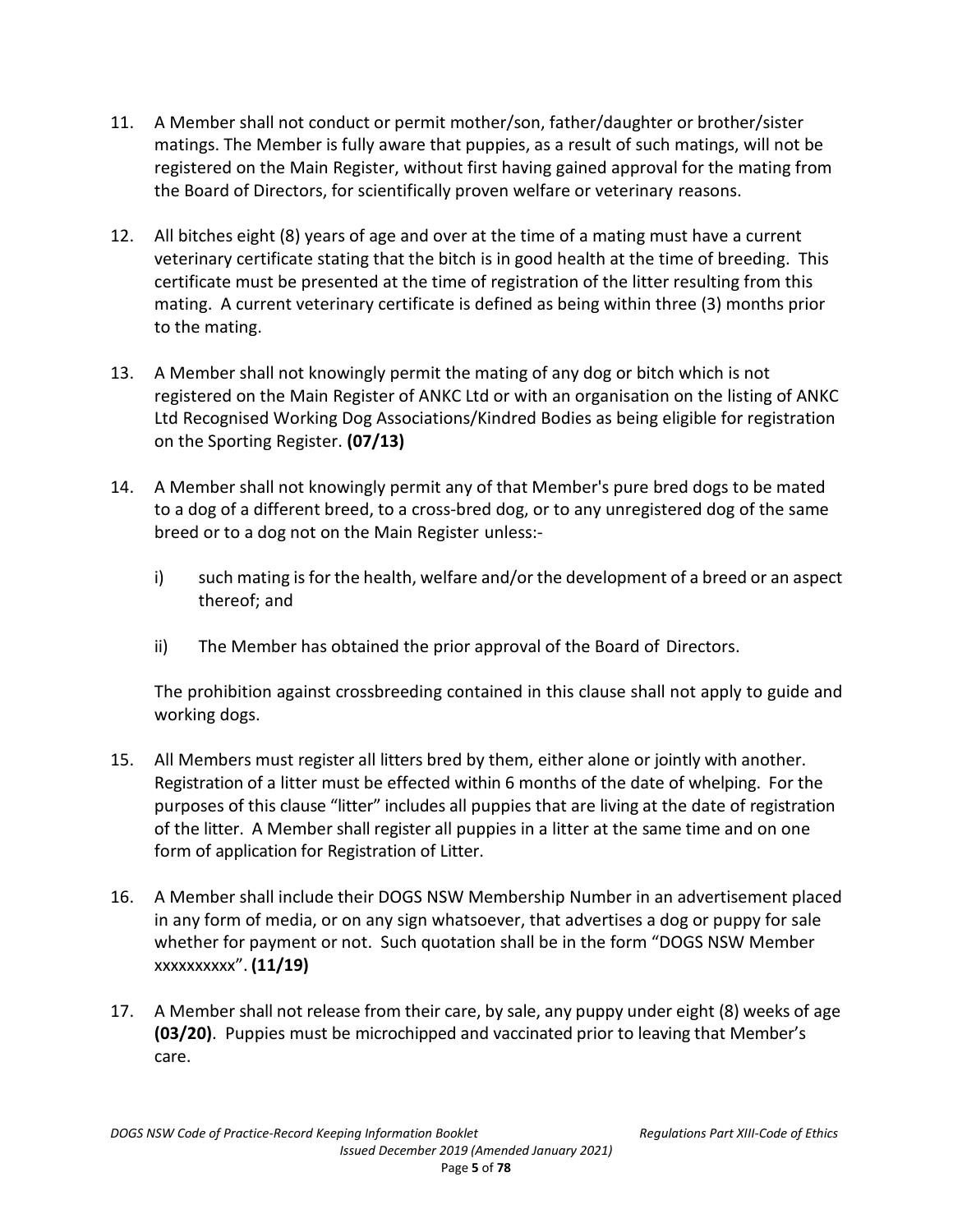11. A Member shall not conduct or permit mother/son, father/daughter or brother/sister matings. The Member is fully aware that puppies, as a result of such matings, will not be registered on the Main Register, without first having gained approval for the mating from the Board of Directors, for scientifically proven welfare or veterinary reasons.

12. All bitches eight (8) years of age and over at the time of a mating must have a current veterinary certificate stating that the bitch is in good health at the time of breeding. This certificate must be presented at the time of registration of the litter resulting from this mating. A current veterinary certificate is defined as being within three (3) months prior to the mating.

13. A Member shall not knowingly permit the mating of any dog or bitch which is not registered on the Main Register of ANKC Ltd or with an organisation on the listing of ANKC Ltd Recognised Working Dog Associations/Kindred Bodies as being eligible for registration on the Sporting Register. **(07/13)**

14. A Member shall not knowingly permit any of that Member's pure bred dogs to be mated to a dog of a different breed, to a cross-bred dog, or to any unregistered dog of the same breed or to a dog not on the Main Register unless:-

    i) such mating is for the health, welfare and/or the development of a breed or an aspect thereof; and

    ii) The Member has obtained the prior approval of the Board of Directors.

    The prohibition against crossbreeding contained in this clause shall not apply to guide and working dogs.

15. All Members must register all litters bred by them, either alone or jointly with another. Registration of a litter must be effected within 6 months of the date of whelping. For the purposes of this clause "litter" includes all puppies that are living at the date of registration of the litter. A Member shall register all puppies in a litter at the same time and on one form of application for Registration of Litter.

16. A Member shall include their DOGS NSW Membership Number in an advertisement placed in any form of media, or on any sign whatsoever, that advertises a dog or puppy for sale whether for payment or not. Such quotation shall be in the form "DOGS NSW Member xxxxxxxxxx". **(11/19)**

17. A Member shall not release from their care, by sale, any puppy under eight (8) weeks of age **(03/20)**. Puppies must be microchipped and vaccinated prior to leaving that Member's care.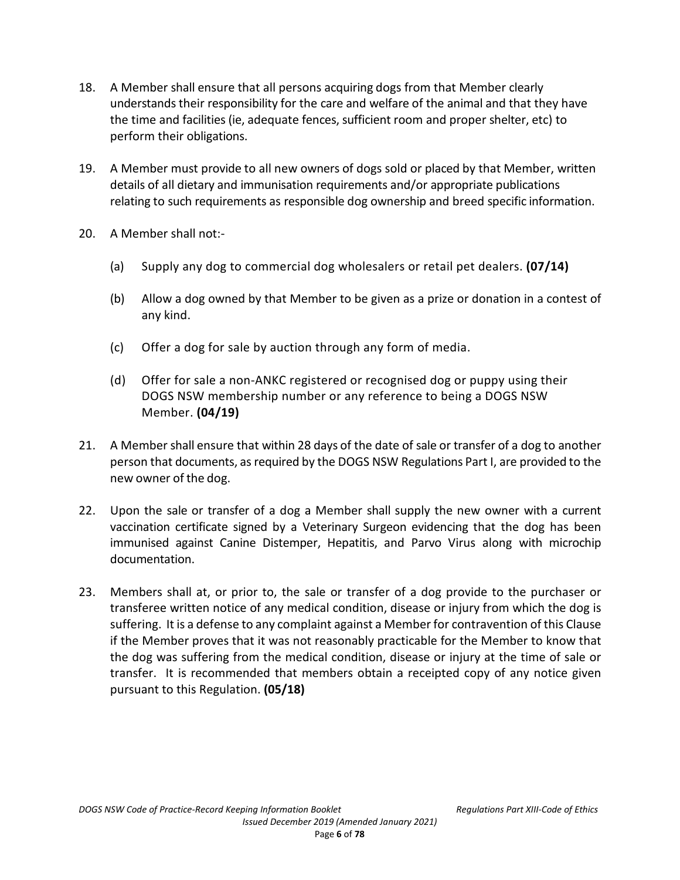18. A Member shall ensure that all persons acquiring dogs from that Member clearly understands their responsibility for the care and welfare of the animal and that they have the time and facilities (ie, adequate fences, sufficient room and proper shelter, etc) to perform their obligations.

19. A Member must provide to all new owners of dogs sold or placed by that Member, written details of all dietary and immunisation requirements and/or appropriate publications relating to such requirements as responsible dog ownership and breed specific information.

20. A Member shall not:-

    (a) Supply any dog to commercial dog wholesalers or retail pet dealers. **(07/14)**

    (b) Allow a dog owned by that Member to be given as a prize or donation in a contest of any kind.

    (c) Offer a dog for sale by auction through any form of media.

    (d) Offer for sale a non-ANKC registered or recognised dog or puppy using their DOGS NSW membership number or any reference to being a DOGS NSW Member. **(04/19)**

21. A Member shall ensure that within 28 days of the date of sale or transfer of a dog to another person that documents, as required by the DOGS NSW Regulations Part I, are provided to the new owner of the dog.

22. Upon the sale or transfer of a dog a Member shall supply the new owner with a current vaccination certificate signed by a Veterinary Surgeon evidencing that the dog has been immunised against Canine Distemper, Hepatitis, and Parvo Virus along with microchip documentation.

23. Members shall at, or prior to, the sale or transfer of a dog provide to the purchaser or transferee written notice of any medical condition, disease or injury from which the dog is suffering. It is a defense to any complaint against a Member for contravention of this Clause if the Member proves that it was not reasonably practicable for the Member to know that the dog was suffering from the medical condition, disease or injury at the time of sale or transfer. It is recommended that members obtain a receipted copy of any notice given pursuant to this Regulation. **(05/18)**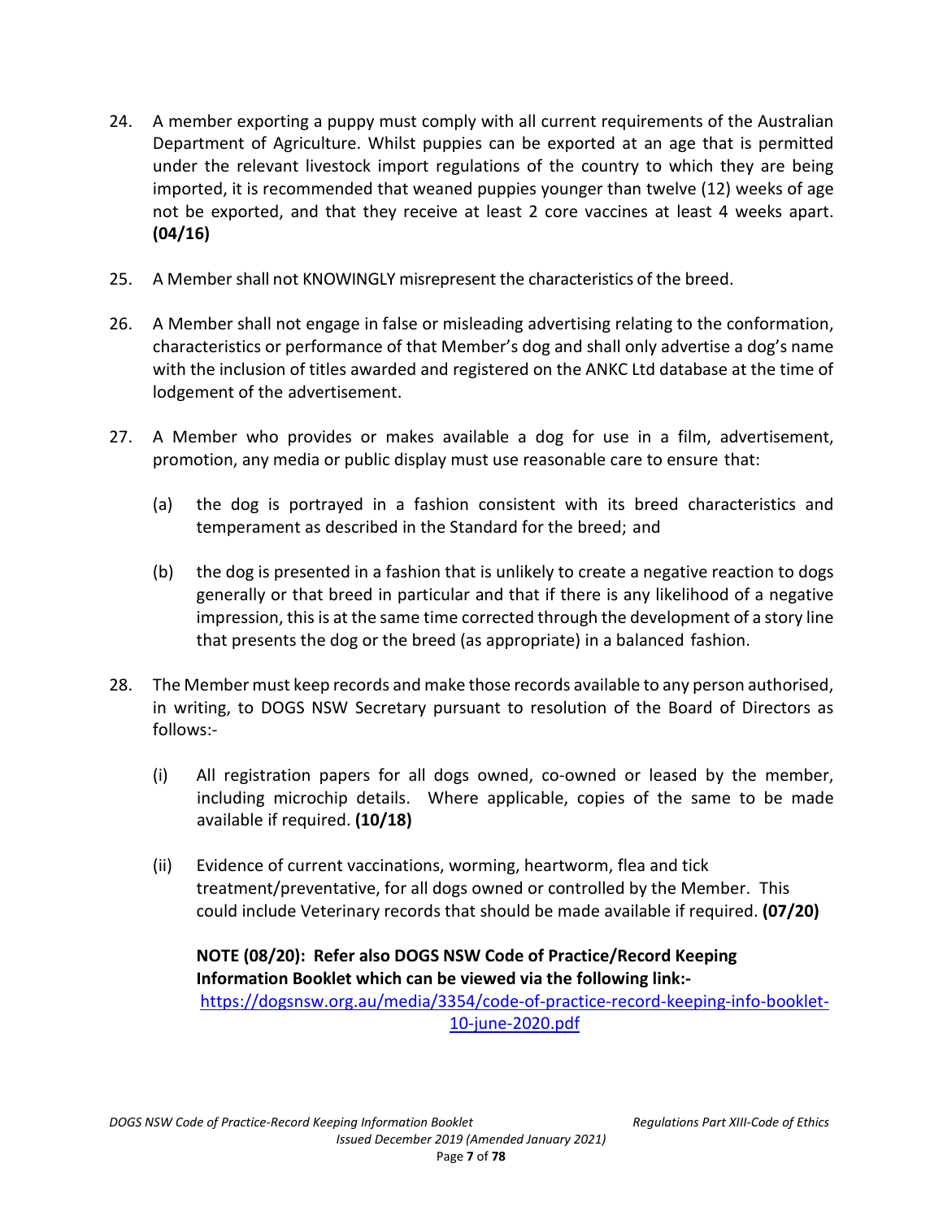24. A member exporting a puppy must comply with all current requirements of the Australian Department of Agriculture. Whilst puppies can be exported at an age that is permitted under the relevant livestock import regulations of the country to which they are being imported, it is recommended that weaned puppies younger than twelve (12) weeks of age not be exported, and that they receive at least 2 core vaccines at least 4 weeks apart. **(04/16)**

25. A Member shall not KNOWINGLY misrepresent the characteristics of the breed.

26. A Member shall not engage in false or misleading advertising relating to the conformation, characteristics or performance of that Member's dog and shall only advertise a dog's name with the inclusion of titles awarded and registered on the ANKC Ltd database at the time of lodgement of the advertisement.

27. A Member who provides or makes available a dog for use in a film, advertisement, promotion, any media or public display must use reasonable care to ensure that:

    (a) the dog is portrayed in a fashion consistent with its breed characteristics and temperament as described in the Standard for the breed; and

    (b) the dog is presented in a fashion that is unlikely to create a negative reaction to dogs generally or that breed in particular and that if there is any likelihood of a negative impression, this is at the same time corrected through the development of a story line that presents the dog or the breed (as appropriate) in a balanced fashion.

28. The Member must keep records and make those records available to any person authorised, in writing, to DOGS NSW Secretary pursuant to resolution of the Board of Directors as follows:-

    (i) All registration papers for all dogs owned, co-owned or leased by the member, including microchip details. Where applicable, copies of the same to be made available if required. **(10/18)**

    (ii) Evidence of current vaccinations, worming, heartworm, flea and tick treatment/preventative, for all dogs owned or controlled by the Member. This could include Veterinary records that should be made available if required. **(07/20)**

    **NOTE (08/20): Refer also DOGS NSW Code of Practice/Record Keeping Information Booklet which can be viewed via the following link:-**
    https://dogsnsw.org.au/media/3354/code-of-practice-record-keeping-info-booklet-10-june-2020.pdf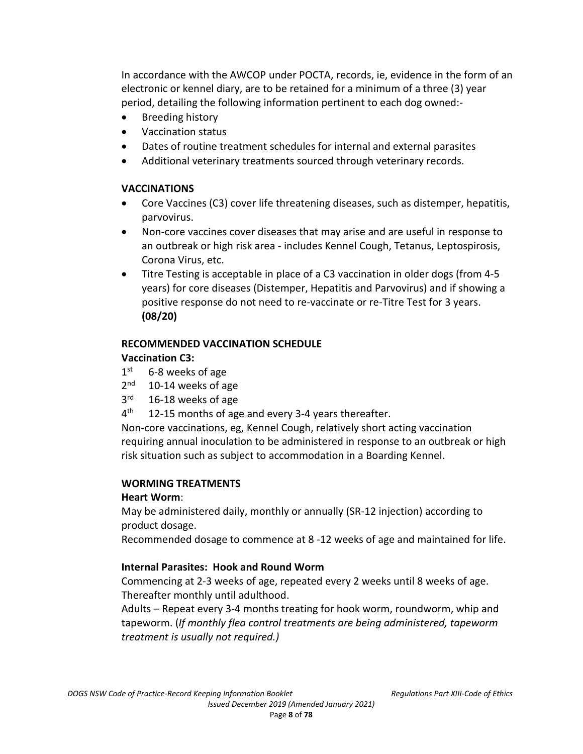In accordance with the AWCOP under POCTA, records, ie, evidence in the form of an electronic or kennel diary, are to be retained for a minimum of a three (3) year period, detailing the following information pertinent to each dog owned:-

- Breeding history
- Vaccination status
- Dates of routine treatment schedules for internal and external parasites
- Additional veterinary treatments sourced through veterinary records.

**VACCINATIONS**

- Core Vaccines (C3) cover life threatening diseases, such as distemper, hepatitis, parvovirus.
- Non-core vaccines cover diseases that may arise and are useful in response to an outbreak or high risk area - includes Kennel Cough, Tetanus, Leptospirosis, Corona Virus, etc.
- Titre Testing is acceptable in place of a C3 vaccination in older dogs (from 4-5 years) for core diseases (Distemper, Hepatitis and Parvovirus) and if showing a positive response do not need to re-vaccinate or re-Titre Test for 3 years. **(08/20)**

**RECOMMENDED VACCINATION SCHEDULE**

**Vaccination C3:**

1st 6-8 weeks of age
2nd 10-14 weeks of age
3rd 16-18 weeks of age
4th 12-15 months of age and every 3-4 years thereafter.

Non-core vaccinations, eg, Kennel Cough, relatively short acting vaccination requiring annual inoculation to be administered in response to an outbreak or high risk situation such as subject to accommodation in a Boarding Kennel.

**WORMING TREATMENTS**

**Heart Worm**:

May be administered daily, monthly or annually (SR-12 injection) according to product dosage.

Recommended dosage to commence at 8 -12 weeks of age and maintained for life.

**Internal Parasites: Hook and Round Worm**

Commencing at 2-3 weeks of age, repeated every 2 weeks until 8 weeks of age. Thereafter monthly until adulthood.

Adults – Repeat every 3-4 months treating for hook worm, roundworm, whip and tapeworm. (*If monthly flea control treatments are being administered, tapeworm treatment is usually not required.)*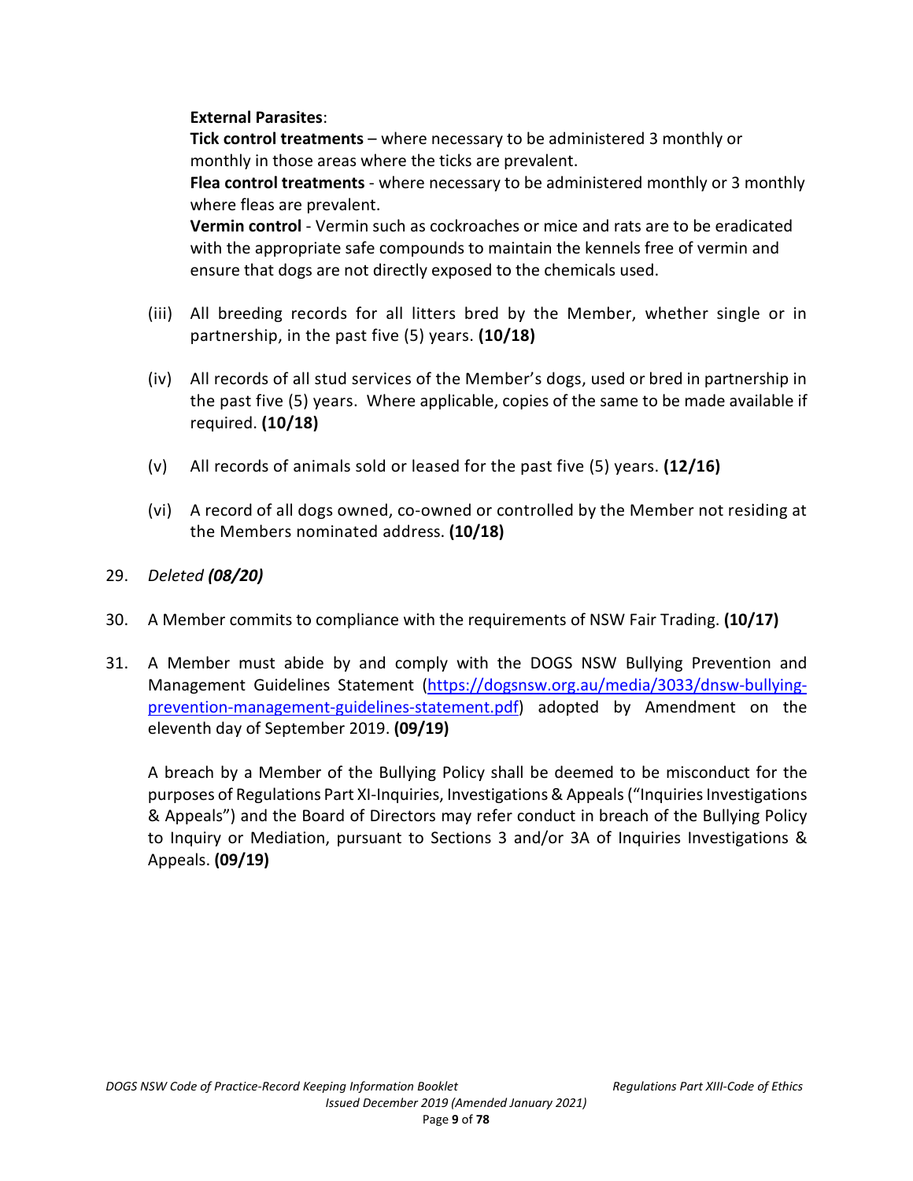**External Parasites**:

**Tick control treatments** – where necessary to be administered 3 monthly or monthly in those areas where the ticks are prevalent.

**Flea control treatments** - where necessary to be administered monthly or 3 monthly where fleas are prevalent.

**Vermin control** - Vermin such as cockroaches or mice and rats are to be eradicated with the appropriate safe compounds to maintain the kennels free of vermin and ensure that dogs are not directly exposed to the chemicals used.

(iii) All breeding records for all litters bred by the Member, whether single or in partnership, in the past five (5) years. **(10/18)**

(iv) All records of all stud services of the Member's dogs, used or bred in partnership in the past five (5) years. Where applicable, copies of the same to be made available if required. **(10/18)**

(v) All records of animals sold or leased for the past five (5) years. **(12/16)**

(vi) A record of all dogs owned, co-owned or controlled by the Member not residing at the Members nominated address. **(10/18)**

29. *Deleted **(08/20)***

30. A Member commits to compliance with the requirements of NSW Fair Trading. **(10/17)**

31. A Member must abide by and comply with the DOGS NSW Bullying Prevention and Management Guidelines Statement (https://dogsnsw.org.au/media/3033/dnsw-bullying-prevention-management-guidelines-statement.pdf) adopted by Amendment on the eleventh day of September 2019. **(09/19)**

    A breach by a Member of the Bullying Policy shall be deemed to be misconduct for the purposes of Regulations Part XI-Inquiries, Investigations & Appeals ("Inquiries Investigations & Appeals") and the Board of Directors may refer conduct in breach of the Bullying Policy to Inquiry or Mediation, pursuant to Sections 3 and/or 3A of Inquiries Investigations & Appeals. **(09/19)**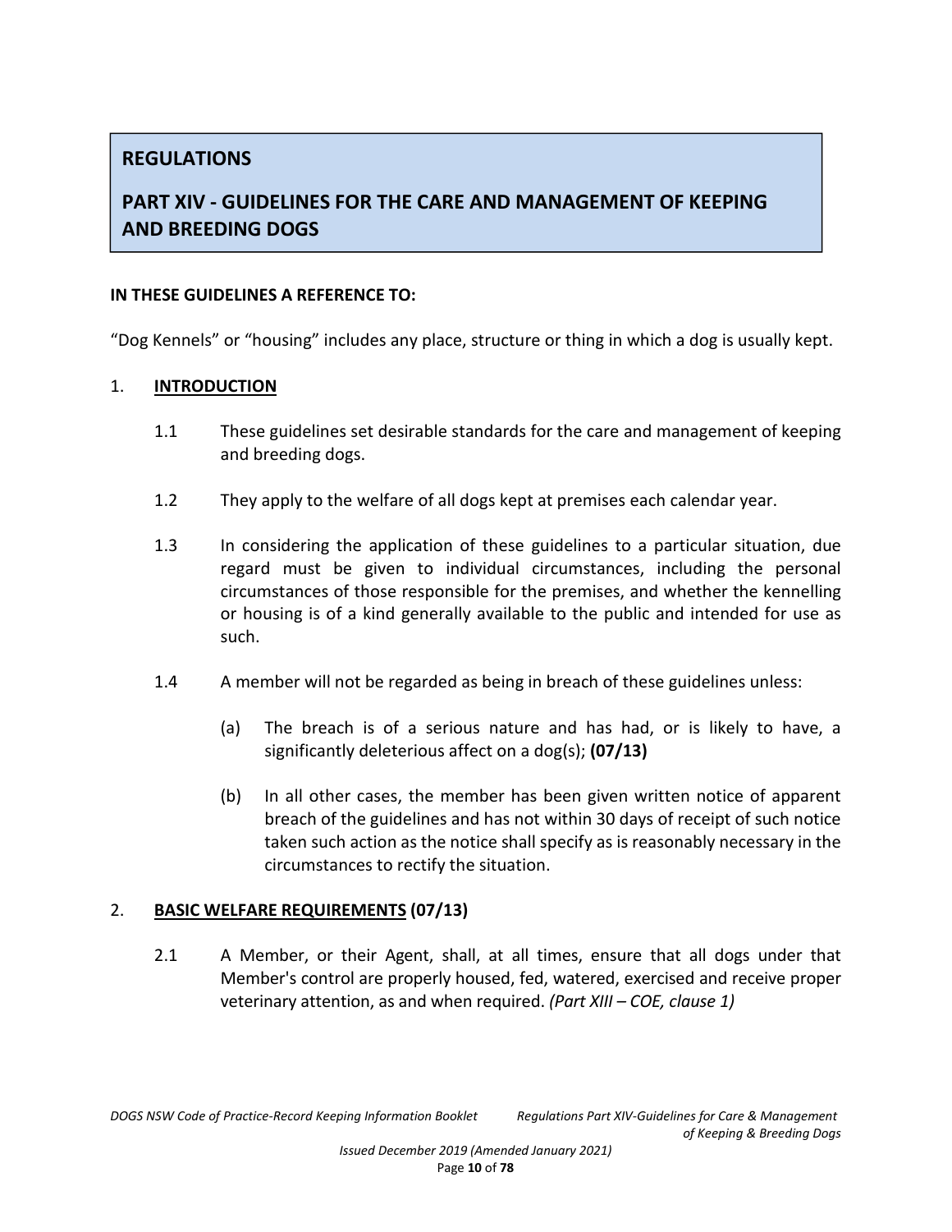## REGULATIONS

## PART XIV - GUIDELINES FOR THE CARE AND MANAGEMENT OF KEEPING AND BREEDING DOGS

**IN THESE GUIDELINES A REFERENCE TO:**

"Dog Kennels" or "housing" includes any place, structure or thing in which a dog is usually kept.

1. **INTRODUCTION**

   1.1 These guidelines set desirable standards for the care and management of keeping and breeding dogs.

   1.2 They apply to the welfare of all dogs kept at premises each calendar year.

   1.3 In considering the application of these guidelines to a particular situation, due regard must be given to individual circumstances, including the personal circumstances of those responsible for the premises, and whether the kennelling or housing is of a kind generally available to the public and intended for use as such.

   1.4 A member will not be regarded as being in breach of these guidelines unless:

   (a) The breach is of a serious nature and has had, or is likely to have, a significantly deleterious affect on a dog(s); **(07/13)**

   (b) In all other cases, the member has been given written notice of apparent breach of the guidelines and has not within 30 days of receipt of such notice taken such action as the notice shall specify as is reasonably necessary in the circumstances to rectify the situation.

2. **BASIC WELFARE REQUIREMENTS (07/13)**

   2.1 A Member, or their Agent, shall, at all times, ensure that all dogs under that Member's control are properly housed, fed, watered, exercised and receive proper veterinary attention, as and when required. *(Part XIII – COE, clause 1)*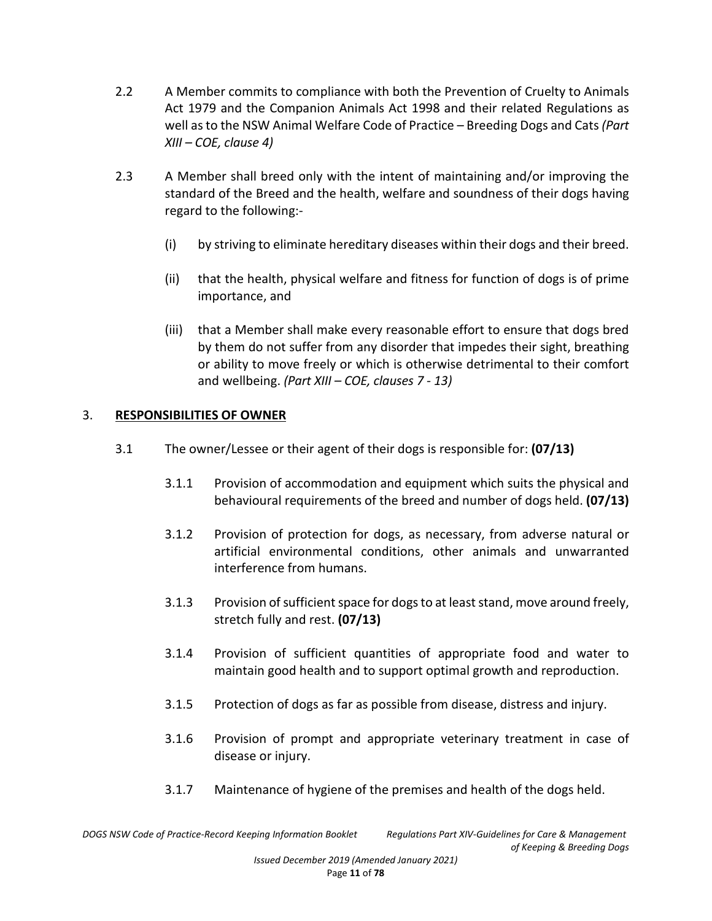2.2 A Member commits to compliance with both the Prevention of Cruelty to Animals Act 1979 and the Companion Animals Act 1998 and their related Regulations as well as to the NSW Animal Welfare Code of Practice – Breeding Dogs and Cats *(Part XIII – COE, clause 4)*

2.3 A Member shall breed only with the intent of maintaining and/or improving the standard of the Breed and the health, welfare and soundness of their dogs having regard to the following:-

- (i) by striving to eliminate hereditary diseases within their dogs and their breed.
- (ii) that the health, physical welfare and fitness for function of dogs is of prime importance, and
- (iii) that a Member shall make every reasonable effort to ensure that dogs bred by them do not suffer from any disorder that impedes their sight, breathing or ability to move freely or which is otherwise detrimental to their comfort and wellbeing. *(Part XIII – COE, clauses 7 - 13)*

## 3. **RESPONSIBILITIES OF OWNER**

3.1 The owner/Lessee or their agent of their dogs is responsible for: **(07/13)**

- 3.1.1 Provision of accommodation and equipment which suits the physical and behavioural requirements of the breed and number of dogs held. **(07/13)**
- 3.1.2 Provision of protection for dogs, as necessary, from adverse natural or artificial environmental conditions, other animals and unwarranted interference from humans.
- 3.1.3 Provision of sufficient space for dogs to at least stand, move around freely, stretch fully and rest. **(07/13)**
- 3.1.4 Provision of sufficient quantities of appropriate food and water to maintain good health and to support optimal growth and reproduction.
- 3.1.5 Protection of dogs as far as possible from disease, distress and injury.
- 3.1.6 Provision of prompt and appropriate veterinary treatment in case of disease or injury.
- 3.1.7 Maintenance of hygiene of the premises and health of the dogs held.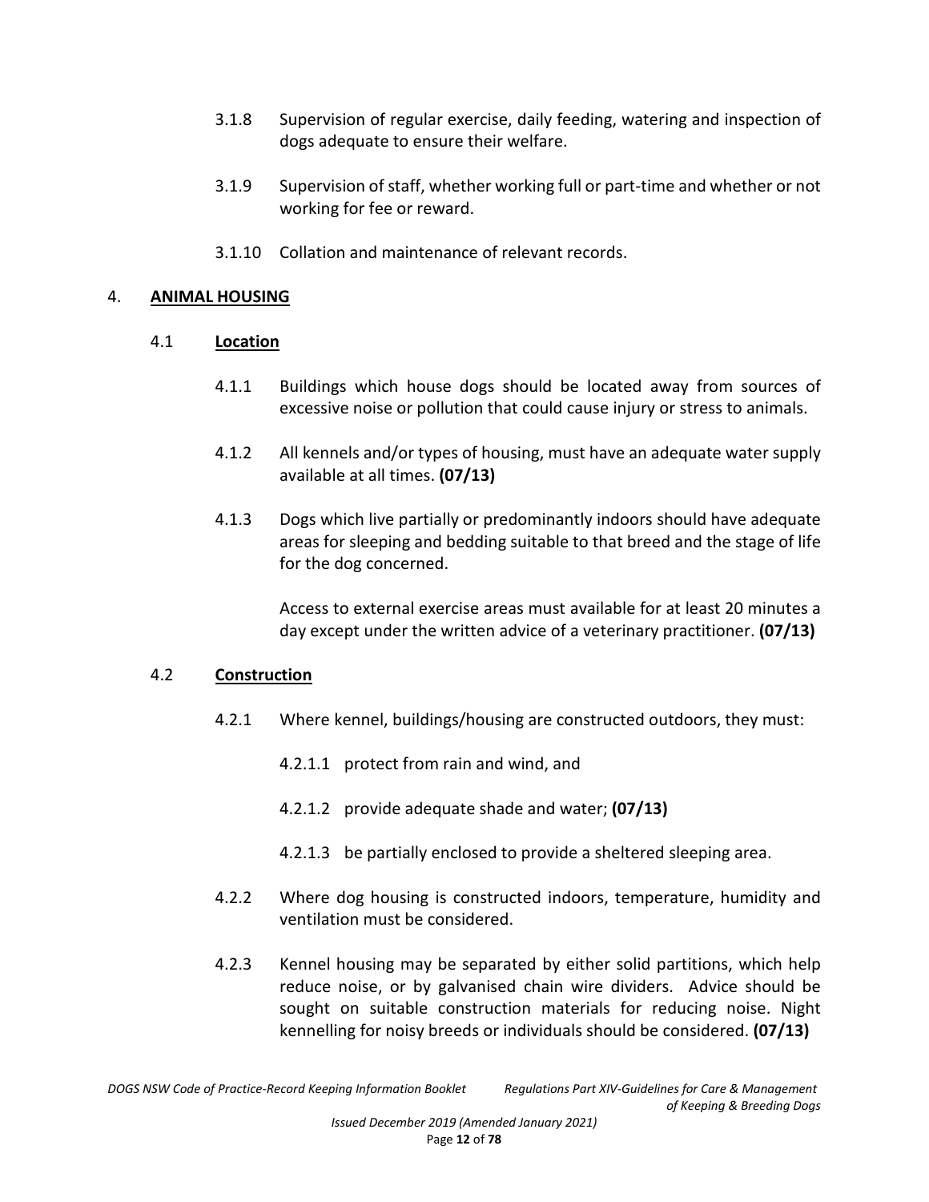3.1.8 Supervision of regular exercise, daily feeding, watering and inspection of dogs adequate to ensure their welfare.

3.1.9 Supervision of staff, whether working full or part-time and whether or not working for fee or reward.

3.1.10 Collation and maintenance of relevant records.

## 4. ANIMAL HOUSING

### 4.1 Location

4.1.1 Buildings which house dogs should be located away from sources of excessive noise or pollution that could cause injury or stress to animals.

4.1.2 All kennels and/or types of housing, must have an adequate water supply available at all times. **(07/13)**

4.1.3 Dogs which live partially or predominantly indoors should have adequate areas for sleeping and bedding suitable to that breed and the stage of life for the dog concerned.

Access to external exercise areas must available for at least 20 minutes a day except under the written advice of a veterinary practitioner. **(07/13)**

### 4.2 Construction

4.2.1 Where kennel, buildings/housing are constructed outdoors, they must:

4.2.1.1 protect from rain and wind, and

4.2.1.2 provide adequate shade and water; **(07/13)**

4.2.1.3 be partially enclosed to provide a sheltered sleeping area.

4.2.2 Where dog housing is constructed indoors, temperature, humidity and ventilation must be considered.

4.2.3 Kennel housing may be separated by either solid partitions, which help reduce noise, or by galvanised chain wire dividers. Advice should be sought on suitable construction materials for reducing noise. Night kennelling for noisy breeds or individuals should be considered. **(07/13)**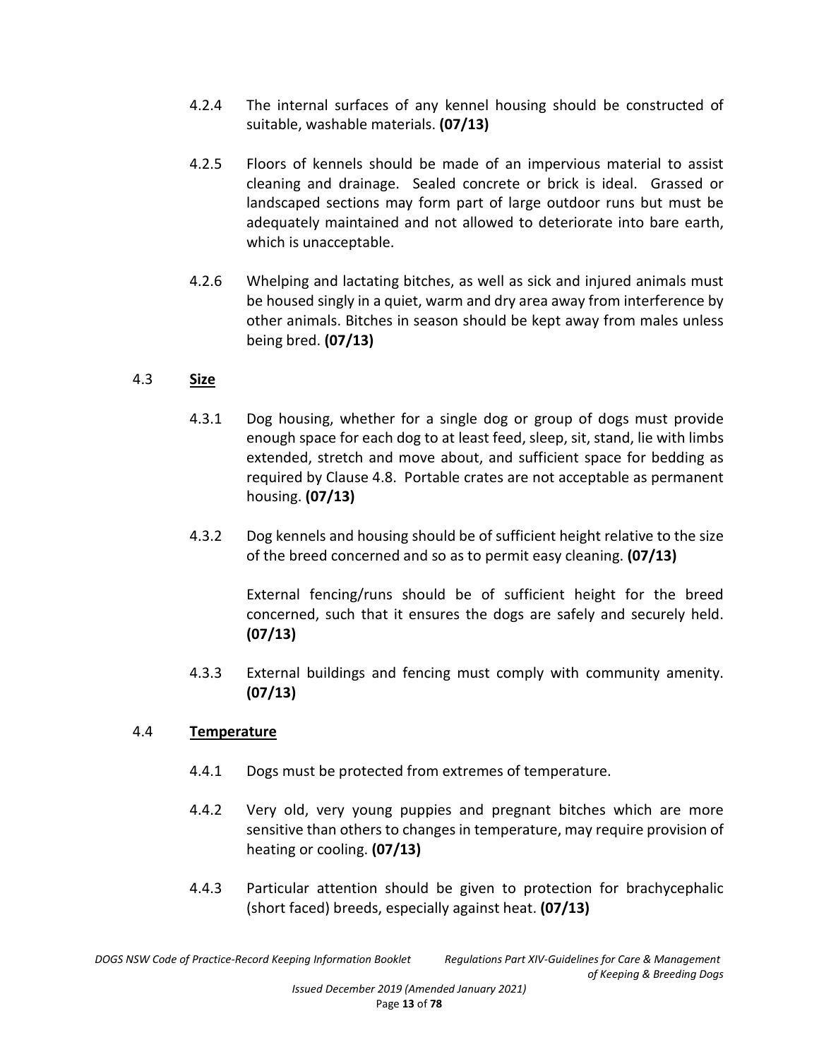4.2.4 The internal surfaces of any kennel housing should be constructed of suitable, washable materials. **(07/13)**

4.2.5 Floors of kennels should be made of an impervious material to assist cleaning and drainage. Sealed concrete or brick is ideal. Grassed or landscaped sections may form part of large outdoor runs but must be adequately maintained and not allowed to deteriorate into bare earth, which is unacceptable.

4.2.6 Whelping and lactating bitches, as well as sick and injured animals must be housed singly in a quiet, warm and dry area away from interference by other animals. Bitches in season should be kept away from males unless being bred. **(07/13)**

## 4.3 Size

4.3.1 Dog housing, whether for a single dog or group of dogs must provide enough space for each dog to at least feed, sleep, sit, stand, lie with limbs extended, stretch and move about, and sufficient space for bedding as required by Clause 4.8. Portable crates are not acceptable as permanent housing. **(07/13)**

4.3.2 Dog kennels and housing should be of sufficient height relative to the size of the breed concerned and so as to permit easy cleaning. **(07/13)**

External fencing/runs should be of sufficient height for the breed concerned, such that it ensures the dogs are safely and securely held. **(07/13)**

4.3.3 External buildings and fencing must comply with community amenity. **(07/13)**

## 4.4 Temperature

4.4.1 Dogs must be protected from extremes of temperature.

4.4.2 Very old, very young puppies and pregnant bitches which are more sensitive than others to changes in temperature, may require provision of heating or cooling. **(07/13)**

4.4.3 Particular attention should be given to protection for brachycephalic (short faced) breeds, especially against heat. **(07/13)**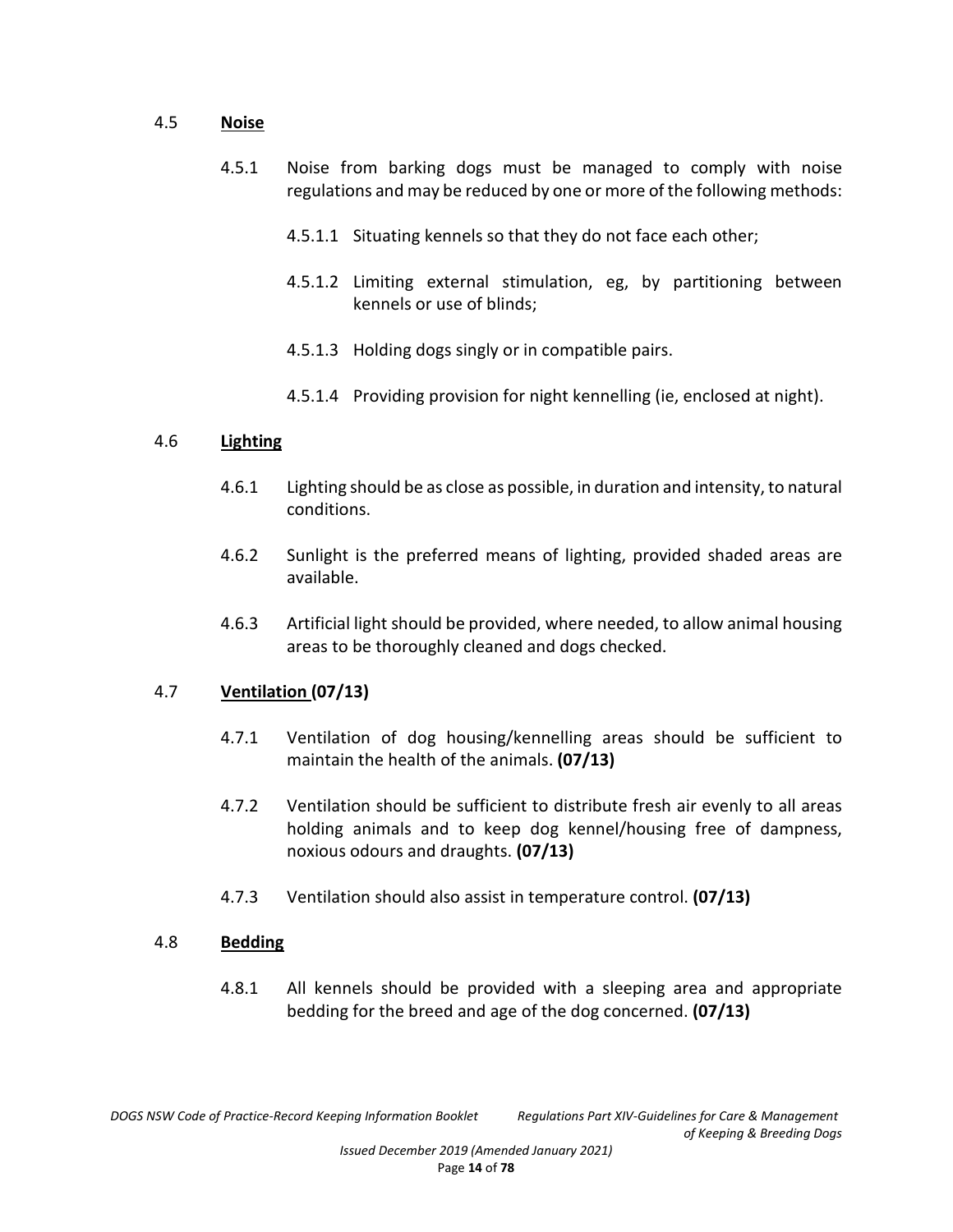## 4.5 **Noise**

4.5.1 Noise from barking dogs must be managed to comply with noise regulations and may be reduced by one or more of the following methods:

4.5.1.1 Situating kennels so that they do not face each other;

4.5.1.2 Limiting external stimulation, eg, by partitioning between kennels or use of blinds;

4.5.1.3 Holding dogs singly or in compatible pairs.

4.5.1.4 Providing provision for night kennelling (ie, enclosed at night).

## 4.6 **Lighting**

4.6.1 Lighting should be as close as possible, in duration and intensity, to natural conditions.

4.6.2 Sunlight is the preferred means of lighting, provided shaded areas are available.

4.6.3 Artificial light should be provided, where needed, to allow animal housing areas to be thoroughly cleaned and dogs checked.

## 4.7 **Ventilation (07/13)**

4.7.1 Ventilation of dog housing/kennelling areas should be sufficient to maintain the health of the animals. **(07/13)**

4.7.2 Ventilation should be sufficient to distribute fresh air evenly to all areas holding animals and to keep dog kennel/housing free of dampness, noxious odours and draughts. **(07/13)**

4.7.3 Ventilation should also assist in temperature control. **(07/13)**

## 4.8 **Bedding**

4.8.1 All kennels should be provided with a sleeping area and appropriate bedding for the breed and age of the dog concerned. **(07/13)**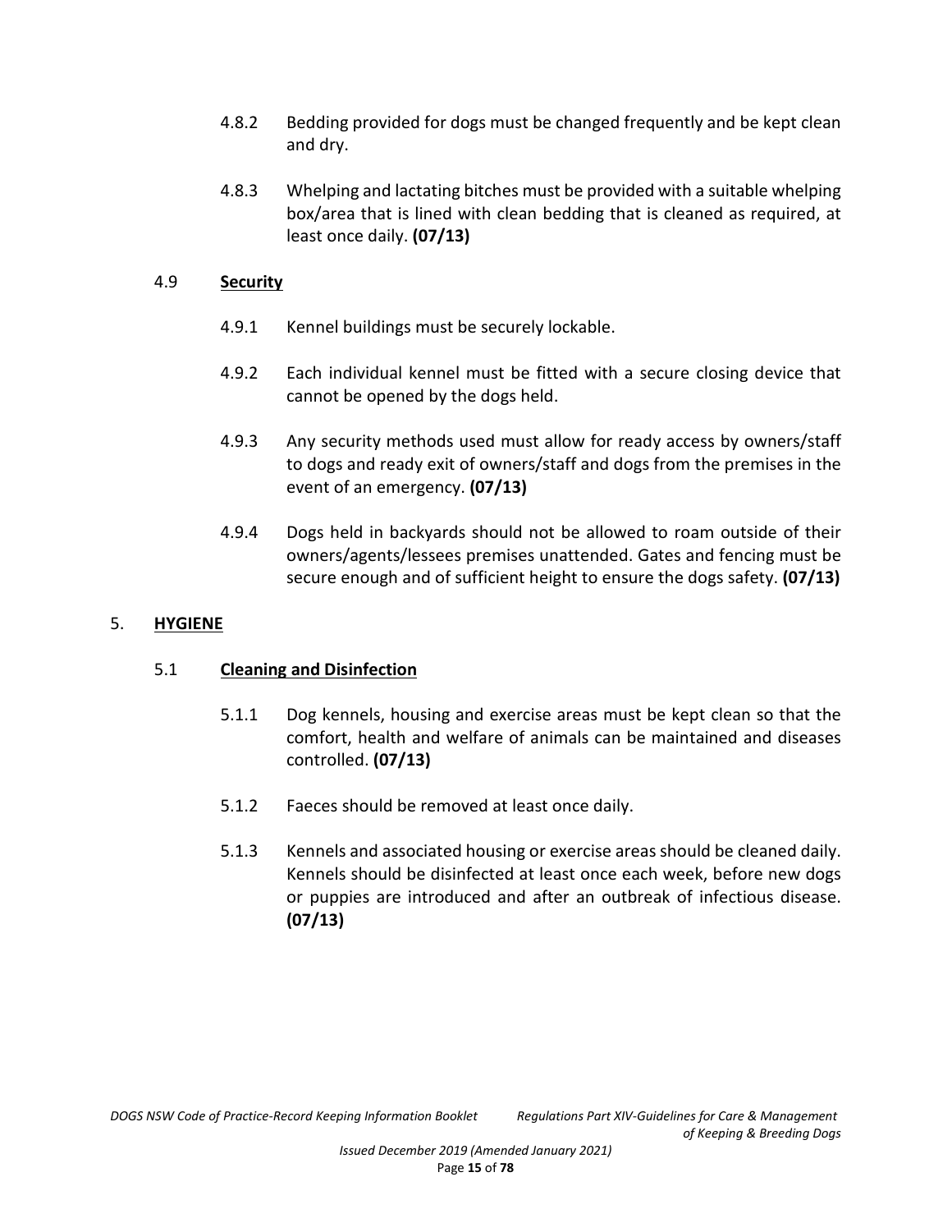4.8.2 Bedding provided for dogs must be changed frequently and be kept clean and dry.

4.8.3 Whelping and lactating bitches must be provided with a suitable whelping box/area that is lined with clean bedding that is cleaned as required, at least once daily. **(07/13)**

### 4.9 <u>Security</u>

4.9.1 Kennel buildings must be securely lockable.

4.9.2 Each individual kennel must be fitted with a secure closing device that cannot be opened by the dogs held.

4.9.3 Any security methods used must allow for ready access by owners/staff to dogs and ready exit of owners/staff and dogs from the premises in the event of an emergency. **(07/13)**

4.9.4 Dogs held in backyards should not be allowed to roam outside of their owners/agents/lessees premises unattended. Gates and fencing must be secure enough and of sufficient height to ensure the dogs safety. **(07/13)**

## 5. <u>HYGIENE</u>

### 5.1 <u>Cleaning and Disinfection</u>

5.1.1 Dog kennels, housing and exercise areas must be kept clean so that the comfort, health and welfare of animals can be maintained and diseases controlled. **(07/13)**

5.1.2 Faeces should be removed at least once daily.

5.1.3 Kennels and associated housing or exercise areas should be cleaned daily. Kennels should be disinfected at least once each week, before new dogs or puppies are introduced and after an outbreak of infectious disease. **(07/13)**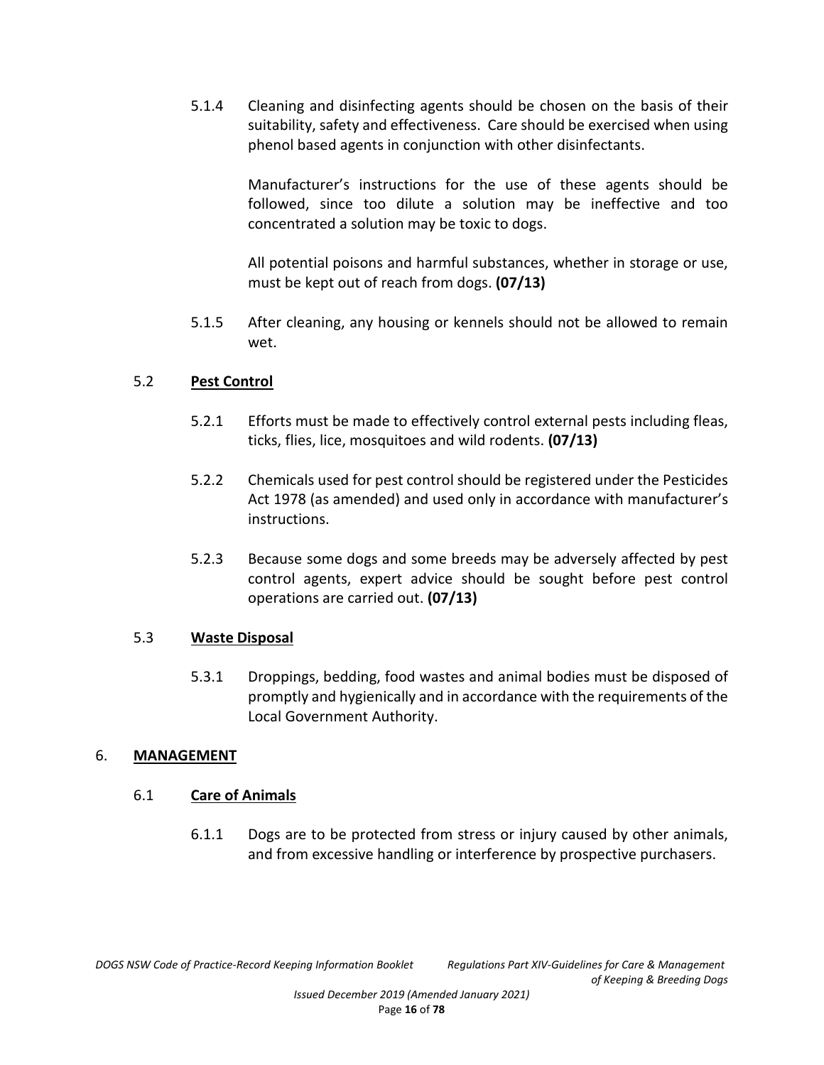5.1.4 Cleaning and disinfecting agents should be chosen on the basis of their suitability, safety and effectiveness. Care should be exercised when using phenol based agents in conjunction with other disinfectants.

Manufacturer's instructions for the use of these agents should be followed, since too dilute a solution may be ineffective and too concentrated a solution may be toxic to dogs.

All potential poisons and harmful substances, whether in storage or use, must be kept out of reach from dogs. **(07/13)**

5.1.5 After cleaning, any housing or kennels should not be allowed to remain wet.

### 5.2 <u>Pest Control</u>

5.2.1 Efforts must be made to effectively control external pests including fleas, ticks, flies, lice, mosquitoes and wild rodents. **(07/13)**

5.2.2 Chemicals used for pest control should be registered under the Pesticides Act 1978 (as amended) and used only in accordance with manufacturer's instructions.

5.2.3 Because some dogs and some breeds may be adversely affected by pest control agents, expert advice should be sought before pest control operations are carried out. **(07/13)**

### 5.3 <u>Waste Disposal</u>

5.3.1 Droppings, bedding, food wastes and animal bodies must be disposed of promptly and hygienically and in accordance with the requirements of the Local Government Authority.

## 6. <u>MANAGEMENT</u>

### 6.1 <u>Care of Animals</u>

6.1.1 Dogs are to be protected from stress or injury caused by other animals, and from excessive handling or interference by prospective purchasers.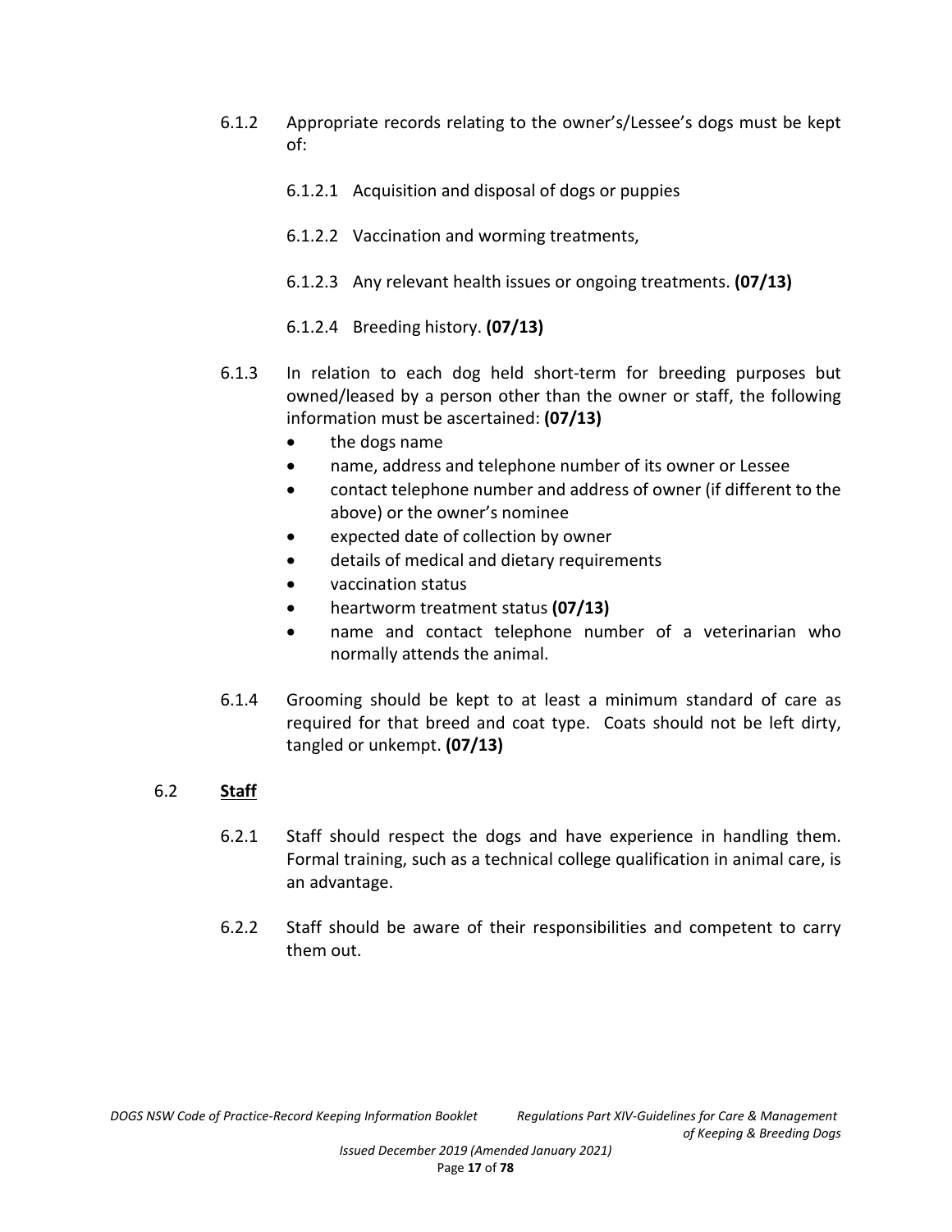6.1.2 Appropriate records relating to the owner's/Lessee's dogs must be kept of:

6.1.2.1 Acquisition and disposal of dogs or puppies

6.1.2.2 Vaccination and worming treatments,

6.1.2.3 Any relevant health issues or ongoing treatments. **(07/13)**

6.1.2.4 Breeding history. **(07/13)**

6.1.3 In relation to each dog held short-term for breeding purposes but owned/leased by a person other than the owner or staff, the following information must be ascertained: **(07/13)**

- the dogs name
- name, address and telephone number of its owner or Lessee
- contact telephone number and address of owner (if different to the above) or the owner's nominee
- expected date of collection by owner
- details of medical and dietary requirements
- vaccination status
- heartworm treatment status **(07/13)**
- name and contact telephone number of a veterinarian who normally attends the animal.

6.1.4 Grooming should be kept to at least a minimum standard of care as required for that breed and coat type. Coats should not be left dirty, tangled or unkempt. **(07/13)**

## 6.2 **<u>Staff</u>**

6.2.1 Staff should respect the dogs and have experience in handling them. Formal training, such as a technical college qualification in animal care, is an advantage.

6.2.2 Staff should be aware of their responsibilities and competent to carry them out.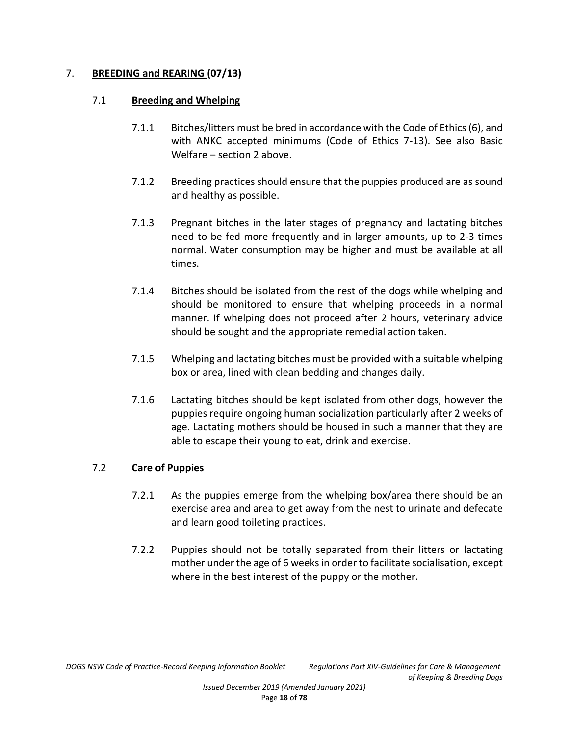## 7. **BREEDING and REARING (07/13)**

### 7.1 **Breeding and Whelping**

7.1.1 Bitches/litters must be bred in accordance with the Code of Ethics (6), and with ANKC accepted minimums (Code of Ethics 7-13). See also Basic Welfare – section 2 above.

7.1.2 Breeding practices should ensure that the puppies produced are as sound and healthy as possible.

7.1.3 Pregnant bitches in the later stages of pregnancy and lactating bitches need to be fed more frequently and in larger amounts, up to 2-3 times normal. Water consumption may be higher and must be available at all times.

7.1.4 Bitches should be isolated from the rest of the dogs while whelping and should be monitored to ensure that whelping proceeds in a normal manner. If whelping does not proceed after 2 hours, veterinary advice should be sought and the appropriate remedial action taken.

7.1.5 Whelping and lactating bitches must be provided with a suitable whelping box or area, lined with clean bedding and changes daily.

7.1.6 Lactating bitches should be kept isolated from other dogs, however the puppies require ongoing human socialization particularly after 2 weeks of age. Lactating mothers should be housed in such a manner that they are able to escape their young to eat, drink and exercise.

### 7.2 **Care of Puppies**

7.2.1 As the puppies emerge from the whelping box/area there should be an exercise area and area to get away from the nest to urinate and defecate and learn good toileting practices.

7.2.2 Puppies should not be totally separated from their litters or lactating mother under the age of 6 weeks in order to facilitate socialisation, except where in the best interest of the puppy or the mother.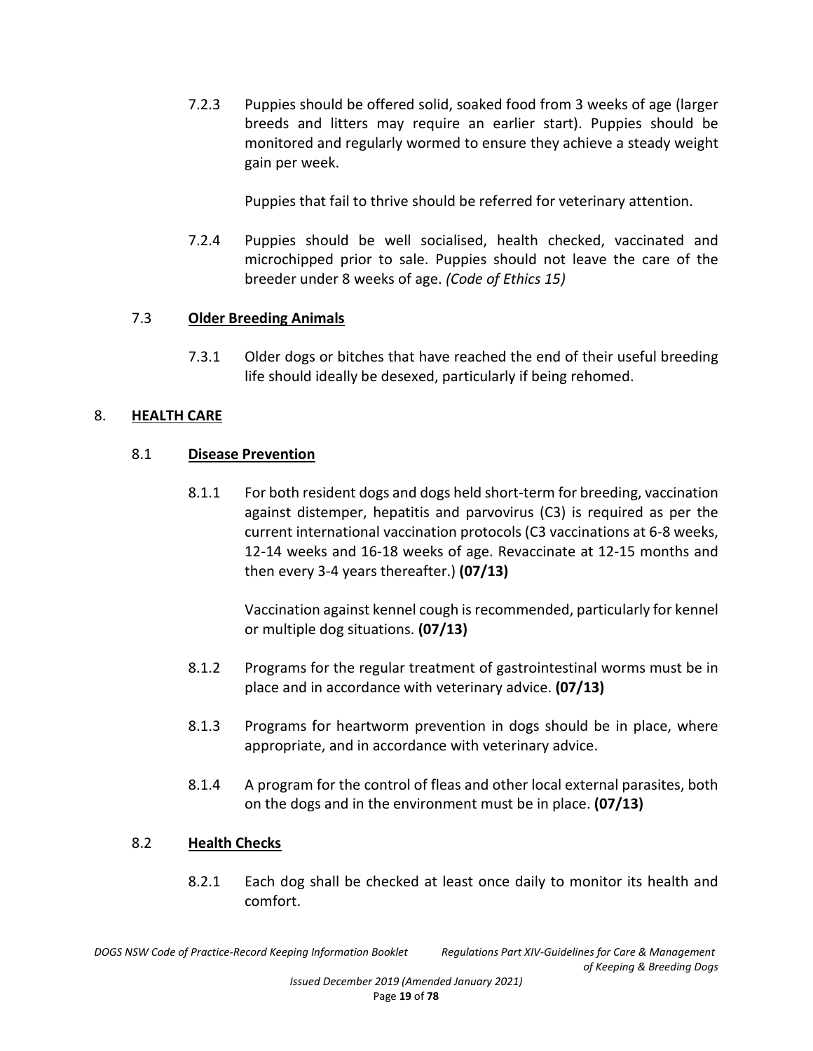7.2.3 Puppies should be offered solid, soaked food from 3 weeks of age (larger breeds and litters may require an earlier start). Puppies should be monitored and regularly wormed to ensure they achieve a steady weight gain per week.

Puppies that fail to thrive should be referred for veterinary attention.

7.2.4 Puppies should be well socialised, health checked, vaccinated and microchipped prior to sale. Puppies should not leave the care of the breeder under 8 weeks of age. *(Code of Ethics 15)*

### 7.3 **Older Breeding Animals**

7.3.1 Older dogs or bitches that have reached the end of their useful breeding life should ideally be desexed, particularly if being rehomed.

## 8. **HEALTH CARE**

### 8.1 **Disease Prevention**

8.1.1 For both resident dogs and dogs held short-term for breeding, vaccination against distemper, hepatitis and parvovirus (C3) is required as per the current international vaccination protocols (C3 vaccinations at 6-8 weeks, 12-14 weeks and 16-18 weeks of age. Revaccinate at 12-15 months and then every 3-4 years thereafter.) **(07/13)**

Vaccination against kennel cough is recommended, particularly for kennel or multiple dog situations. **(07/13)**

8.1.2 Programs for the regular treatment of gastrointestinal worms must be in place and in accordance with veterinary advice. **(07/13)**

8.1.3 Programs for heartworm prevention in dogs should be in place, where appropriate, and in accordance with veterinary advice.

8.1.4 A program for the control of fleas and other local external parasites, both on the dogs and in the environment must be in place. **(07/13)**

### 8.2 **Health Checks**

8.2.1 Each dog shall be checked at least once daily to monitor its health and comfort.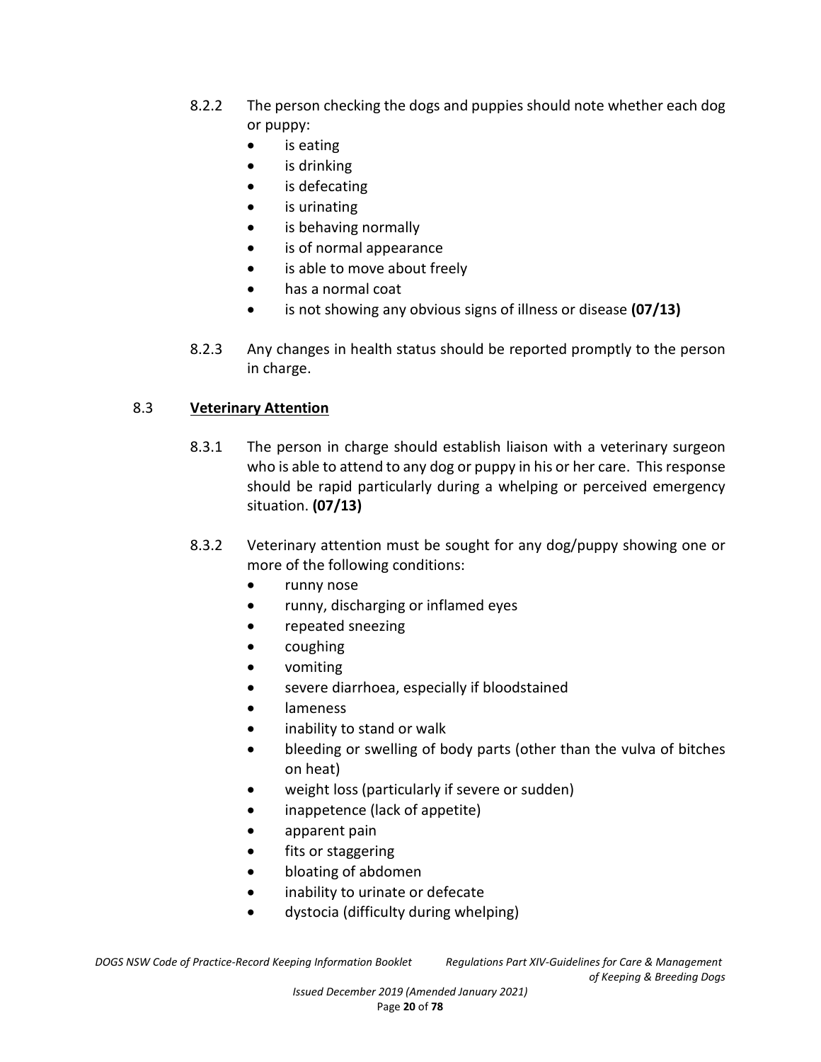8.2.2 The person checking the dogs and puppies should note whether each dog or puppy:

- is eating
- is drinking
- is defecating
- is urinating
- is behaving normally
- is of normal appearance
- is able to move about freely
- has a normal coat
- is not showing any obvious signs of illness or disease **(07/13)**

8.2.3 Any changes in health status should be reported promptly to the person in charge.

## 8.3 <u>Veterinary Attention</u>

8.3.1 The person in charge should establish liaison with a veterinary surgeon who is able to attend to any dog or puppy in his or her care. This response should be rapid particularly during a whelping or perceived emergency situation. **(07/13)**

8.3.2 Veterinary attention must be sought for any dog/puppy showing one or more of the following conditions:

- runny nose
- runny, discharging or inflamed eyes
- repeated sneezing
- coughing
- vomiting
- severe diarrhoea, especially if bloodstained
- lameness
- inability to stand or walk
- bleeding or swelling of body parts (other than the vulva of bitches on heat)
- weight loss (particularly if severe or sudden)
- inappetence (lack of appetite)
- apparent pain
- fits or staggering
- bloating of abdomen
- inability to urinate or defecate
- dystocia (difficulty during whelping)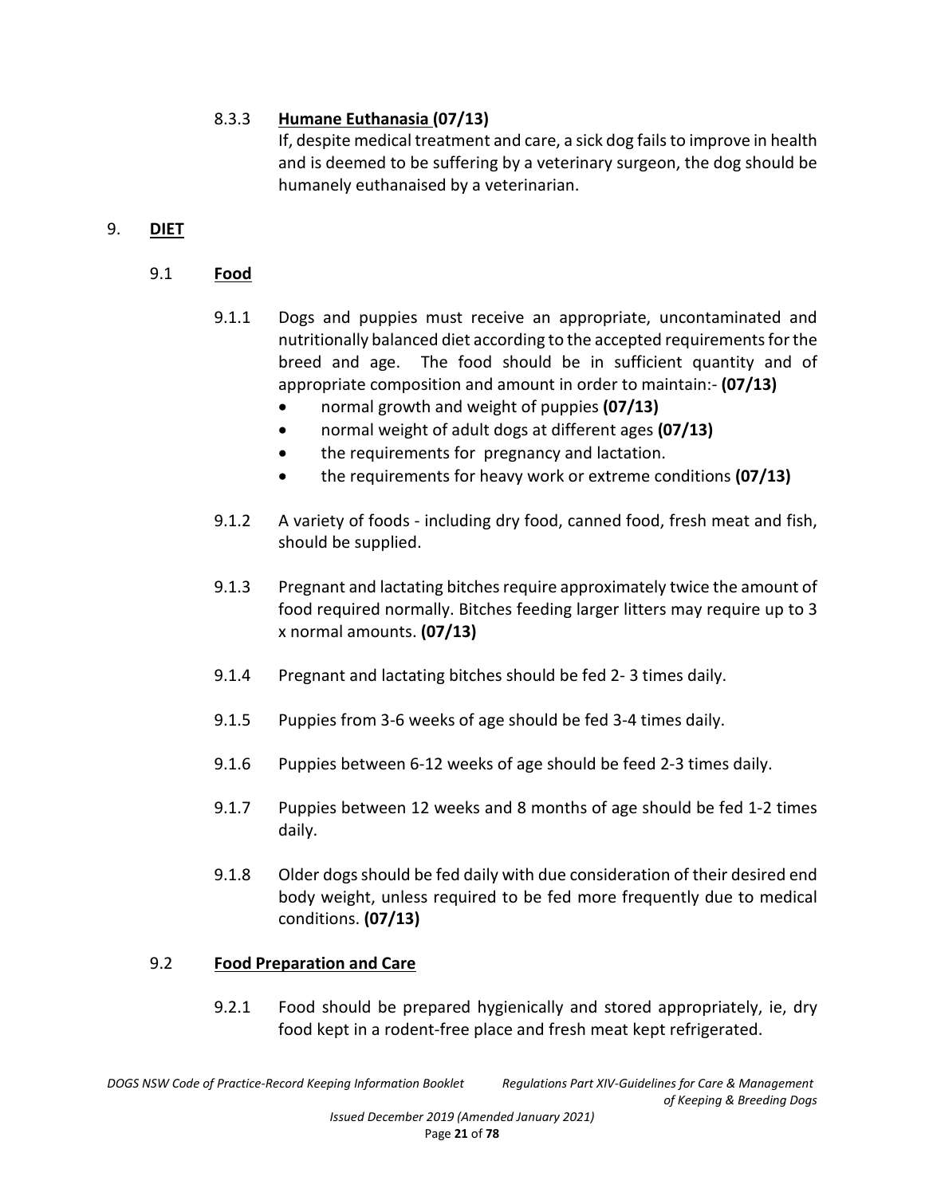8.3.3 **Humane Euthanasia (07/13)**

If, despite medical treatment and care, a sick dog fails to improve in health and is deemed to be suffering by a veterinary surgeon, the dog should be humanely euthanaised by a veterinarian.

## 9. DIET

### 9.1 Food

9.1.1 Dogs and puppies must receive an appropriate, uncontaminated and nutritionally balanced diet according to the accepted requirements for the breed and age. The food should be in sufficient quantity and of appropriate composition and amount in order to maintain:- **(07/13)**

- normal growth and weight of puppies **(07/13)**
- normal weight of adult dogs at different ages **(07/13)**
- the requirements for pregnancy and lactation.
- the requirements for heavy work or extreme conditions **(07/13)**

9.1.2 A variety of foods - including dry food, canned food, fresh meat and fish, should be supplied.

9.1.3 Pregnant and lactating bitches require approximately twice the amount of food required normally. Bitches feeding larger litters may require up to 3 x normal amounts. **(07/13)**

9.1.4 Pregnant and lactating bitches should be fed 2- 3 times daily.

9.1.5 Puppies from 3-6 weeks of age should be fed 3-4 times daily.

9.1.6 Puppies between 6-12 weeks of age should be feed 2-3 times daily.

9.1.7 Puppies between 12 weeks and 8 months of age should be fed 1-2 times daily.

9.1.8 Older dogs should be fed daily with due consideration of their desired end body weight, unless required to be fed more frequently due to medical conditions. **(07/13)**

### 9.2 Food Preparation and Care

9.2.1 Food should be prepared hygienically and stored appropriately, ie, dry food kept in a rodent-free place and fresh meat kept refrigerated.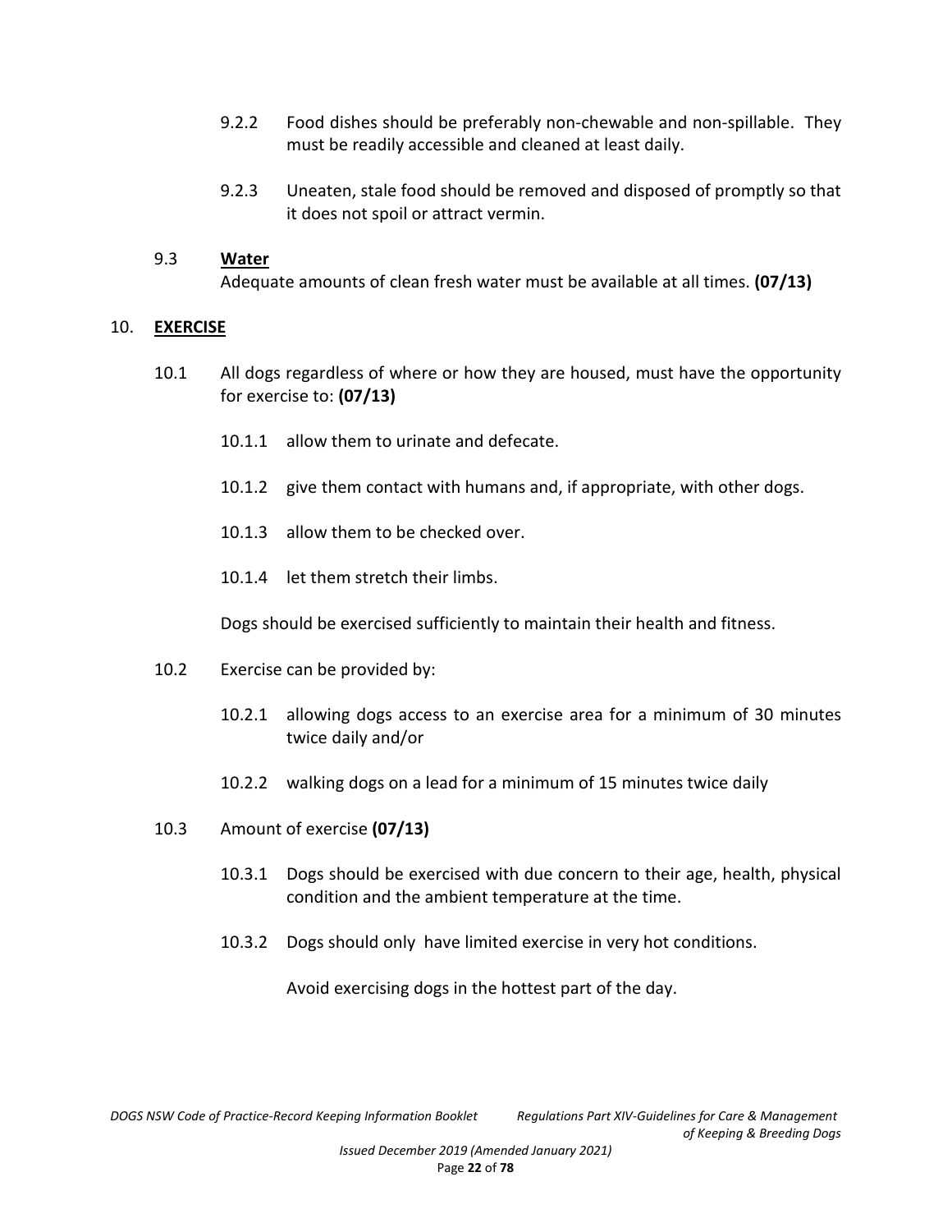9.2.2 Food dishes should be preferably non-chewable and non-spillable. They must be readily accessible and cleaned at least daily.

9.2.3 Uneaten, stale food should be removed and disposed of promptly so that it does not spoil or attract vermin.

9.3 **Water**

Adequate amounts of clean fresh water must be available at all times. **(07/13)**

## 10. EXERCISE

10.1 All dogs regardless of where or how they are housed, must have the opportunity for exercise to: **(07/13)**

10.1.1 allow them to urinate and defecate.

10.1.2 give them contact with humans and, if appropriate, with other dogs.

10.1.3 allow them to be checked over.

10.1.4 let them stretch their limbs.

Dogs should be exercised sufficiently to maintain their health and fitness.

10.2 Exercise can be provided by:

10.2.1 allowing dogs access to an exercise area for a minimum of 30 minutes twice daily and/or

10.2.2 walking dogs on a lead for a minimum of 15 minutes twice daily

10.3 Amount of exercise **(07/13)**

10.3.1 Dogs should be exercised with due concern to their age, health, physical condition and the ambient temperature at the time.

10.3.2 Dogs should only have limited exercise in very hot conditions.

Avoid exercising dogs in the hottest part of the day.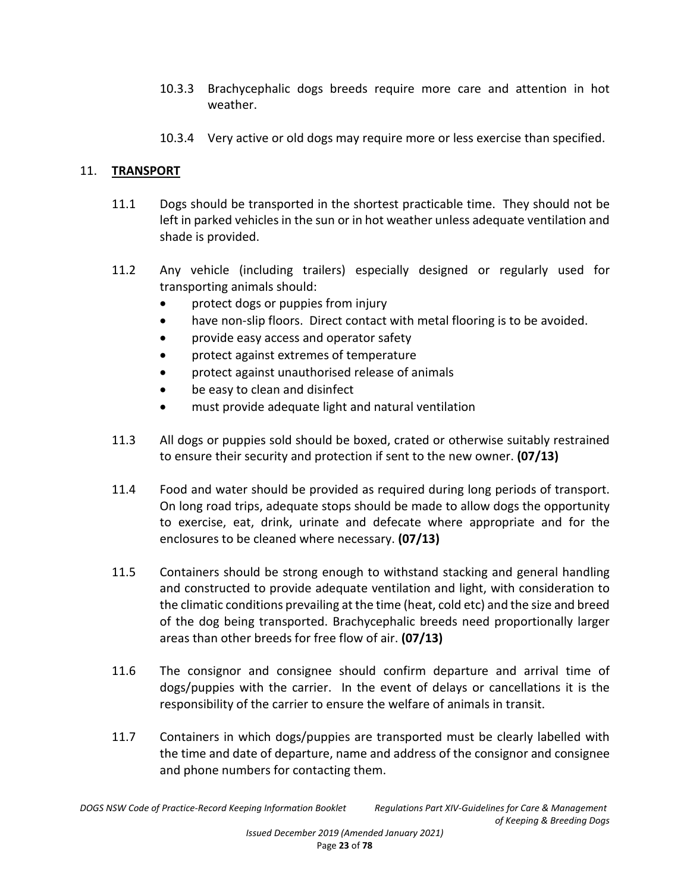10.3.3 Brachycephalic dogs breeds require more care and attention in hot weather.

10.3.4 Very active or old dogs may require more or less exercise than specified.

## 11. TRANSPORT

11.1 Dogs should be transported in the shortest practicable time. They should not be left in parked vehicles in the sun or in hot weather unless adequate ventilation and shade is provided.

11.2 Any vehicle (including trailers) especially designed or regularly used for transporting animals should:

- protect dogs or puppies from injury
- have non-slip floors. Direct contact with metal flooring is to be avoided.
- provide easy access and operator safety
- protect against extremes of temperature
- protect against unauthorised release of animals
- be easy to clean and disinfect
- must provide adequate light and natural ventilation

11.3 All dogs or puppies sold should be boxed, crated or otherwise suitably restrained to ensure their security and protection if sent to the new owner. **(07/13)**

11.4 Food and water should be provided as required during long periods of transport. On long road trips, adequate stops should be made to allow dogs the opportunity to exercise, eat, drink, urinate and defecate where appropriate and for the enclosures to be cleaned where necessary. **(07/13)**

11.5 Containers should be strong enough to withstand stacking and general handling and constructed to provide adequate ventilation and light, with consideration to the climatic conditions prevailing at the time (heat, cold etc) and the size and breed of the dog being transported. Brachycephalic breeds need proportionally larger areas than other breeds for free flow of air. **(07/13)**

11.6 The consignor and consignee should confirm departure and arrival time of dogs/puppies with the carrier. In the event of delays or cancellations it is the responsibility of the carrier to ensure the welfare of animals in transit.

11.7 Containers in which dogs/puppies are transported must be clearly labelled with the time and date of departure, name and address of the consignor and consignee and phone numbers for contacting them.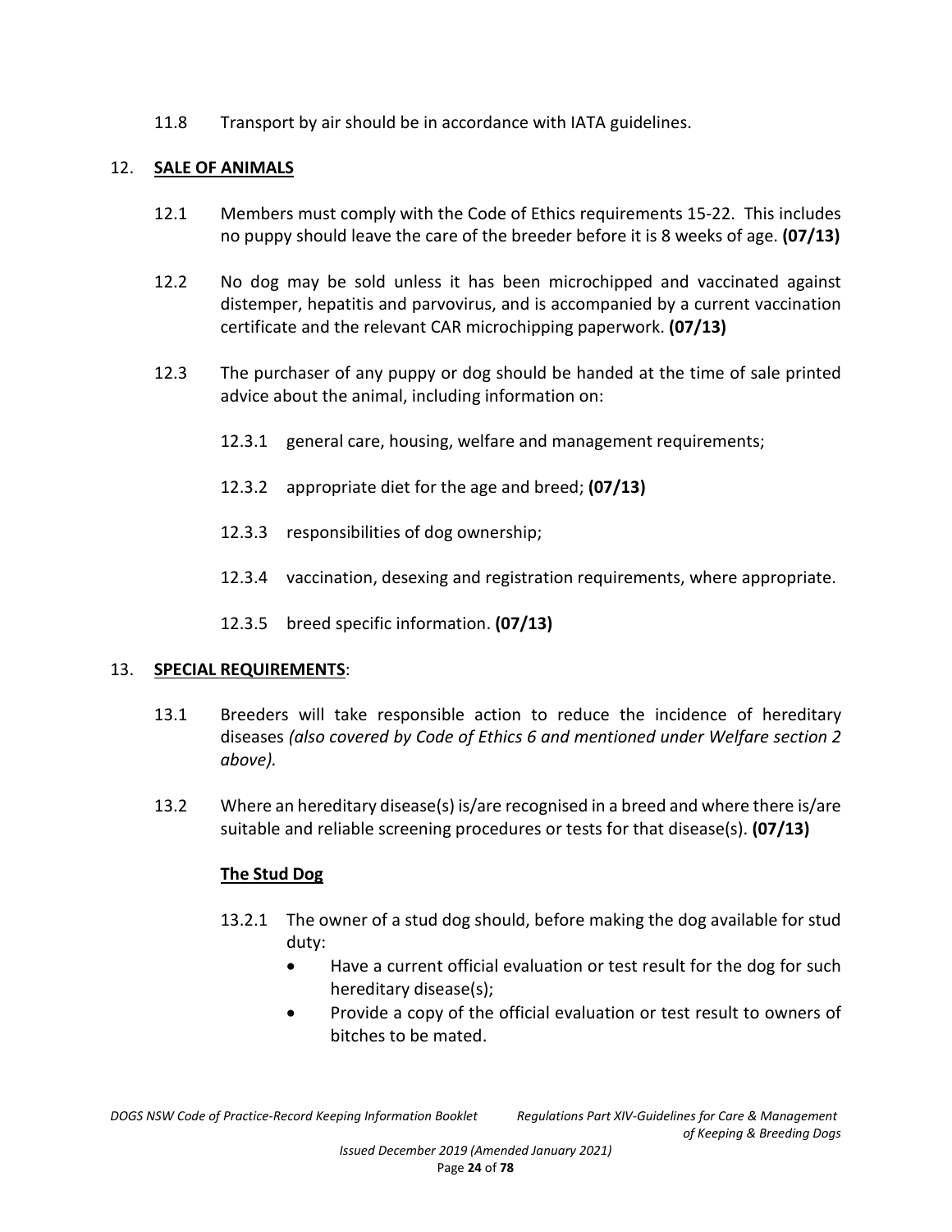11.8 Transport by air should be in accordance with IATA guidelines.

## 12. **SALE OF ANIMALS**

12.1 Members must comply with the Code of Ethics requirements 15-22. This includes no puppy should leave the care of the breeder before it is 8 weeks of age. **(07/13)**

12.2 No dog may be sold unless it has been microchipped and vaccinated against distemper, hepatitis and parvovirus, and is accompanied by a current vaccination certificate and the relevant CAR microchipping paperwork. **(07/13)**

12.3 The purchaser of any puppy or dog should be handed at the time of sale printed advice about the animal, including information on:

12.3.1 general care, housing, welfare and management requirements;

12.3.2 appropriate diet for the age and breed; **(07/13)**

12.3.3 responsibilities of dog ownership;

12.3.4 vaccination, desexing and registration requirements, where appropriate.

12.3.5 breed specific information. **(07/13)**

## 13. **SPECIAL REQUIREMENTS**:

13.1 Breeders will take responsible action to reduce the incidence of hereditary diseases *(also covered by Code of Ethics 6 and mentioned under Welfare section 2 above).*

13.2 Where an hereditary disease(s) is/are recognised in a breed and where there is/are suitable and reliable screening procedures or tests for that disease(s). **(07/13)**

### **The Stud Dog**

13.2.1 The owner of a stud dog should, before making the dog available for stud duty:

- Have a current official evaluation or test result for the dog for such hereditary disease(s);
- Provide a copy of the official evaluation or test result to owners of bitches to be mated.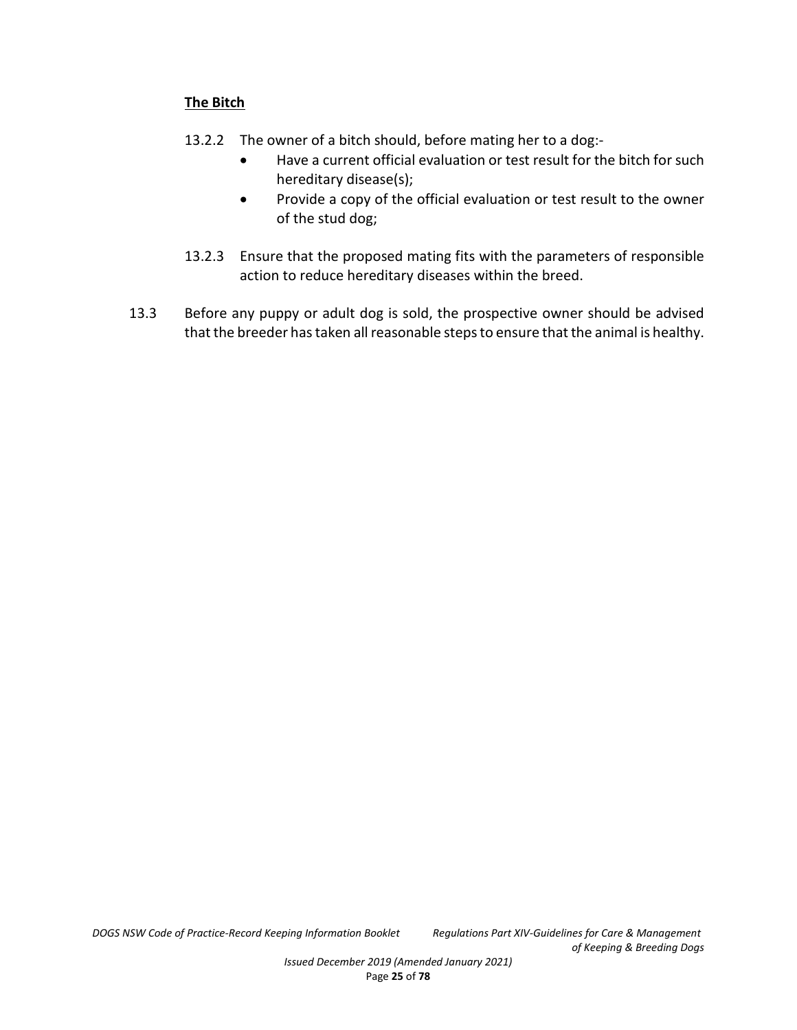**The Bitch**

13.2.2 The owner of a bitch should, before mating her to a dog:-

- Have a current official evaluation or test result for the bitch for such hereditary disease(s);
- Provide a copy of the official evaluation or test result to the owner of the stud dog;

13.2.3 Ensure that the proposed mating fits with the parameters of responsible action to reduce hereditary diseases within the breed.

13.3 Before any puppy or adult dog is sold, the prospective owner should be advised that the breeder has taken all reasonable steps to ensure that the animal is healthy.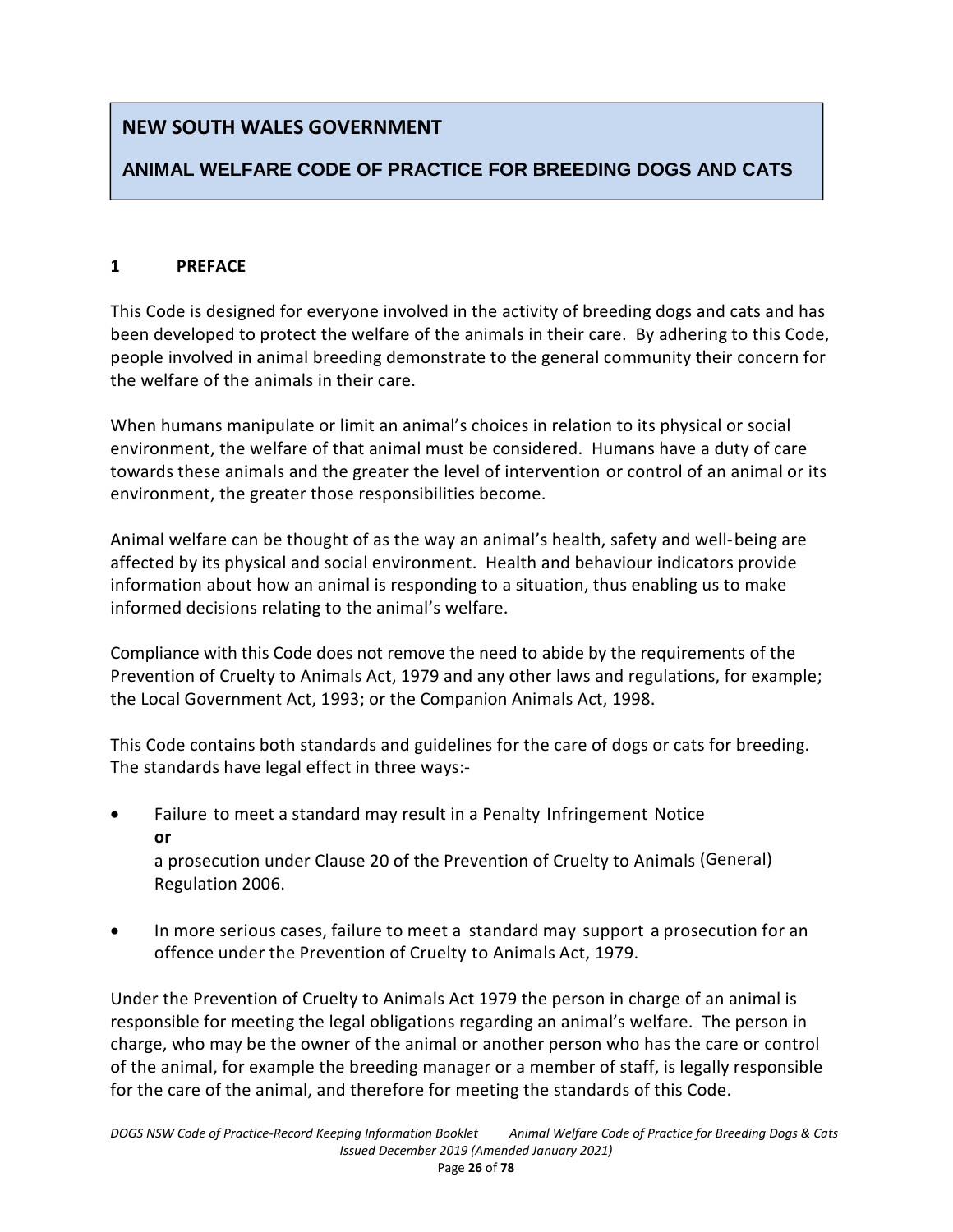## NEW SOUTH WALES GOVERNMENT

## ANIMAL WELFARE CODE OF PRACTICE FOR BREEDING DOGS AND CATS

### 1 PREFACE

This Code is designed for everyone involved in the activity of breeding dogs and cats and has been developed to protect the welfare of the animals in their care. By adhering to this Code, people involved in animal breeding demonstrate to the general community their concern for the welfare of the animals in their care.

When humans manipulate or limit an animal's choices in relation to its physical or social environment, the welfare of that animal must be considered. Humans have a duty of care towards these animals and the greater the level of intervention or control of an animal or its environment, the greater those responsibilities become.

Animal welfare can be thought of as the way an animal's health, safety and well-being are affected by its physical and social environment. Health and behaviour indicators provide information about how an animal is responding to a situation, thus enabling us to make informed decisions relating to the animal's welfare.

Compliance with this Code does not remove the need to abide by the requirements of the Prevention of Cruelty to Animals Act, 1979 and any other laws and regulations, for example; the Local Government Act, 1993; or the Companion Animals Act, 1998.

This Code contains both standards and guidelines for the care of dogs or cats for breeding. The standards have legal effect in three ways:-

- Failure to meet a standard may result in a Penalty Infringement Notice
  **or**
  a prosecution under Clause 20 of the Prevention of Cruelty to Animals (General) Regulation 2006.

- In more serious cases, failure to meet a standard may support a prosecution for an offence under the Prevention of Cruelty to Animals Act, 1979.

Under the Prevention of Cruelty to Animals Act 1979 the person in charge of an animal is responsible for meeting the legal obligations regarding an animal's welfare. The person in charge, who may be the owner of the animal or another person who has the care or control of the animal, for example the breeding manager or a member of staff, is legally responsible for the care of the animal, and therefore for meeting the standards of this Code.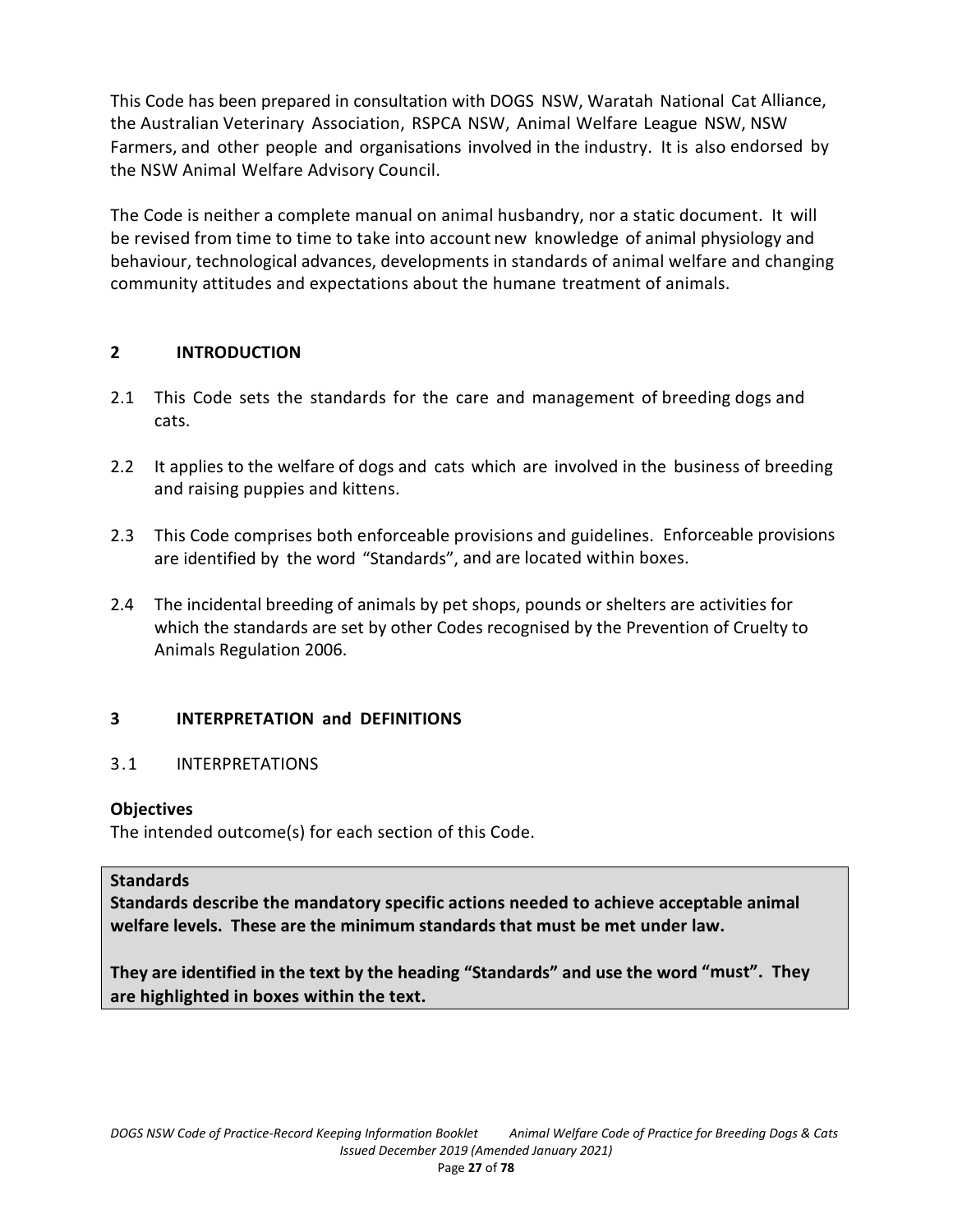This Code has been prepared in consultation with DOGS NSW, Waratah National Cat Alliance, the Australian Veterinary Association, RSPCA NSW, Animal Welfare League NSW, NSW Farmers, and other people and organisations involved in the industry. It is also endorsed by the NSW Animal Welfare Advisory Council.

The Code is neither a complete manual on animal husbandry, nor a static document. It will be revised from time to time to take into account new knowledge of animal physiology and behaviour, technological advances, developments in standards of animal welfare and changing community attitudes and expectations about the humane treatment of animals.

## 2 INTRODUCTION

2.1 This Code sets the standards for the care and management of breeding dogs and cats.

2.2 It applies to the welfare of dogs and cats which are involved in the business of breeding and raising puppies and kittens.

2.3 This Code comprises both enforceable provisions and guidelines. Enforceable provisions are identified by the word "Standards", and are located within boxes.

2.4 The incidental breeding of animals by pet shops, pounds or shelters are activities for which the standards are set by other Codes recognised by the Prevention of Cruelty to Animals Regulation 2006.

## 3 INTERPRETATION and DEFINITIONS

### 3.1 INTERPRETATIONS

**Objectives**
The intended outcome(s) for each section of this Code.

> **Standards**
> **Standards describe the mandatory specific actions needed to achieve acceptable animal welfare levels. These are the minimum standards that must be met under law.**
>
> **They are identified in the text by the heading "Standards" and use the word "must". They are highlighted in boxes within the text.**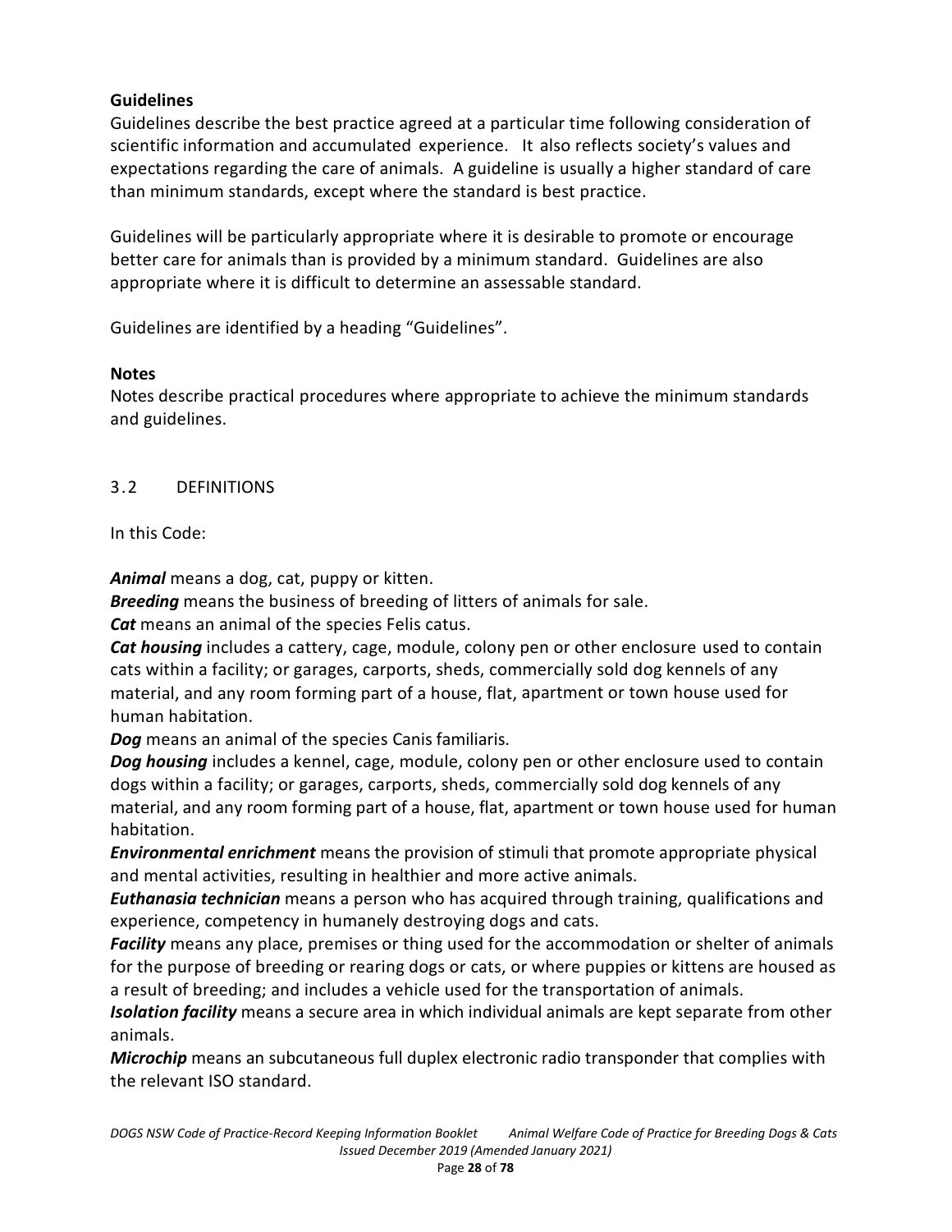**Guidelines**

Guidelines describe the best practice agreed at a particular time following consideration of scientific information and accumulated experience. It also reflects society's values and expectations regarding the care of animals. A guideline is usually a higher standard of care than minimum standards, except where the standard is best practice.

Guidelines will be particularly appropriate where it is desirable to promote or encourage better care for animals than is provided by a minimum standard. Guidelines are also appropriate where it is difficult to determine an assessable standard.

Guidelines are identified by a heading "Guidelines".

**Notes**

Notes describe practical procedures where appropriate to achieve the minimum standards and guidelines.

## 3.2 DEFINITIONS

In this Code:

***Animal*** means a dog, cat, puppy or kitten.
***Breeding*** means the business of breeding of litters of animals for sale.
***Cat*** means an animal of the species Felis catus.
***Cat housing*** includes a cattery, cage, module, colony pen or other enclosure used to contain cats within a facility; or garages, carports, sheds, commercially sold dog kennels of any material, and any room forming part of a house, flat, apartment or town house used for human habitation.
***Dog*** means an animal of the species Canis familiaris.
***Dog housing*** includes a kennel, cage, module, colony pen or other enclosure used to contain dogs within a facility; or garages, carports, sheds, commercially sold dog kennels of any material, and any room forming part of a house, flat, apartment or town house used for human habitation.
***Environmental enrichment*** means the provision of stimuli that promote appropriate physical and mental activities, resulting in healthier and more active animals.
***Euthanasia technician*** means a person who has acquired through training, qualifications and experience, competency in humanely destroying dogs and cats.
***Facility*** means any place, premises or thing used for the accommodation or shelter of animals for the purpose of breeding or rearing dogs or cats, or where puppies or kittens are housed as a result of breeding; and includes a vehicle used for the transportation of animals.
***Isolation facility*** means a secure area in which individual animals are kept separate from other animals.
***Microchip*** means an subcutaneous full duplex electronic radio transponder that complies with the relevant ISO standard.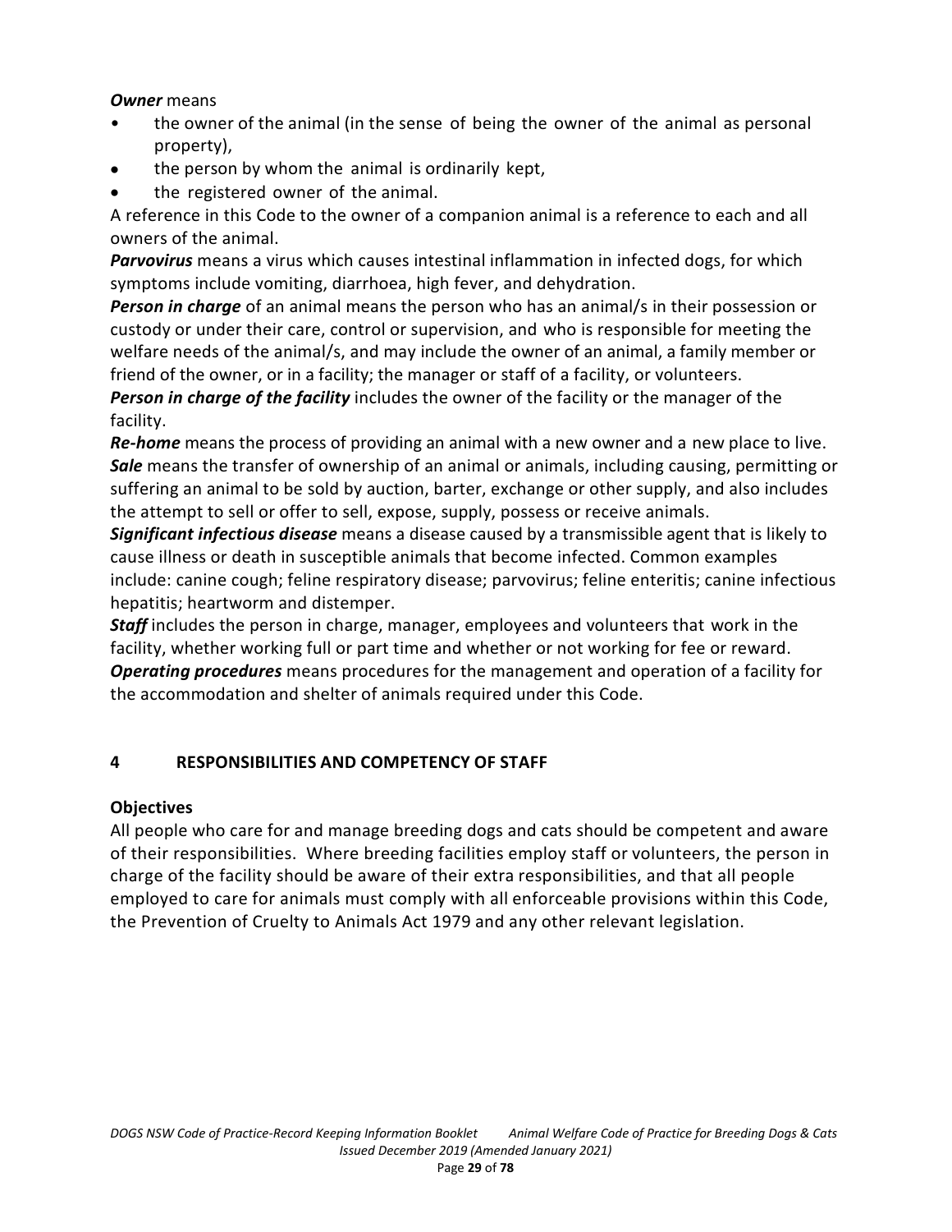***Owner*** means

- the owner of the animal (in the sense of being the owner of the animal as personal property),
- the person by whom the animal is ordinarily kept,
- the registered owner of the animal.

A reference in this Code to the owner of a companion animal is a reference to each and all owners of the animal.

***Parvovirus*** means a virus which causes intestinal inflammation in infected dogs, for which symptoms include vomiting, diarrhoea, high fever, and dehydration.

***Person in charge*** of an animal means the person who has an animal/s in their possession or custody or under their care, control or supervision, and who is responsible for meeting the welfare needs of the animal/s, and may include the owner of an animal, a family member or friend of the owner, or in a facility; the manager or staff of a facility, or volunteers.

***Person in charge of the facility*** includes the owner of the facility or the manager of the facility.

***Re-home*** means the process of providing an animal with a new owner and a new place to live.

***Sale*** means the transfer of ownership of an animal or animals, including causing, permitting or suffering an animal to be sold by auction, barter, exchange or other supply, and also includes the attempt to sell or offer to sell, expose, supply, possess or receive animals.

***Significant infectious disease*** means a disease caused by a transmissible agent that is likely to cause illness or death in susceptible animals that become infected. Common examples include: canine cough; feline respiratory disease; parvovirus; feline enteritis; canine infectious hepatitis; heartworm and distemper.

***Staff*** includes the person in charge, manager, employees and volunteers that work in the facility, whether working full or part time and whether or not working for fee or reward.

***Operating procedures*** means procedures for the management and operation of a facility for the accommodation and shelter of animals required under this Code.

## 4 RESPONSIBILITIES AND COMPETENCY OF STAFF

### Objectives

All people who care for and manage breeding dogs and cats should be competent and aware of their responsibilities. Where breeding facilities employ staff or volunteers, the person in charge of the facility should be aware of their extra responsibilities, and that all people employed to care for animals must comply with all enforceable provisions within this Code, the Prevention of Cruelty to Animals Act 1979 and any other relevant legislation.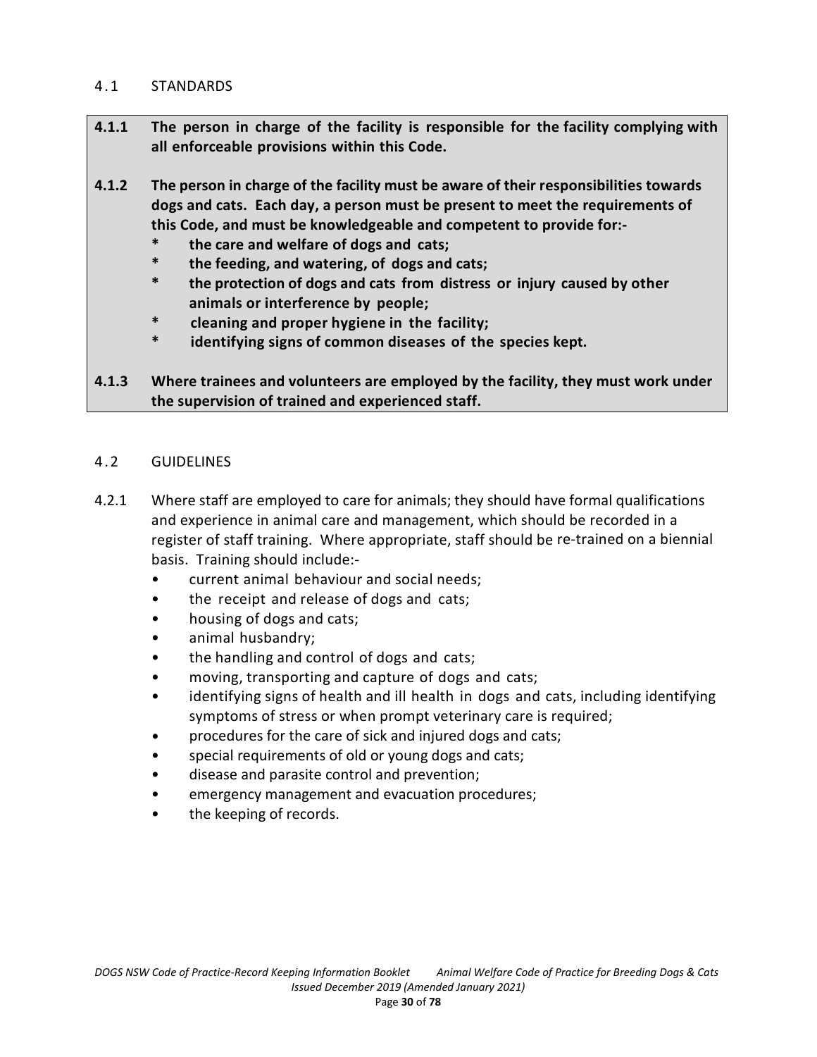## 4.1 STANDARDS

**4.1.1 The person in charge of the facility is responsible for the facility complying with all enforceable provisions within this Code.**

**4.1.2 The person in charge of the facility must be aware of their responsibilities towards dogs and cats. Each day, a person must be present to meet the requirements of this Code, and must be knowledgeable and competent to provide for:-**

- **the care and welfare of dogs and cats;**
- **the feeding, and watering, of dogs and cats;**
- **the protection of dogs and cats from distress or injury caused by other animals or interference by people;**
- **cleaning and proper hygiene in the facility;**
- **identifying signs of common diseases of the species kept.**

**4.1.3 Where trainees and volunteers are employed by the facility, they must work under the supervision of trained and experienced staff.**

## 4.2 GUIDELINES

4.2.1 Where staff are employed to care for animals; they should have formal qualifications and experience in animal care and management, which should be recorded in a register of staff training. Where appropriate, staff should be re-trained on a biennial basis. Training should include:-

- current animal behaviour and social needs;
- the receipt and release of dogs and cats;
- housing of dogs and cats;
- animal husbandry;
- the handling and control of dogs and cats;
- moving, transporting and capture of dogs and cats;
- identifying signs of health and ill health in dogs and cats, including identifying symptoms of stress or when prompt veterinary care is required;
- procedures for the care of sick and injured dogs and cats;
- special requirements of old or young dogs and cats;
- disease and parasite control and prevention;
- emergency management and evacuation procedures;
- the keeping of records.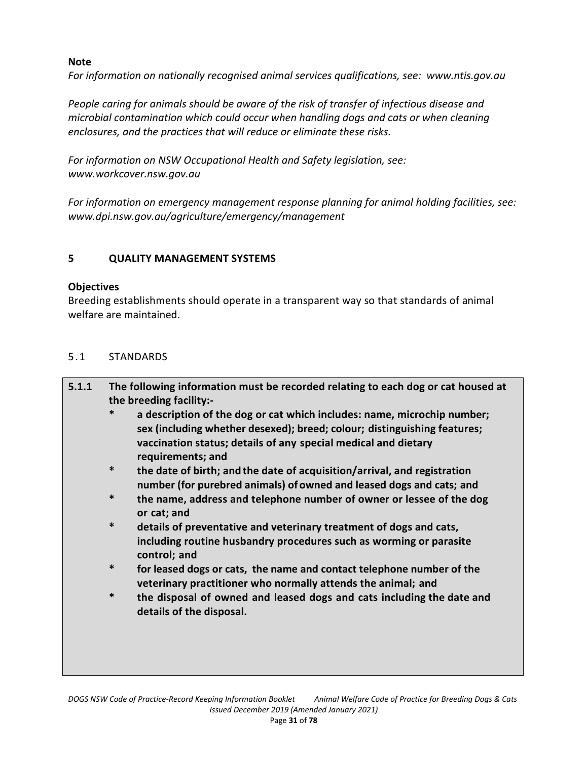**Note**

*For information on nationally recognised animal services qualifications, see: www.ntis.gov.au*

*People caring for animals should be aware of the risk of transfer of infectious disease and microbial contamination which could occur when handling dogs and cats or when cleaning enclosures, and the practices that will reduce or eliminate these risks.*

*For information on NSW Occupational Health and Safety legislation, see: www.workcover.nsw.gov.au*

*For information on emergency management response planning for animal holding facilities, see: www.dpi.nsw.gov.au/agriculture/emergency/management*

## 5 QUALITY MANAGEMENT SYSTEMS

**Objectives**

Breeding establishments should operate in a transparent way so that standards of animal welfare are maintained.

### 5.1 STANDARDS

**5.1.1 The following information must be recorded relating to each dog or cat housed at the breeding facility:-**

- **a description of the dog or cat which includes: name, microchip number; sex (including whether desexed); breed; colour; distinguishing features; vaccination status; details of any special medical and dietary requirements; and**
- **the date of birth; and the date of acquisition/arrival, and registration number (for purebred animals) of owned and leased dogs and cats; and**
- **the name, address and telephone number of owner or lessee of the dog or cat; and**
- **details of preventative and veterinary treatment of dogs and cats, including routine husbandry procedures such as worming or parasite control; and**
- **for leased dogs or cats, the name and contact telephone number of the veterinary practitioner who normally attends the animal; and**
- **the disposal of owned and leased dogs and cats including the date and details of the disposal.**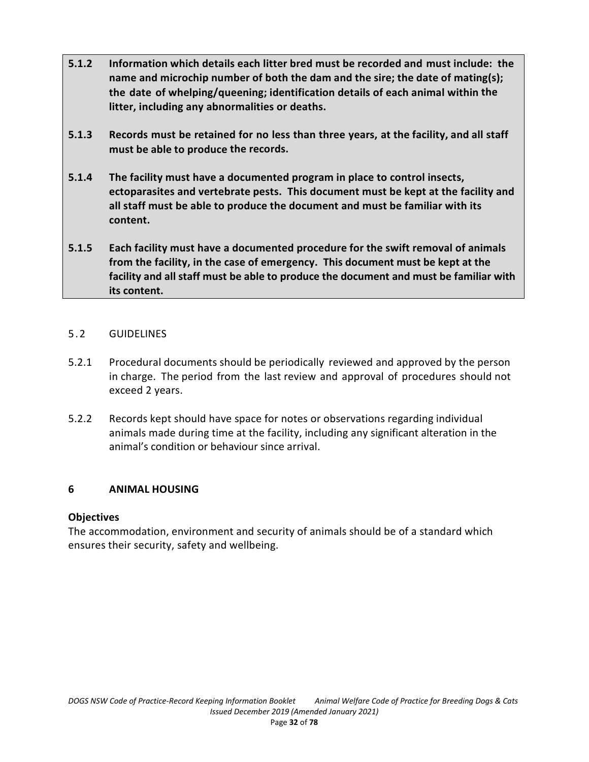**5.1.2 Information which details each litter bred must be recorded and must include: the name and microchip number of both the dam and the sire; the date of mating(s); the date of whelping/queening; identification details of each animal within the litter, including any abnormalities or deaths.**

**5.1.3 Records must be retained for no less than three years, at the facility, and all staff must be able to produce the records.**

**5.1.4 The facility must have a documented program in place to control insects, ectoparasites and vertebrate pests. This document must be kept at the facility and all staff must be able to produce the document and must be familiar with its content.**

**5.1.5 Each facility must have a documented procedure for the swift removal of animals from the facility, in the case of emergency. This document must be kept at the facility and all staff must be able to produce the document and must be familiar with its content.**

## 5.2 GUIDELINES

5.2.1 Procedural documents should be periodically reviewed and approved by the person in charge. The period from the last review and approval of procedures should not exceed 2 years.

5.2.2 Records kept should have space for notes or observations regarding individual animals made during time at the facility, including any significant alteration in the animal's condition or behaviour since arrival.

# 6 ANIMAL HOUSING

**Objectives**

The accommodation, environment and security of animals should be of a standard which ensures their security, safety and wellbeing.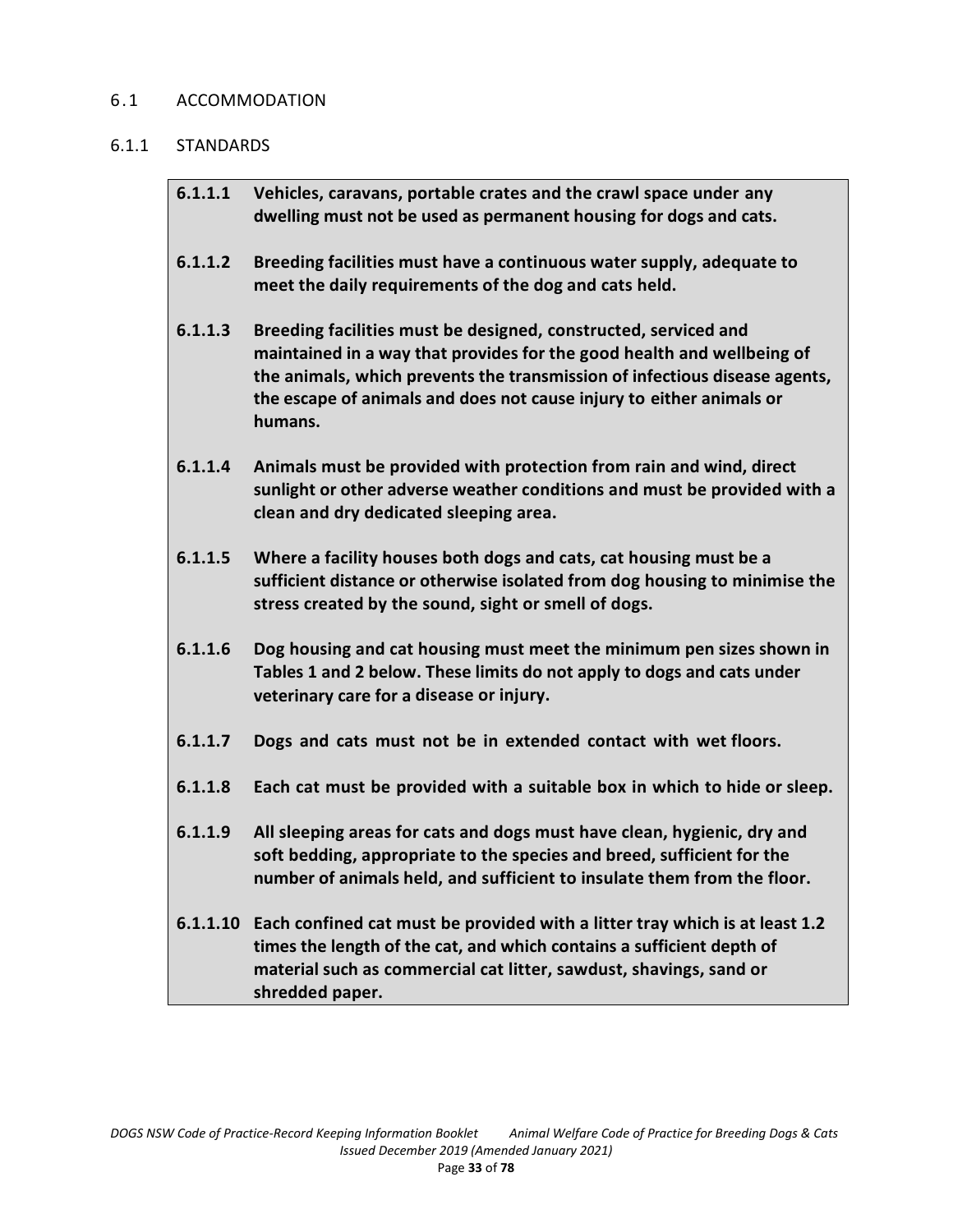## 6.1 ACCOMMODATION

### 6.1.1 STANDARDS

**6.1.1.1 Vehicles, caravans, portable crates and the crawl space under any dwelling must not be used as permanent housing for dogs and cats.**

**6.1.1.2 Breeding facilities must have a continuous water supply, adequate to meet the daily requirements of the dog and cats held.**

**6.1.1.3 Breeding facilities must be designed, constructed, serviced and maintained in a way that provides for the good health and wellbeing of the animals, which prevents the transmission of infectious disease agents, the escape of animals and does not cause injury to either animals or humans.**

**6.1.1.4 Animals must be provided with protection from rain and wind, direct sunlight or other adverse weather conditions and must be provided with a clean and dry dedicated sleeping area.**

**6.1.1.5 Where a facility houses both dogs and cats, cat housing must be a sufficient distance or otherwise isolated from dog housing to minimise the stress created by the sound, sight or smell of dogs.**

**6.1.1.6 Dog housing and cat housing must meet the minimum pen sizes shown in Tables 1 and 2 below. These limits do not apply to dogs and cats under veterinary care for a disease or injury.**

**6.1.1.7 Dogs and cats must not be in extended contact with wet floors.**

**6.1.1.8 Each cat must be provided with a suitable box in which to hide or sleep.**

**6.1.1.9 All sleeping areas for cats and dogs must have clean, hygienic, dry and soft bedding, appropriate to the species and breed, sufficient for the number of animals held, and sufficient to insulate them from the floor.**

**6.1.1.10 Each confined cat must be provided with a litter tray which is at least 1.2 times the length of the cat, and which contains a sufficient depth of material such as commercial cat litter, sawdust, shavings, sand or shredded paper.**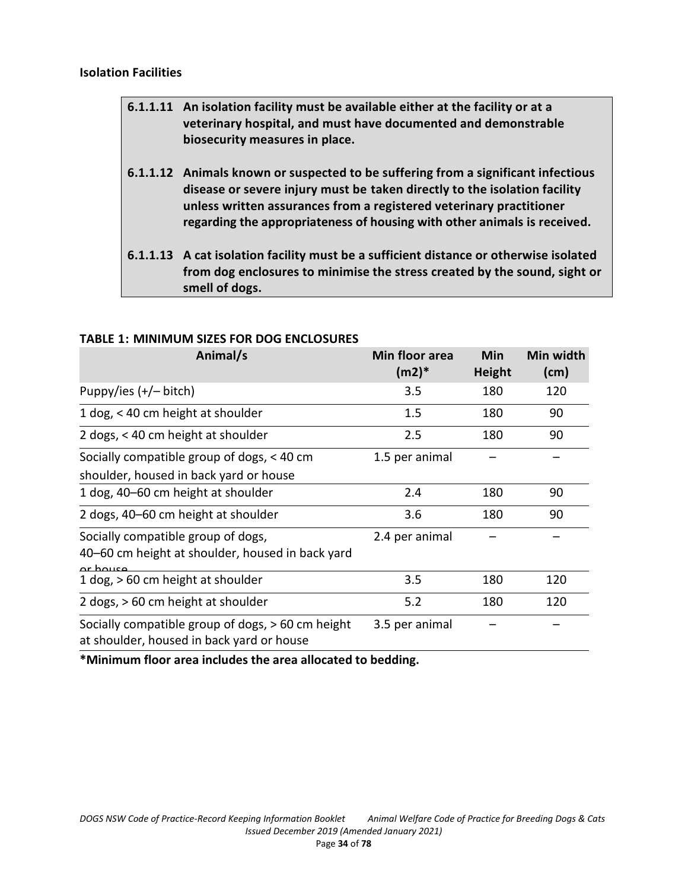**Isolation Facilities**

**6.1.1.11 An isolation facility must be available either at the facility or at a veterinary hospital, and must have documented and demonstrable biosecurity measures in place.**

**6.1.1.12 Animals known or suspected to be suffering from a significant infectious disease or severe injury must be taken directly to the isolation facility unless written assurances from a registered veterinary practitioner regarding the appropriateness of housing with other animals is received.**

**6.1.1.13 A cat isolation facility must be a sufficient distance or otherwise isolated from dog enclosures to minimise the stress created by the sound, sight or smell of dogs.**

**TABLE 1: MINIMUM SIZES FOR DOG ENCLOSURES**

| Animal/s | Min floor area (m2)* | Min Height | Min width (cm) |
|---|---|---|---|
| Puppy/ies (+/– bitch) | 3.5 | 180 | 120 |
| 1 dog, < 40 cm height at shoulder | 1.5 | 180 | 90 |
| 2 dogs, < 40 cm height at shoulder | 2.5 | 180 | 90 |
| Socially compatible group of dogs, < 40 cm shoulder, housed in back yard or house | 1.5 per animal | – | – |
| 1 dog, 40–60 cm height at shoulder | 2.4 | 180 | 90 |
| 2 dogs, 40–60 cm height at shoulder | 3.6 | 180 | 90 |
| Socially compatible group of dogs, 40–60 cm height at shoulder, housed in back yard or house | 2.4 per animal | – | – |
| 1 dog, > 60 cm height at shoulder | 3.5 | 180 | 120 |
| 2 dogs, > 60 cm height at shoulder | 5.2 | 180 | 120 |
| Socially compatible group of dogs, > 60 cm height at shoulder, housed in back yard or house | 3.5 per animal | – | – |

**\*Minimum floor area includes the area allocated to bedding.**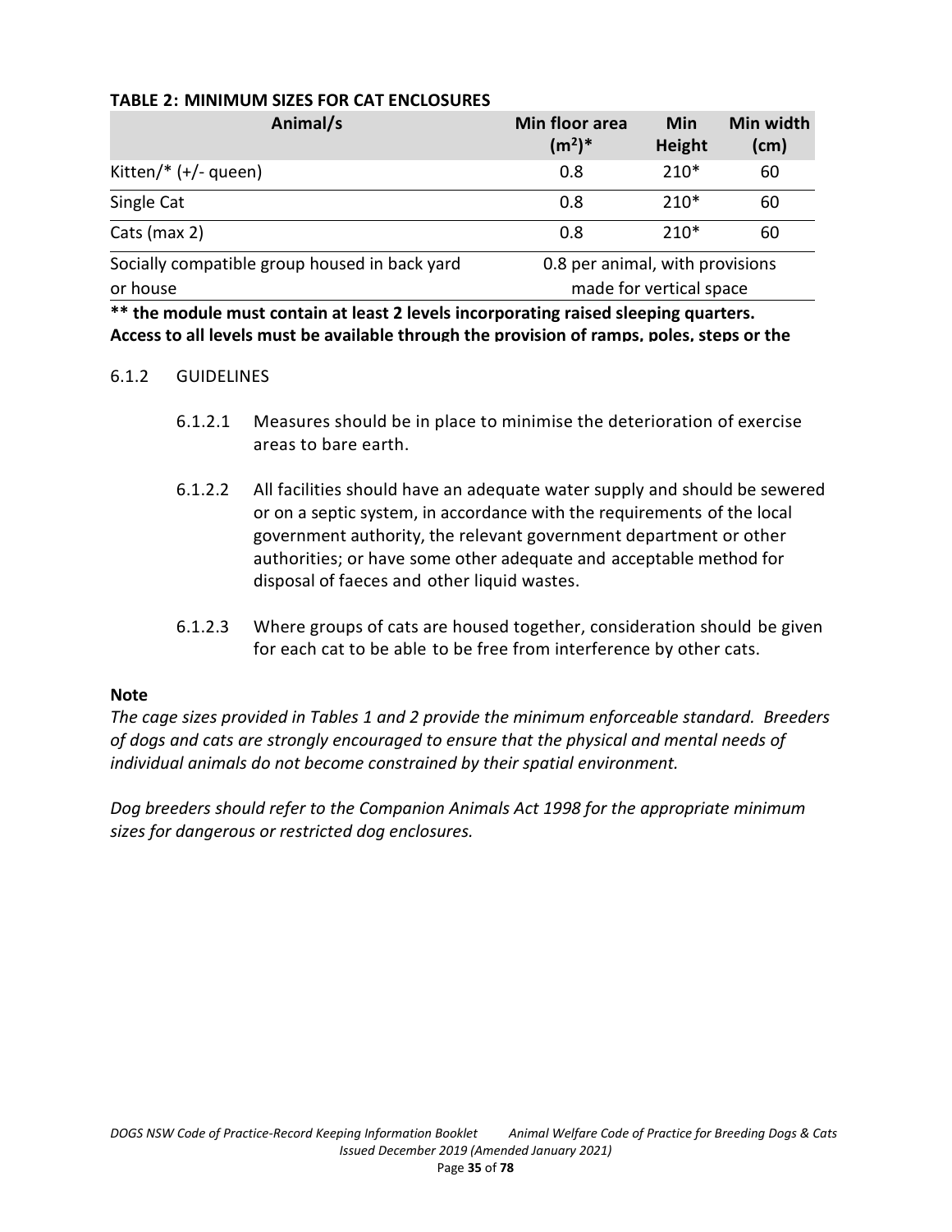**TABLE 2: MINIMUM SIZES FOR CAT ENCLOSURES**

| Animal/s | Min floor area ($m^2$)* | Min Height | Min width (cm) |
|---|---|---|---|
| Kitten/* (+/- queen) | 0.8 | 210* | 60 |
| Single Cat | 0.8 | 210* | 60 |
| Cats (max 2) | 0.8 | 210* | 60 |
| Socially compatible group housed in back yard or house | 0.8 per animal, with provisions made for vertical space | | |

**** the module must contain at least 2 levels incorporating raised sleeping quarters. Access to all levels must be available through the provision of ramps, poles, steps or the**

6.1.2 GUIDELINES

6.1.2.1 Measures should be in place to minimise the deterioration of exercise areas to bare earth.

6.1.2.2 All facilities should have an adequate water supply and should be sewered or on a septic system, in accordance with the requirements of the local government authority, the relevant government department or other authorities; or have some other adequate and acceptable method for disposal of faeces and other liquid wastes.

6.1.2.3 Where groups of cats are housed together, consideration should be given for each cat to be able to be free from interference by other cats.

**Note**

*The cage sizes provided in Tables 1 and 2 provide the minimum enforceable standard. Breeders of dogs and cats are strongly encouraged to ensure that the physical and mental needs of individual animals do not become constrained by their spatial environment.*

*Dog breeders should refer to the Companion Animals Act 1998 for the appropriate minimum sizes for dangerous or restricted dog enclosures.*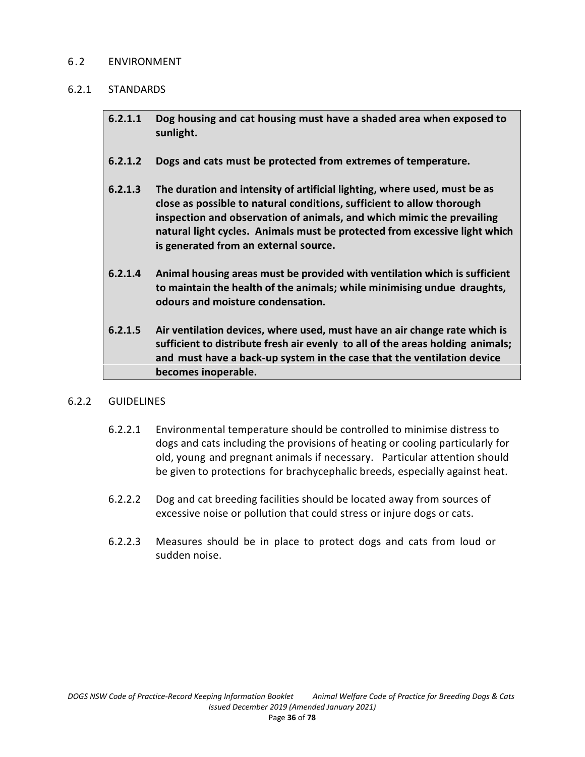## 6.2 ENVIRONMENT

### 6.2.1 STANDARDS

**6.2.1.1 Dog housing and cat housing must have a shaded area when exposed to sunlight.**

**6.2.1.2 Dogs and cats must be protected from extremes of temperature.**

**6.2.1.3 The duration and intensity of artificial lighting, where used, must be as close as possible to natural conditions, sufficient to allow thorough inspection and observation of animals, and which mimic the prevailing natural light cycles. Animals must be protected from excessive light which is generated from an external source.**

**6.2.1.4 Animal housing areas must be provided with ventilation which is sufficient to maintain the health of the animals; while minimising undue draughts, odours and moisture condensation.**

**6.2.1.5 Air ventilation devices, where used, must have an air change rate which is sufficient to distribute fresh air evenly to all of the areas holding animals; and must have a back-up system in the case that the ventilation device becomes inoperable.**

### 6.2.2 GUIDELINES

6.2.2.1 Environmental temperature should be controlled to minimise distress to dogs and cats including the provisions of heating or cooling particularly for old, young and pregnant animals if necessary. Particular attention should be given to protections for brachycephalic breeds, especially against heat.

6.2.2.2 Dog and cat breeding facilities should be located away from sources of excessive noise or pollution that could stress or injure dogs or cats.

6.2.2.3 Measures should be in place to protect dogs and cats from loud or sudden noise.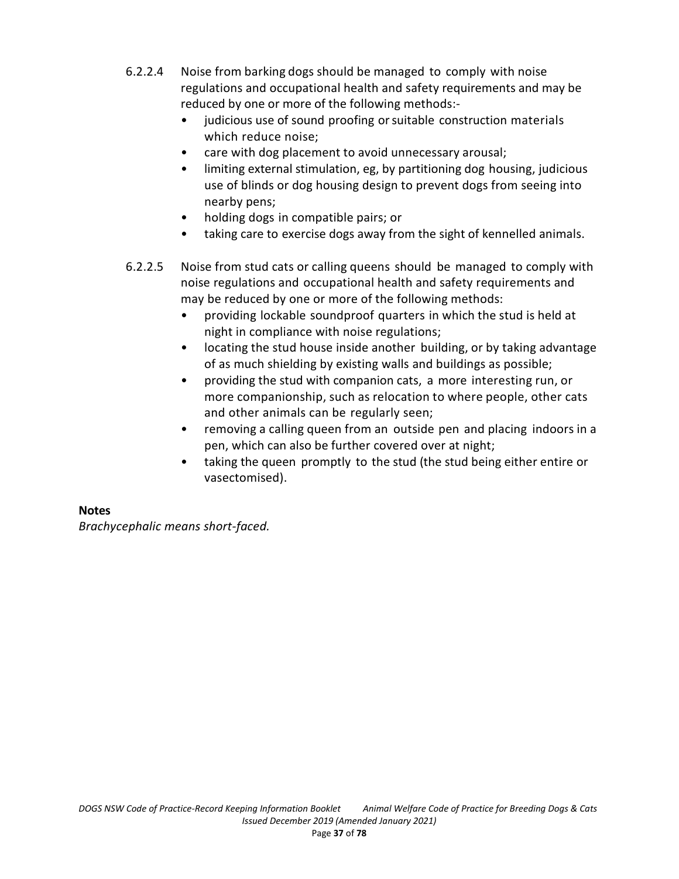6.2.2.4 Noise from barking dogs should be managed to comply with noise regulations and occupational health and safety requirements and may be reduced by one or more of the following methods:-

- judicious use of sound proofing or suitable construction materials which reduce noise;
- care with dog placement to avoid unnecessary arousal;
- limiting external stimulation, eg, by partitioning dog housing, judicious use of blinds or dog housing design to prevent dogs from seeing into nearby pens;
- holding dogs in compatible pairs; or
- taking care to exercise dogs away from the sight of kennelled animals.

6.2.2.5 Noise from stud cats or calling queens should be managed to comply with noise regulations and occupational health and safety requirements and may be reduced by one or more of the following methods:

- providing lockable soundproof quarters in which the stud is held at night in compliance with noise regulations;
- locating the stud house inside another building, or by taking advantage of as much shielding by existing walls and buildings as possible;
- providing the stud with companion cats, a more interesting run, or more companionship, such as relocation to where people, other cats and other animals can be regularly seen;
- removing a calling queen from an outside pen and placing indoors in a pen, which can also be further covered over at night;
- taking the queen promptly to the stud (the stud being either entire or vasectomised).

**Notes**

*Brachycephalic means short-faced.*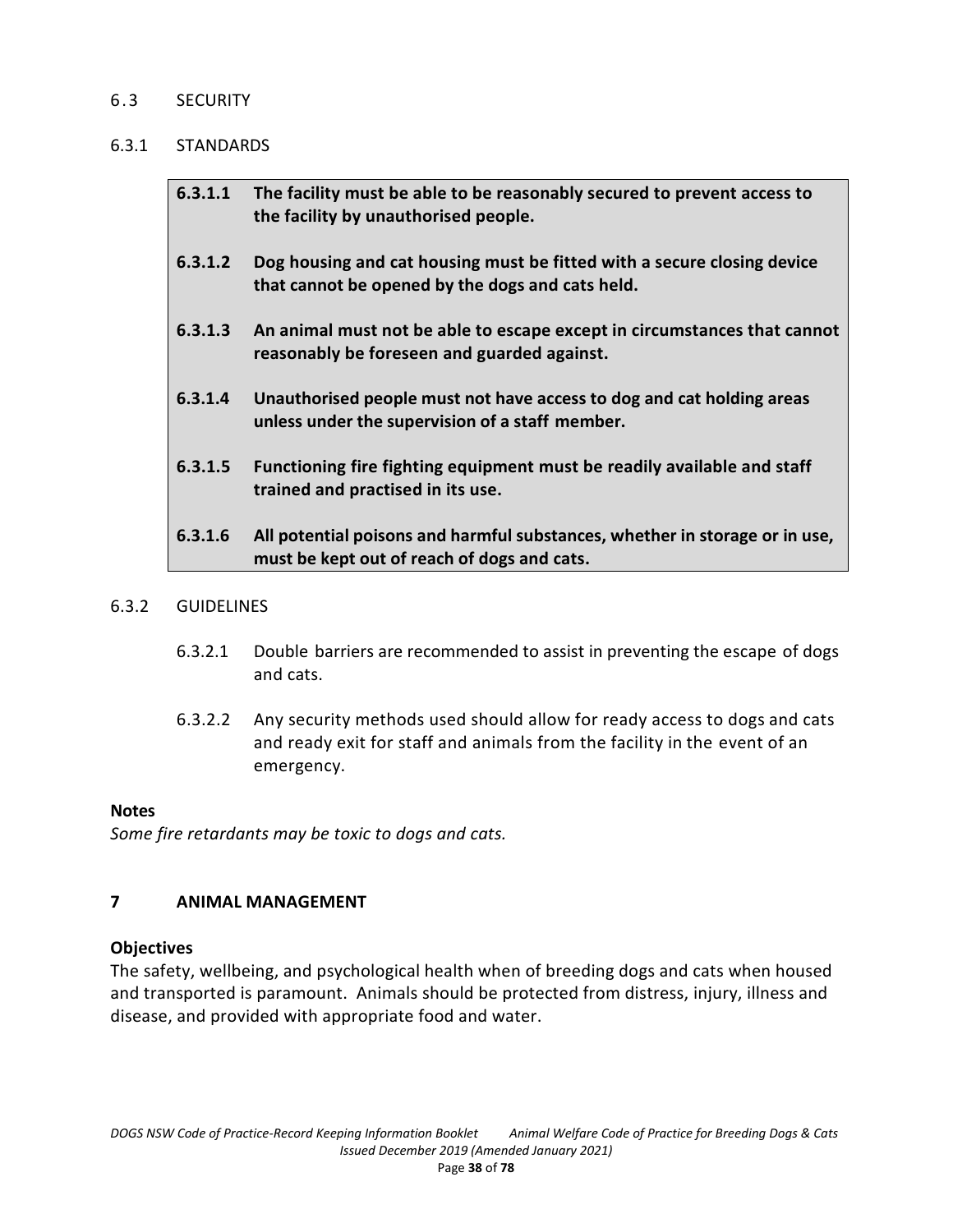## 6.3 SECURITY

### 6.3.1 STANDARDS

**6.3.1.1 The facility must be able to be reasonably secured to prevent access to the facility by unauthorised people.**

**6.3.1.2 Dog housing and cat housing must be fitted with a secure closing device that cannot be opened by the dogs and cats held.**

**6.3.1.3 An animal must not be able to escape except in circumstances that cannot reasonably be foreseen and guarded against.**

**6.3.1.4 Unauthorised people must not have access to dog and cat holding areas unless under the supervision of a staff member.**

**6.3.1.5 Functioning fire fighting equipment must be readily available and staff trained and practised in its use.**

**6.3.1.6 All potential poisons and harmful substances, whether in storage or in use, must be kept out of reach of dogs and cats.**

### 6.3.2 GUIDELINES

6.3.2.1 Double barriers are recommended to assist in preventing the escape of dogs and cats.

6.3.2.2 Any security methods used should allow for ready access to dogs and cats and ready exit for staff and animals from the facility in the event of an emergency.

**Notes**

*Some fire retardants may be toxic to dogs and cats.*

# 7 ANIMAL MANAGEMENT

**Objectives**

The safety, wellbeing, and psychological health when of breeding dogs and cats when housed and transported is paramount. Animals should be protected from distress, injury, illness and disease, and provided with appropriate food and water.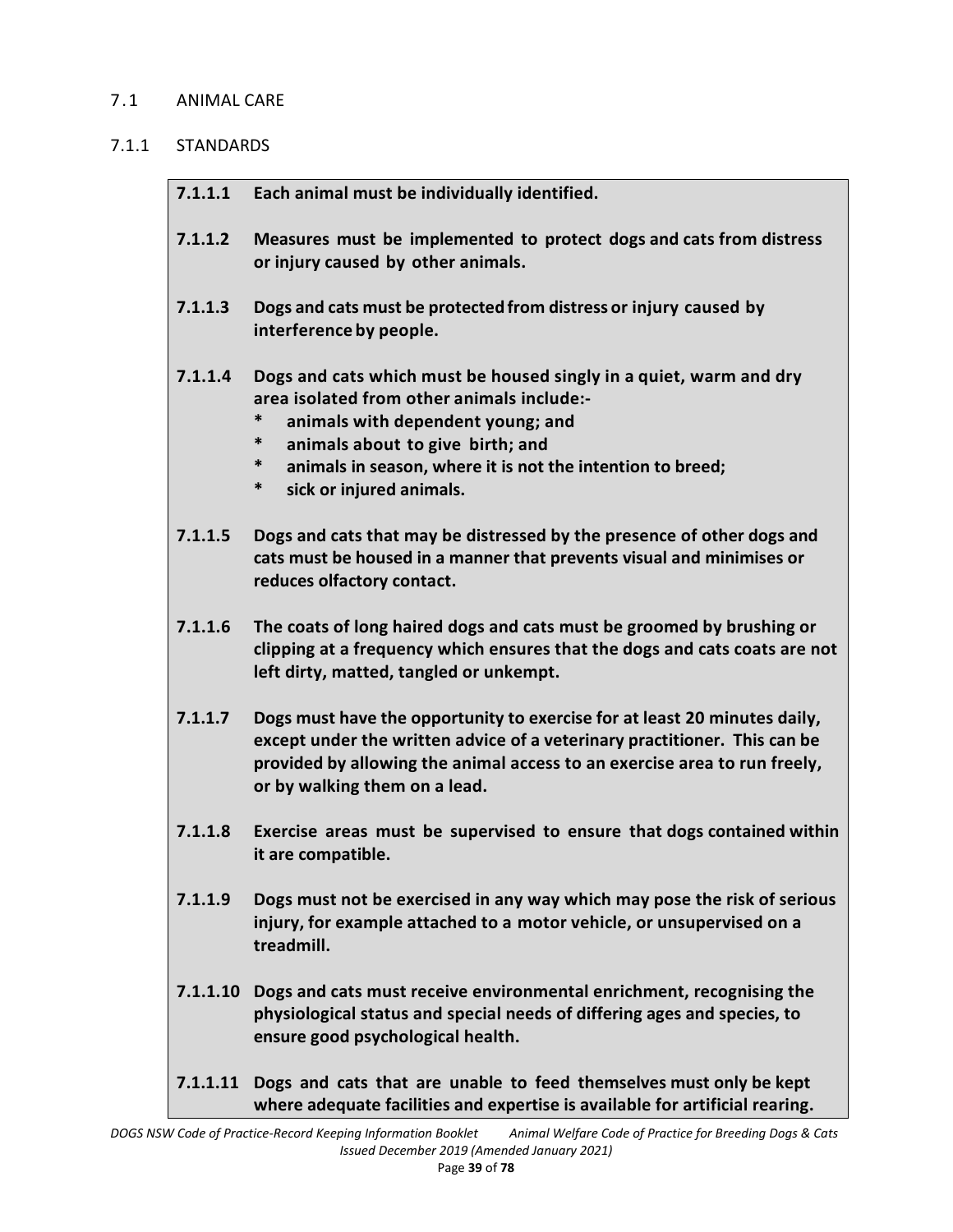## 7.1 ANIMAL CARE

### 7.1.1 STANDARDS

**7.1.1.1 Each animal must be individually identified.**

**7.1.1.2 Measures must be implemented to protect dogs and cats from distress or injury caused by other animals.**

**7.1.1.3 Dogs and cats must be protected from distress or injury caused by interference by people.**

**7.1.1.4 Dogs and cats which must be housed singly in a quiet, warm and dry area isolated from other animals include:-**

- **animals with dependent young; and**
- **animals about to give birth; and**
- **animals in season, where it is not the intention to breed;**
- **sick or injured animals.**

**7.1.1.5 Dogs and cats that may be distressed by the presence of other dogs and cats must be housed in a manner that prevents visual and minimises or reduces olfactory contact.**

**7.1.1.6 The coats of long haired dogs and cats must be groomed by brushing or clipping at a frequency which ensures that the dogs and cats coats are not left dirty, matted, tangled or unkempt.**

**7.1.1.7 Dogs must have the opportunity to exercise for at least 20 minutes daily, except under the written advice of a veterinary practitioner. This can be provided by allowing the animal access to an exercise area to run freely, or by walking them on a lead.**

**7.1.1.8 Exercise areas must be supervised to ensure that dogs contained within it are compatible.**

**7.1.1.9 Dogs must not be exercised in any way which may pose the risk of serious injury, for example attached to a motor vehicle, or unsupervised on a treadmill.**

**7.1.1.10 Dogs and cats must receive environmental enrichment, recognising the physiological status and special needs of differing ages and species, to ensure good psychological health.**

**7.1.1.11 Dogs and cats that are unable to feed themselves must only be kept where adequate facilities and expertise is available for artificial rearing.**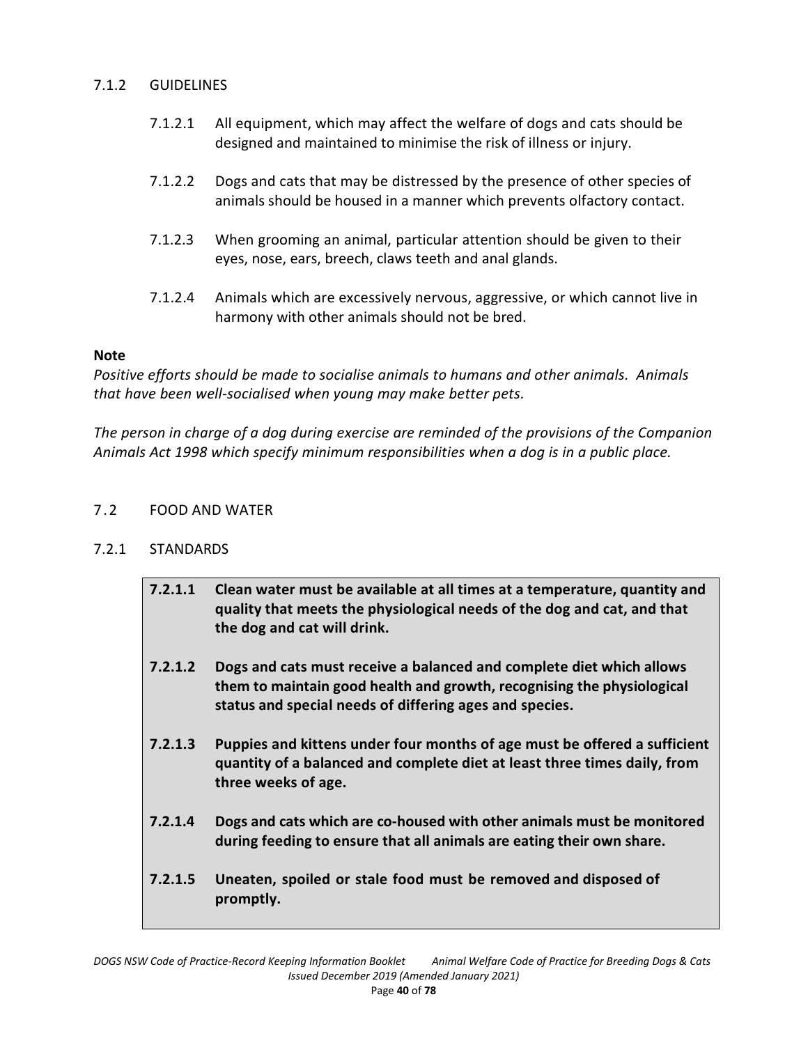### 7.1.2 GUIDELINES

7.1.2.1 All equipment, which may affect the welfare of dogs and cats should be designed and maintained to minimise the risk of illness or injury.

7.1.2.2 Dogs and cats that may be distressed by the presence of other species of animals should be housed in a manner which prevents olfactory contact.

7.1.2.3 When grooming an animal, particular attention should be given to their eyes, nose, ears, breech, claws teeth and anal glands.

7.1.2.4 Animals which are excessively nervous, aggressive, or which cannot live in harmony with other animals should not be bred.

**Note**

*Positive efforts should be made to socialise animals to humans and other animals. Animals that have been well-socialised when young may make better pets.*

*The person in charge of a dog during exercise are reminded of the provisions of the Companion Animals Act 1998 which specify minimum responsibilities when a dog is in a public place.*

## 7.2 FOOD AND WATER

### 7.2.1 STANDARDS

**7.2.1.1 Clean water must be available at all times at a temperature, quantity and quality that meets the physiological needs of the dog and cat, and that the dog and cat will drink.**

**7.2.1.2 Dogs and cats must receive a balanced and complete diet which allows them to maintain good health and growth, recognising the physiological status and special needs of differing ages and species.**

**7.2.1.3 Puppies and kittens under four months of age must be offered a sufficient quantity of a balanced and complete diet at least three times daily, from three weeks of age.**

**7.2.1.4 Dogs and cats which are co-housed with other animals must be monitored during feeding to ensure that all animals are eating their own share.**

**7.2.1.5 Uneaten, spoiled or stale food must be removed and disposed of promptly.**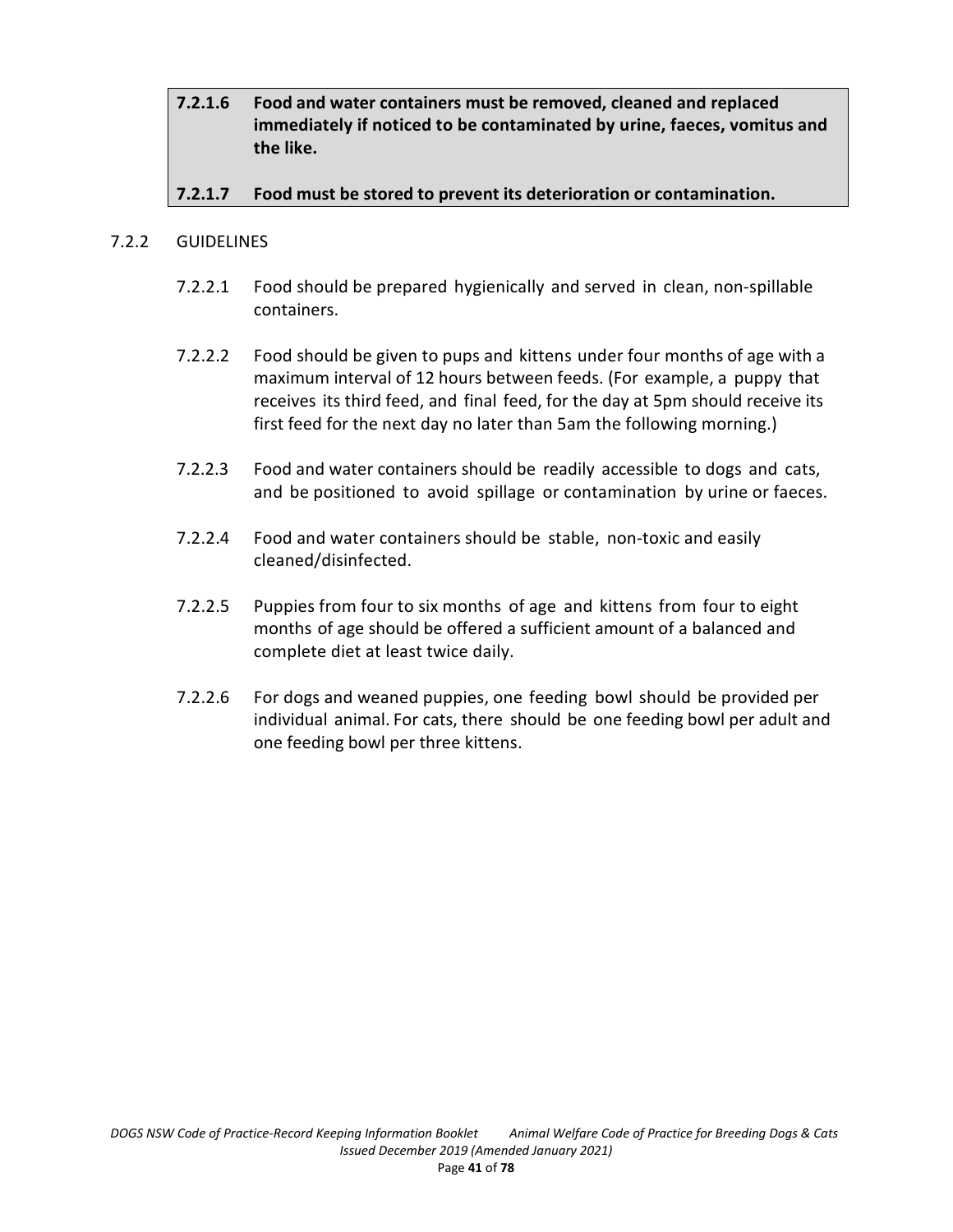**7.2.1.6 Food and water containers must be removed, cleaned and replaced immediately if noticed to be contaminated by urine, faeces, vomitus and the like.**

**7.2.1.7 Food must be stored to prevent its deterioration or contamination.**

### 7.2.2 GUIDELINES

7.2.2.1 Food should be prepared hygienically and served in clean, non-spillable containers.

7.2.2.2 Food should be given to pups and kittens under four months of age with a maximum interval of 12 hours between feeds. (For example, a puppy that receives its third feed, and final feed, for the day at 5pm should receive its first feed for the next day no later than 5am the following morning.)

7.2.2.3 Food and water containers should be readily accessible to dogs and cats, and be positioned to avoid spillage or contamination by urine or faeces.

7.2.2.4 Food and water containers should be stable, non-toxic and easily cleaned/disinfected.

7.2.2.5 Puppies from four to six months of age and kittens from four to eight months of age should be offered a sufficient amount of a balanced and complete diet at least twice daily.

7.2.2.6 For dogs and weaned puppies, one feeding bowl should be provided per individual animal. For cats, there should be one feeding bowl per adult and one feeding bowl per three kittens.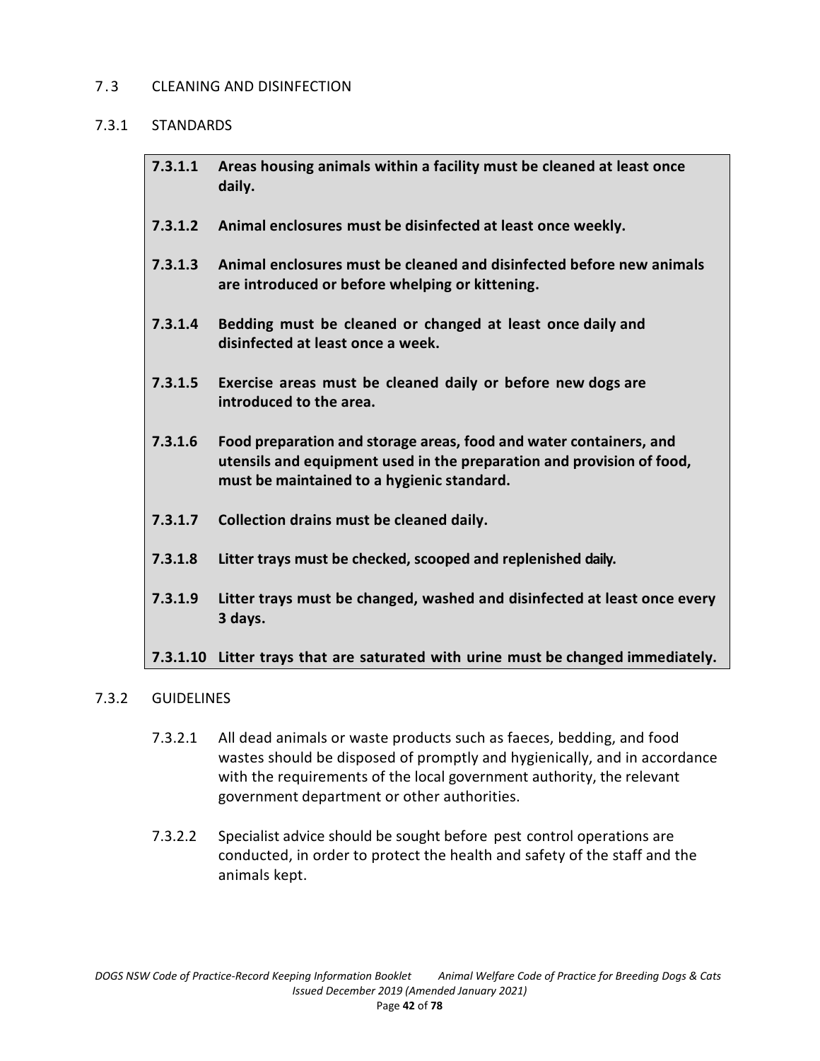## 7.3 CLEANING AND DISINFECTION

### 7.3.1 STANDARDS

**7.3.1.1 Areas housing animals within a facility must be cleaned at least once daily.**

**7.3.1.2 Animal enclosures must be disinfected at least once weekly.**

**7.3.1.3 Animal enclosures must be cleaned and disinfected before new animals are introduced or before whelping or kittening.**

**7.3.1.4 Bedding must be cleaned or changed at least once daily and disinfected at least once a week.**

**7.3.1.5 Exercise areas must be cleaned daily or before new dogs are introduced to the area.**

**7.3.1.6 Food preparation and storage areas, food and water containers, and utensils and equipment used in the preparation and provision of food, must be maintained to a hygienic standard.**

**7.3.1.7 Collection drains must be cleaned daily.**

**7.3.1.8 Litter trays must be checked, scooped and replenished daily.**

**7.3.1.9 Litter trays must be changed, washed and disinfected at least once every 3 days.**

**7.3.1.10 Litter trays that are saturated with urine must be changed immediately.**

### 7.3.2 GUIDELINES

7.3.2.1 All dead animals or waste products such as faeces, bedding, and food wastes should be disposed of promptly and hygienically, and in accordance with the requirements of the local government authority, the relevant government department or other authorities.

7.3.2.2 Specialist advice should be sought before pest control operations are conducted, in order to protect the health and safety of the staff and the animals kept.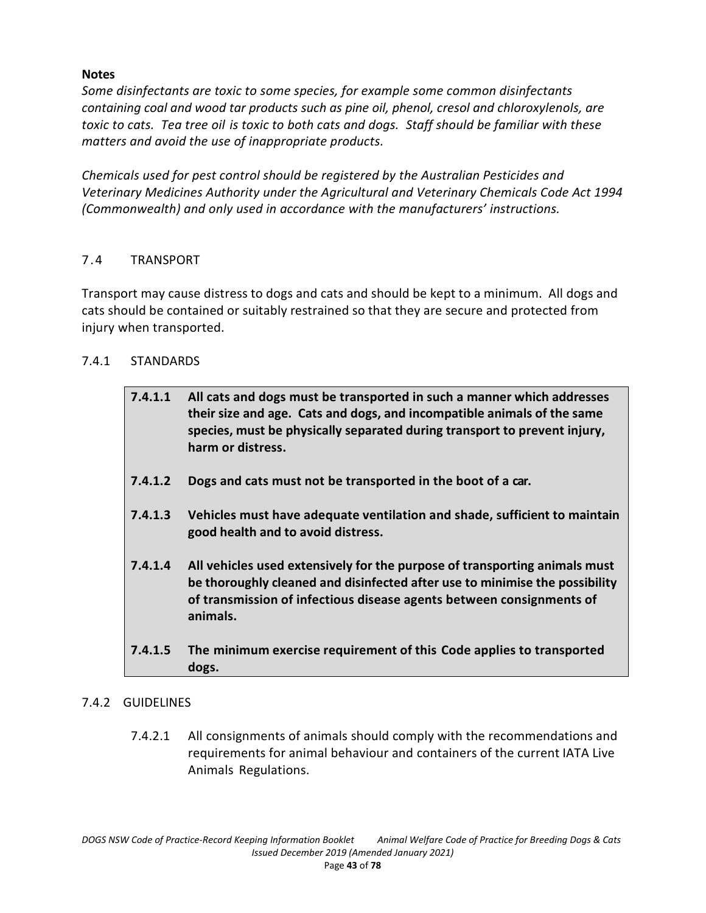**Notes**

*Some disinfectants are toxic to some species, for example some common disinfectants containing coal and wood tar products such as pine oil, phenol, cresol and chloroxylenols, are toxic to cats. Tea tree oil is toxic to both cats and dogs. Staff should be familiar with these matters and avoid the use of inappropriate products.*

*Chemicals used for pest control should be registered by the Australian Pesticides and Veterinary Medicines Authority under the Agricultural and Veterinary Chemicals Code Act 1994 (Commonwealth) and only used in accordance with the manufacturers' instructions.*

## 7.4 TRANSPORT

Transport may cause distress to dogs and cats and should be kept to a minimum. All dogs and cats should be contained or suitably restrained so that they are secure and protected from injury when transported.

### 7.4.1 STANDARDS

**7.4.1.1 All cats and dogs must be transported in such a manner which addresses their size and age. Cats and dogs, and incompatible animals of the same species, must be physically separated during transport to prevent injury, harm or distress.**

**7.4.1.2 Dogs and cats must not be transported in the boot of a car.**

**7.4.1.3 Vehicles must have adequate ventilation and shade, sufficient to maintain good health and to avoid distress.**

**7.4.1.4 All vehicles used extensively for the purpose of transporting animals must be thoroughly cleaned and disinfected after use to minimise the possibility of transmission of infectious disease agents between consignments of animals.**

**7.4.1.5 The minimum exercise requirement of this Code applies to transported dogs.**

### 7.4.2 GUIDELINES

7.4.2.1 All consignments of animals should comply with the recommendations and requirements for animal behaviour and containers of the current IATA Live Animals Regulations.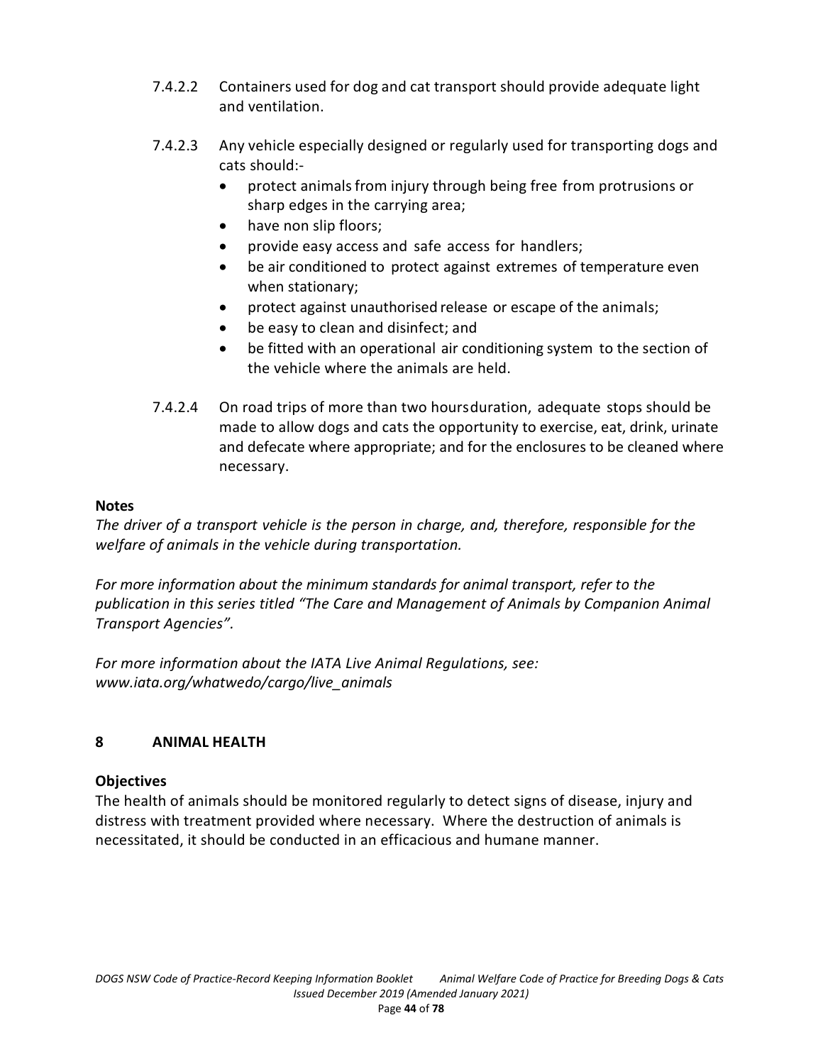7.4.2.2 Containers used for dog and cat transport should provide adequate light and ventilation.

7.4.2.3 Any vehicle especially designed or regularly used for transporting dogs and cats should:-

- protect animals from injury through being free from protrusions or sharp edges in the carrying area;
- have non slip floors;
- provide easy access and safe access for handlers;
- be air conditioned to protect against extremes of temperature even when stationary;
- protect against unauthorised release or escape of the animals;
- be easy to clean and disinfect; and
- be fitted with an operational air conditioning system to the section of the vehicle where the animals are held.

7.4.2.4 On road trips of more than two hoursduration, adequate stops should be made to allow dogs and cats the opportunity to exercise, eat, drink, urinate and defecate where appropriate; and for the enclosures to be cleaned where necessary.

**Notes**

*The driver of a transport vehicle is the person in charge, and, therefore, responsible for the welfare of animals in the vehicle during transportation.*

*For more information about the minimum standards for animal transport, refer to the publication in this series titled "The Care and Management of Animals by Companion Animal Transport Agencies".*

*For more information about the IATA Live Animal Regulations, see: www.iata.org/whatwedo/cargo/live_animals*

## 8 ANIMAL HEALTH

### Objectives

The health of animals should be monitored regularly to detect signs of disease, injury and distress with treatment provided where necessary. Where the destruction of animals is necessitated, it should be conducted in an efficacious and humane manner.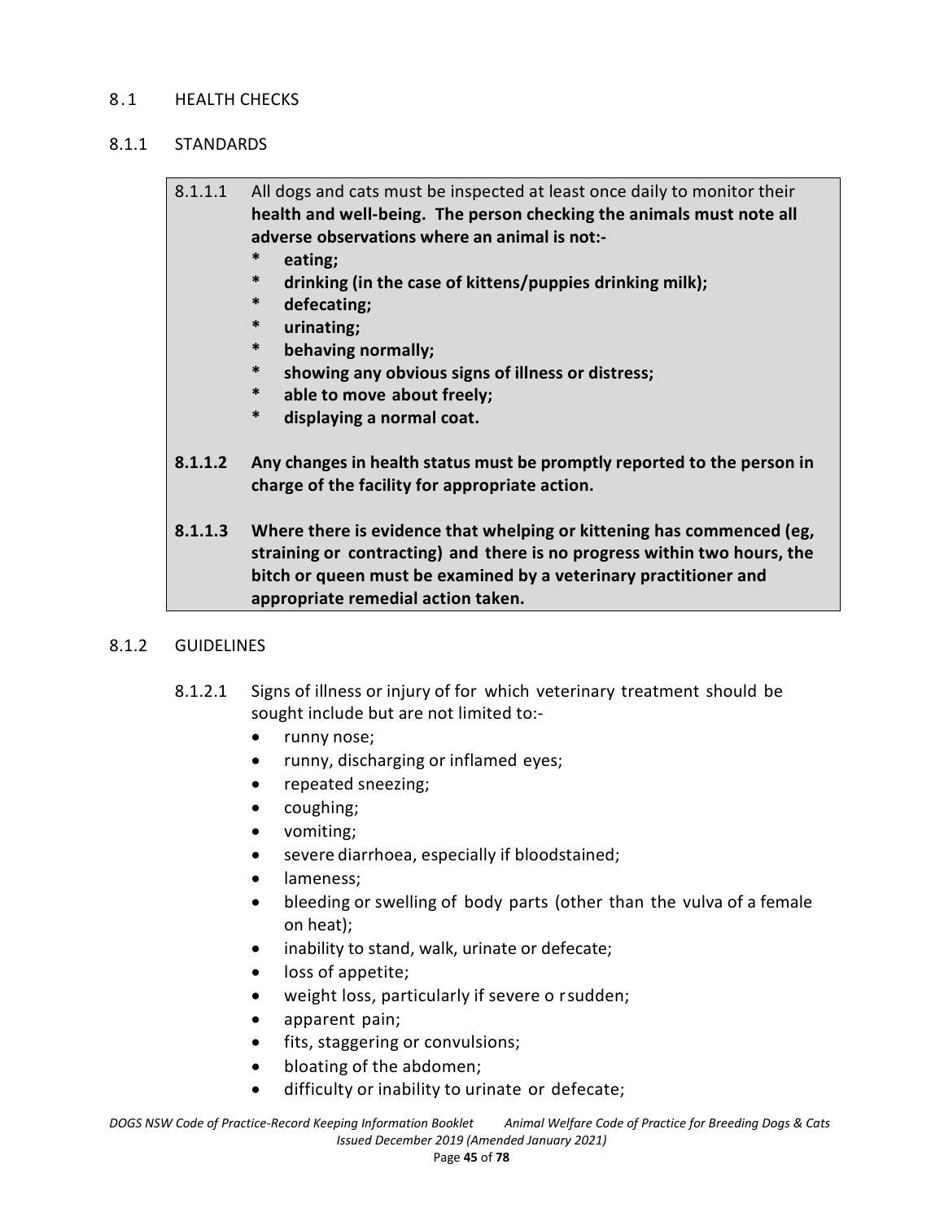## 8.1 HEALTH CHECKS

### 8.1.1 STANDARDS

8.1.1.1 All dogs and cats must be inspected at least once daily to monitor their **health and well-being. The person checking the animals must note all adverse observations where an animal is not:-**

* **eating;**
* **drinking (in the case of kittens/puppies drinking milk);**
* **defecating;**
* **urinating;**
* **behaving normally;**
* **showing any obvious signs of illness or distress;**
* **able to move about freely;**
* **displaying a normal coat.**

**8.1.1.2 Any changes in health status must be promptly reported to the person in charge of the facility for appropriate action.**

**8.1.1.3 Where there is evidence that whelping or kittening has commenced (eg, straining or contracting) and there is no progress within two hours, the bitch or queen must be examined by a veterinary practitioner and appropriate remedial action taken.**

### 8.1.2 GUIDELINES

8.1.2.1 Signs of illness or injury of for which veterinary treatment should be sought include but are not limited to:-

- runny nose;
- runny, discharging or inflamed eyes;
- repeated sneezing;
- coughing;
- vomiting;
- severe diarrhoea, especially if bloodstained;
- lameness;
- bleeding or swelling of body parts (other than the vulva of a female on heat);
- inability to stand, walk, urinate or defecate;
- loss of appetite;
- weight loss, particularly if severe o rsudden;
- apparent pain;
- fits, staggering or convulsions;
- bloating of the abdomen;
- difficulty or inability to urinate or defecate;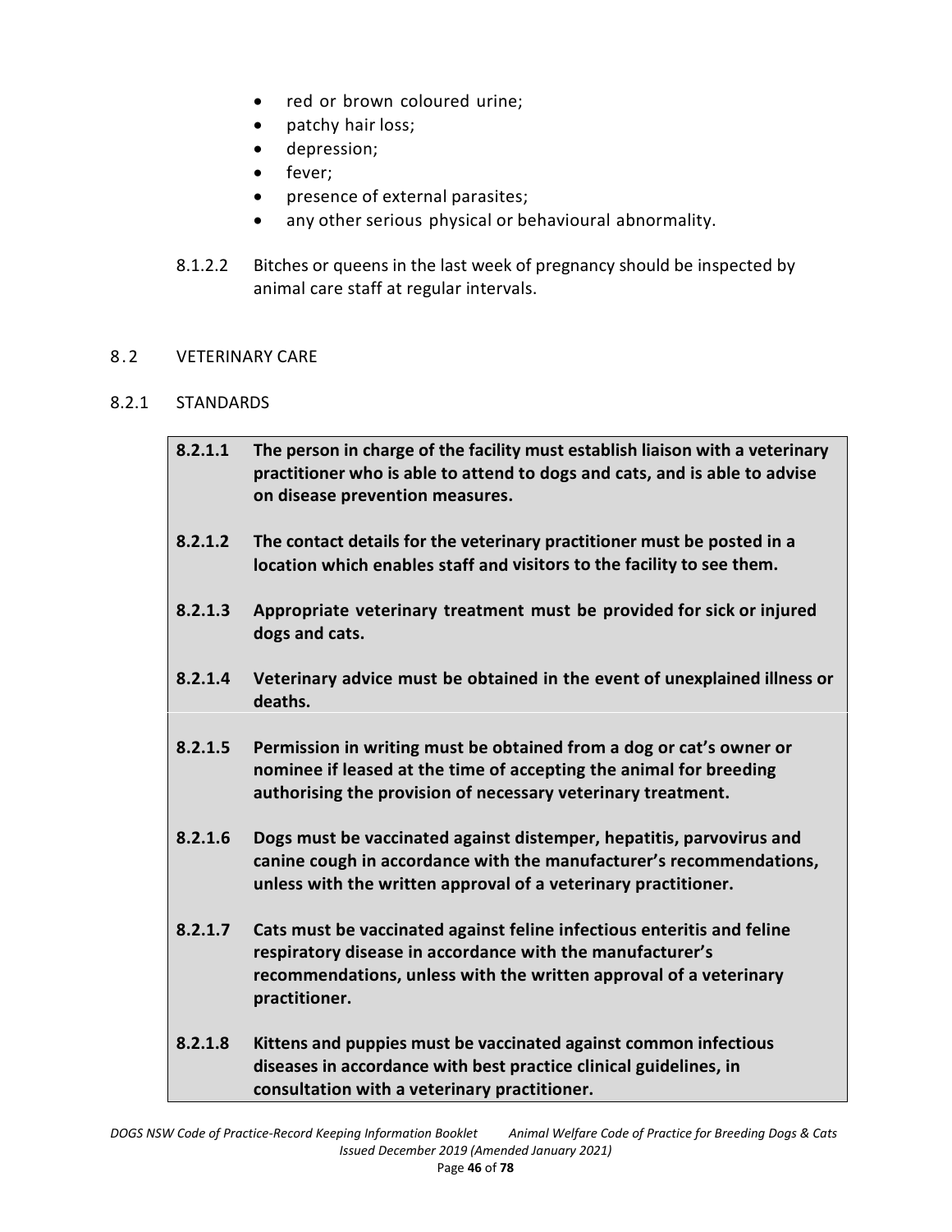- red or brown coloured urine;
- patchy hair loss;
- depression;
- fever;
- presence of external parasites;
- any other serious physical or behavioural abnormality.

8.1.2.2 Bitches or queens in the last week of pregnancy should be inspected by animal care staff at regular intervals.

## 8.2 VETERINARY CARE

### 8.2.1 STANDARDS

**8.2.1.1 The person in charge of the facility must establish liaison with a veterinary practitioner who is able to attend to dogs and cats, and is able to advise on disease prevention measures.**

**8.2.1.2 The contact details for the veterinary practitioner must be posted in a location which enables staff and visitors to the facility to see them.**

**8.2.1.3 Appropriate veterinary treatment must be provided for sick or injured dogs and cats.**

**8.2.1.4 Veterinary advice must be obtained in the event of unexplained illness or deaths.**

**8.2.1.5 Permission in writing must be obtained from a dog or cat's owner or nominee if leased at the time of accepting the animal for breeding authorising the provision of necessary veterinary treatment.**

**8.2.1.6 Dogs must be vaccinated against distemper, hepatitis, parvovirus and canine cough in accordance with the manufacturer's recommendations, unless with the written approval of a veterinary practitioner.**

**8.2.1.7 Cats must be vaccinated against feline infectious enteritis and feline respiratory disease in accordance with the manufacturer's recommendations, unless with the written approval of a veterinary practitioner.**

**8.2.1.8 Kittens and puppies must be vaccinated against common infectious diseases in accordance with best practice clinical guidelines, in consultation with a veterinary practitioner.**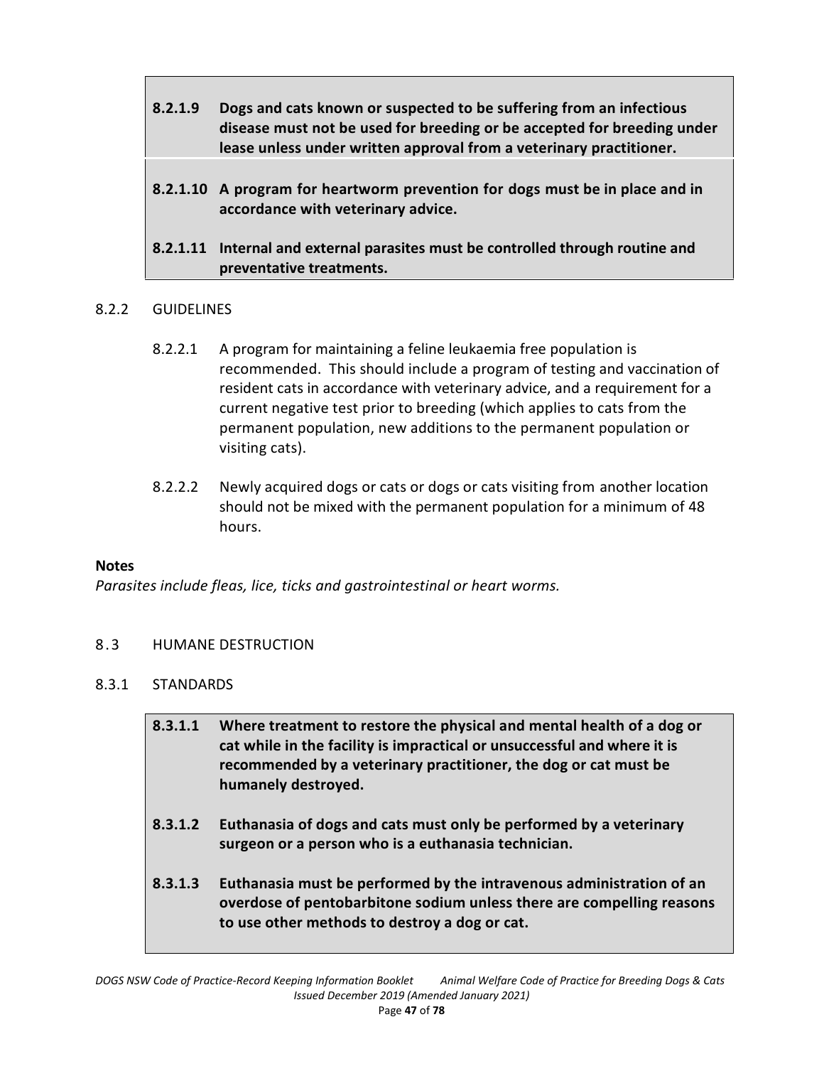**8.2.1.9 Dogs and cats known or suspected to be suffering from an infectious disease must not be used for breeding or be accepted for breeding under lease unless under written approval from a veterinary practitioner.**

**8.2.1.10 A program for heartworm prevention for dogs must be in place and in accordance with veterinary advice.**

**8.2.1.11 Internal and external parasites must be controlled through routine and preventative treatments.**

### 8.2.2 GUIDELINES

8.2.2.1 A program for maintaining a feline leukaemia free population is recommended. This should include a program of testing and vaccination of resident cats in accordance with veterinary advice, and a requirement for a current negative test prior to breeding (which applies to cats from the permanent population, new additions to the permanent population or visiting cats).

8.2.2.2 Newly acquired dogs or cats or dogs or cats visiting from another location should not be mixed with the permanent population for a minimum of 48 hours.

**Notes**

*Parasites include fleas, lice, ticks and gastrointestinal or heart worms.*

## 8.3 HUMANE DESTRUCTION

### 8.3.1 STANDARDS

**8.3.1.1 Where treatment to restore the physical and mental health of a dog or cat while in the facility is impractical or unsuccessful and where it is recommended by a veterinary practitioner, the dog or cat must be humanely destroyed.**

**8.3.1.2 Euthanasia of dogs and cats must only be performed by a veterinary surgeon or a person who is a euthanasia technician.**

**8.3.1.3 Euthanasia must be performed by the intravenous administration of an overdose of pentobarbitone sodium unless there are compelling reasons to use other methods to destroy a dog or cat.**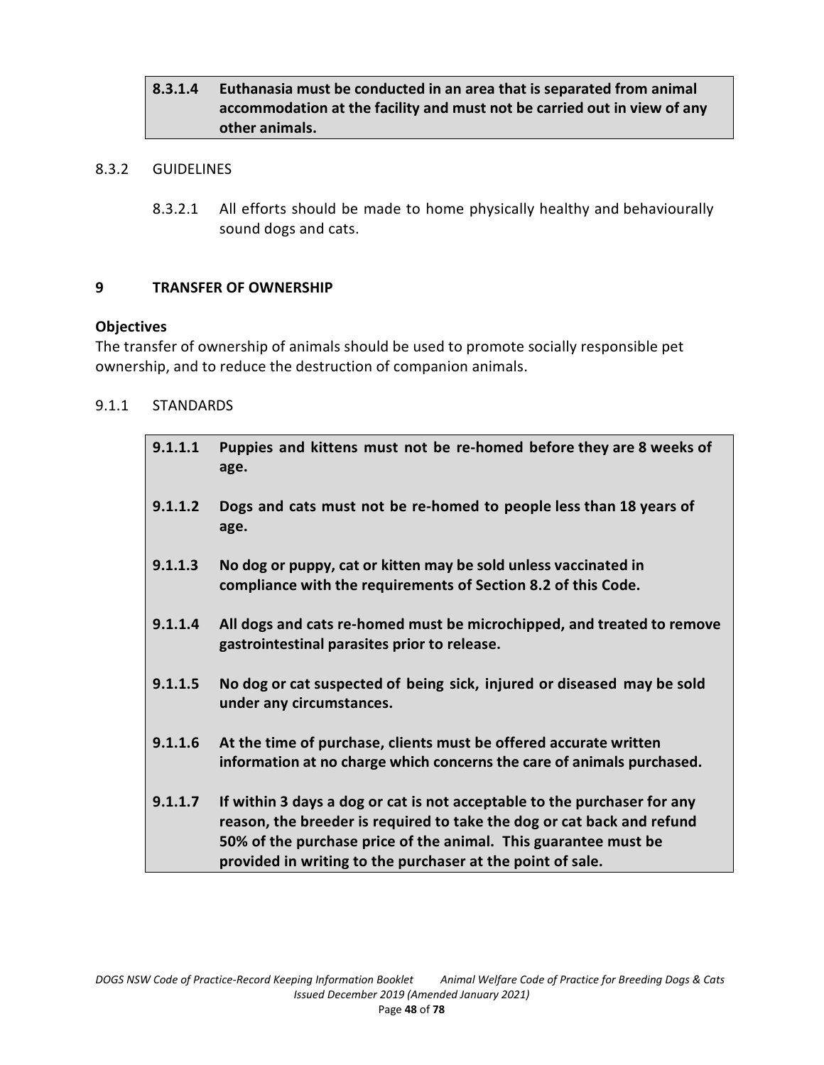**8.3.1.4 Euthanasia must be conducted in an area that is separated from animal accommodation at the facility and must not be carried out in view of any other animals.**

8.3.2 GUIDELINES

8.3.2.1 All efforts should be made to home physically healthy and behaviourally sound dogs and cats.

## 9 TRANSFER OF OWNERSHIP

**Objectives**

The transfer of ownership of animals should be used to promote socially responsible pet ownership, and to reduce the destruction of companion animals.

9.1.1 STANDARDS

**9.1.1.1 Puppies and kittens must not be re-homed before they are 8 weeks of age.**

**9.1.1.2 Dogs and cats must not be re-homed to people less than 18 years of age.**

**9.1.1.3 No dog or puppy, cat or kitten may be sold unless vaccinated in compliance with the requirements of Section 8.2 of this Code.**

**9.1.1.4 All dogs and cats re-homed must be microchipped, and treated to remove gastrointestinal parasites prior to release.**

**9.1.1.5 No dog or cat suspected of being sick, injured or diseased may be sold under any circumstances.**

**9.1.1.6 At the time of purchase, clients must be offered accurate written information at no charge which concerns the care of animals purchased.**

**9.1.1.7 If within 3 days a dog or cat is not acceptable to the purchaser for any reason, the breeder is required to take the dog or cat back and refund 50% of the purchase price of the animal. This guarantee must be provided in writing to the purchaser at the point of sale.**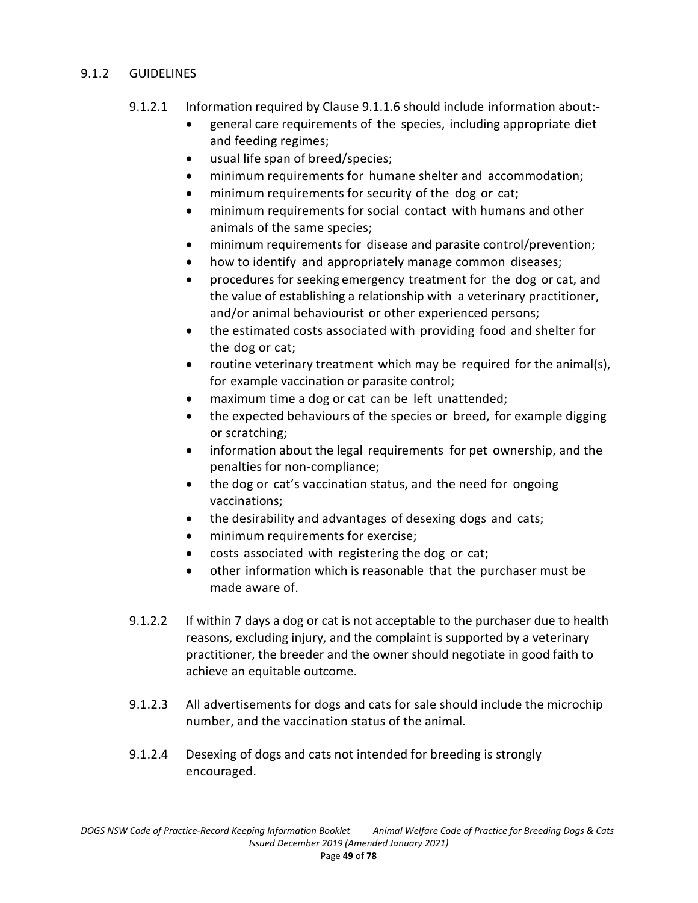### 9.1.2 GUIDELINES

9.1.2.1 Information required by Clause 9.1.1.6 should include information about:-

- general care requirements of the species, including appropriate diet and feeding regimes;
- usual life span of breed/species;
- minimum requirements for humane shelter and accommodation;
- minimum requirements for security of the dog or cat;
- minimum requirements for social contact with humans and other animals of the same species;
- minimum requirements for disease and parasite control/prevention;
- how to identify and appropriately manage common diseases;
- procedures for seeking emergency treatment for the dog or cat, and the value of establishing a relationship with a veterinary practitioner, and/or animal behaviourist or other experienced persons;
- the estimated costs associated with providing food and shelter for the dog or cat;
- routine veterinary treatment which may be required for the animal(s), for example vaccination or parasite control;
- maximum time a dog or cat can be left unattended;
- the expected behaviours of the species or breed, for example digging or scratching;
- information about the legal requirements for pet ownership, and the penalties for non-compliance;
- the dog or cat's vaccination status, and the need for ongoing vaccinations;
- the desirability and advantages of desexing dogs and cats;
- minimum requirements for exercise;
- costs associated with registering the dog or cat;
- other information which is reasonable that the purchaser must be made aware of.

9.1.2.2 If within 7 days a dog or cat is not acceptable to the purchaser due to health reasons, excluding injury, and the complaint is supported by a veterinary practitioner, the breeder and the owner should negotiate in good faith to achieve an equitable outcome.

9.1.2.3 All advertisements for dogs and cats for sale should include the microchip number, and the vaccination status of the animal.

9.1.2.4 Desexing of dogs and cats not intended for breeding is strongly encouraged.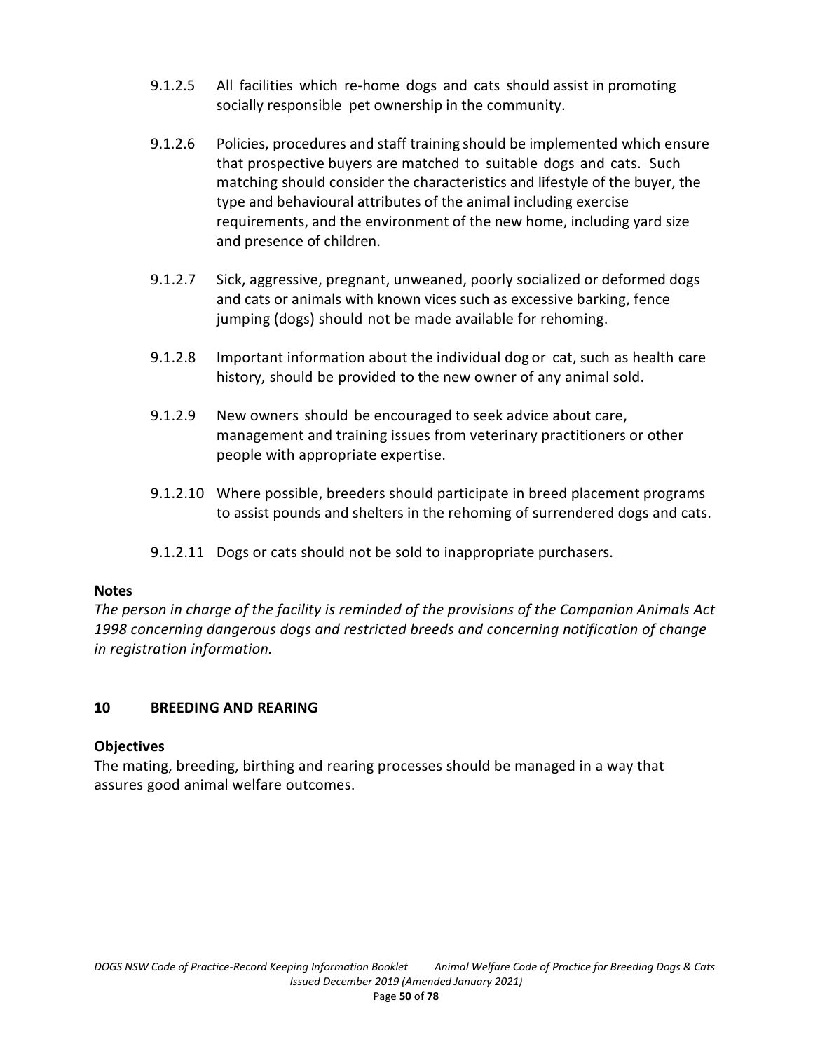9.1.2.5 All facilities which re-home dogs and cats should assist in promoting socially responsible pet ownership in the community.

9.1.2.6 Policies, procedures and staff training should be implemented which ensure that prospective buyers are matched to suitable dogs and cats. Such matching should consider the characteristics and lifestyle of the buyer, the type and behavioural attributes of the animal including exercise requirements, and the environment of the new home, including yard size and presence of children.

9.1.2.7 Sick, aggressive, pregnant, unweaned, poorly socialized or deformed dogs and cats or animals with known vices such as excessive barking, fence jumping (dogs) should not be made available for rehoming.

9.1.2.8 Important information about the individual dog or cat, such as health care history, should be provided to the new owner of any animal sold.

9.1.2.9 New owners should be encouraged to seek advice about care, management and training issues from veterinary practitioners or other people with appropriate expertise.

9.1.2.10 Where possible, breeders should participate in breed placement programs to assist pounds and shelters in the rehoming of surrendered dogs and cats.

9.1.2.11 Dogs or cats should not be sold to inappropriate purchasers.

**Notes**

*The person in charge of the facility is reminded of the provisions of the Companion Animals Act 1998 concerning dangerous dogs and restricted breeds and concerning notification of change in registration information.*

## 10 BREEDING AND REARING

**Objectives**

The mating, breeding, birthing and rearing processes should be managed in a way that assures good animal welfare outcomes.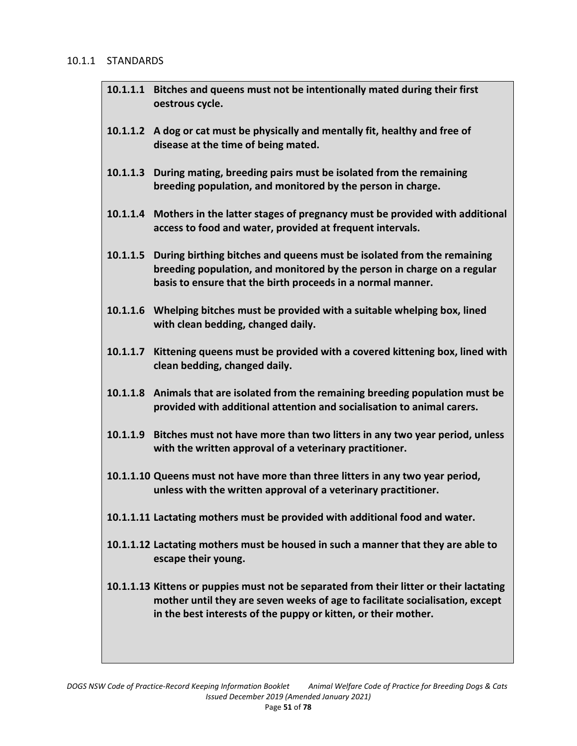### 10.1.1 STANDARDS

**10.1.1.1 Bitches and queens must not be intentionally mated during their first oestrous cycle.**

**10.1.1.2 A dog or cat must be physically and mentally fit, healthy and free of disease at the time of being mated.**

**10.1.1.3 During mating, breeding pairs must be isolated from the remaining breeding population, and monitored by the person in charge.**

**10.1.1.4 Mothers in the latter stages of pregnancy must be provided with additional access to food and water, provided at frequent intervals.**

**10.1.1.5 During birthing bitches and queens must be isolated from the remaining breeding population, and monitored by the person in charge on a regular basis to ensure that the birth proceeds in a normal manner.**

**10.1.1.6 Whelping bitches must be provided with a suitable whelping box, lined with clean bedding, changed daily.**

**10.1.1.7 Kittening queens must be provided with a covered kittening box, lined with clean bedding, changed daily.**

**10.1.1.8 Animals that are isolated from the remaining breeding population must be provided with additional attention and socialisation to animal carers.**

**10.1.1.9 Bitches must not have more than two litters in any two year period, unless with the written approval of a veterinary practitioner.**

**10.1.1.10 Queens must not have more than three litters in any two year period, unless with the written approval of a veterinary practitioner.**

**10.1.1.11 Lactating mothers must be provided with additional food and water.**

**10.1.1.12 Lactating mothers must be housed in such a manner that they are able to escape their young.**

**10.1.1.13 Kittens or puppies must not be separated from their litter or their lactating mother until they are seven weeks of age to facilitate socialisation, except in the best interests of the puppy or kitten, or their mother.**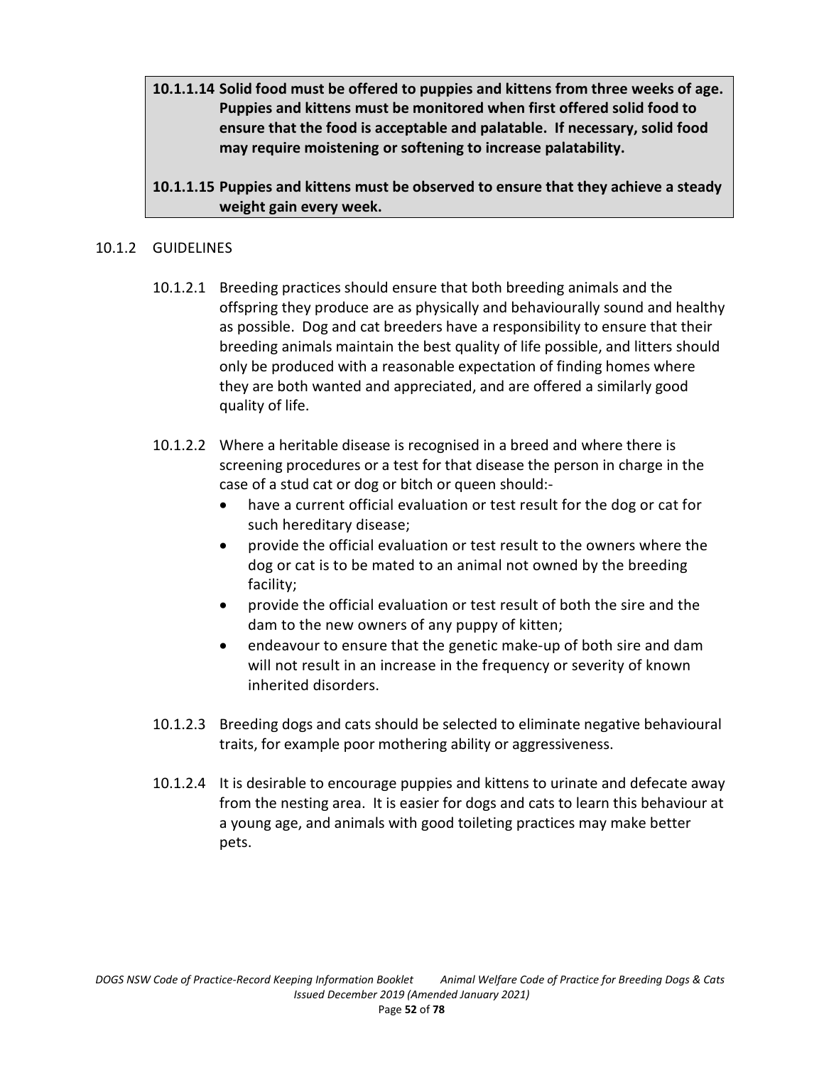**10.1.1.14 Solid food must be offered to puppies and kittens from three weeks of age. Puppies and kittens must be monitored when first offered solid food to ensure that the food is acceptable and palatable. If necessary, solid food may require moistening or softening to increase palatability.**

**10.1.1.15 Puppies and kittens must be observed to ensure that they achieve a steady weight gain every week.**

### 10.1.2 GUIDELINES

10.1.2.1 Breeding practices should ensure that both breeding animals and the offspring they produce are as physically and behaviourally sound and healthy as possible. Dog and cat breeders have a responsibility to ensure that their breeding animals maintain the best quality of life possible, and litters should only be produced with a reasonable expectation of finding homes where they are both wanted and appreciated, and are offered a similarly good quality of life.

10.1.2.2 Where a heritable disease is recognised in a breed and where there is screening procedures or a test for that disease the person in charge in the case of a stud cat or dog or bitch or queen should:-

- have a current official evaluation or test result for the dog or cat for such hereditary disease;
- provide the official evaluation or test result to the owners where the dog or cat is to be mated to an animal not owned by the breeding facility;
- provide the official evaluation or test result of both the sire and the dam to the new owners of any puppy of kitten;
- endeavour to ensure that the genetic make-up of both sire and dam will not result in an increase in the frequency or severity of known inherited disorders.

10.1.2.3 Breeding dogs and cats should be selected to eliminate negative behavioural traits, for example poor mothering ability or aggressiveness.

10.1.2.4 It is desirable to encourage puppies and kittens to urinate and defecate away from the nesting area. It is easier for dogs and cats to learn this behaviour at a young age, and animals with good toileting practices may make better pets.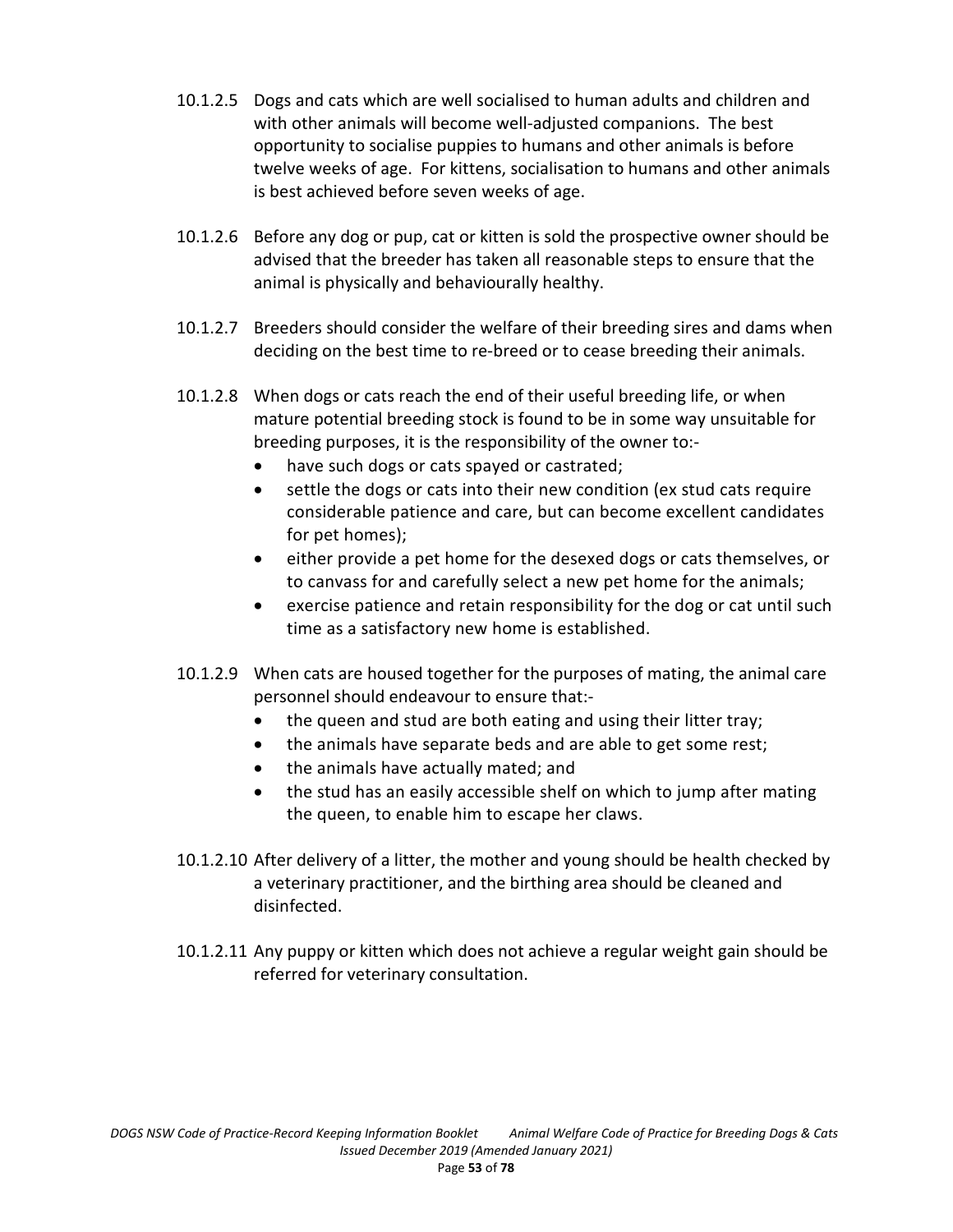10.1.2.5 Dogs and cats which are well socialised to human adults and children and with other animals will become well-adjusted companions. The best opportunity to socialise puppies to humans and other animals is before twelve weeks of age. For kittens, socialisation to humans and other animals is best achieved before seven weeks of age.

10.1.2.6 Before any dog or pup, cat or kitten is sold the prospective owner should be advised that the breeder has taken all reasonable steps to ensure that the animal is physically and behaviourally healthy.

10.1.2.7 Breeders should consider the welfare of their breeding sires and dams when deciding on the best time to re-breed or to cease breeding their animals.

10.1.2.8 When dogs or cats reach the end of their useful breeding life, or when mature potential breeding stock is found to be in some way unsuitable for breeding purposes, it is the responsibility of the owner to:-

- have such dogs or cats spayed or castrated;
- settle the dogs or cats into their new condition (ex stud cats require considerable patience and care, but can become excellent candidates for pet homes);
- either provide a pet home for the desexed dogs or cats themselves, or to canvass for and carefully select a new pet home for the animals;
- exercise patience and retain responsibility for the dog or cat until such time as a satisfactory new home is established.

10.1.2.9 When cats are housed together for the purposes of mating, the animal care personnel should endeavour to ensure that:-

- the queen and stud are both eating and using their litter tray;
- the animals have separate beds and are able to get some rest;
- the animals have actually mated; and
- the stud has an easily accessible shelf on which to jump after mating the queen, to enable him to escape her claws.

10.1.2.10 After delivery of a litter, the mother and young should be health checked by a veterinary practitioner, and the birthing area should be cleaned and disinfected.

10.1.2.11 Any puppy or kitten which does not achieve a regular weight gain should be referred for veterinary consultation.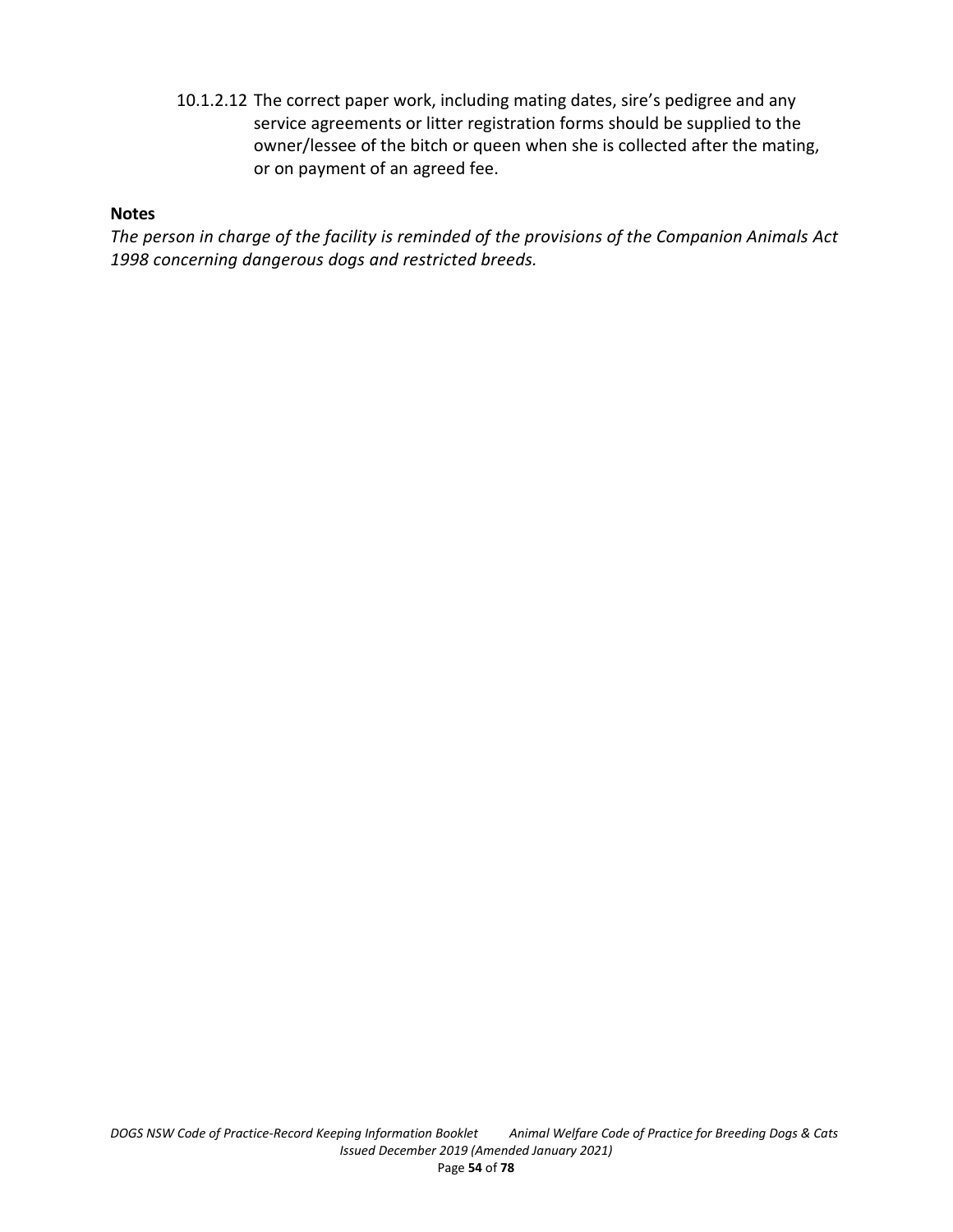10.1.2.12 The correct paper work, including mating dates, sire's pedigree and any service agreements or litter registration forms should be supplied to the owner/lessee of the bitch or queen when she is collected after the mating, or on payment of an agreed fee.

**Notes**

*The person in charge of the facility is reminded of the provisions of the Companion Animals Act 1998 concerning dangerous dogs and restricted breeds.*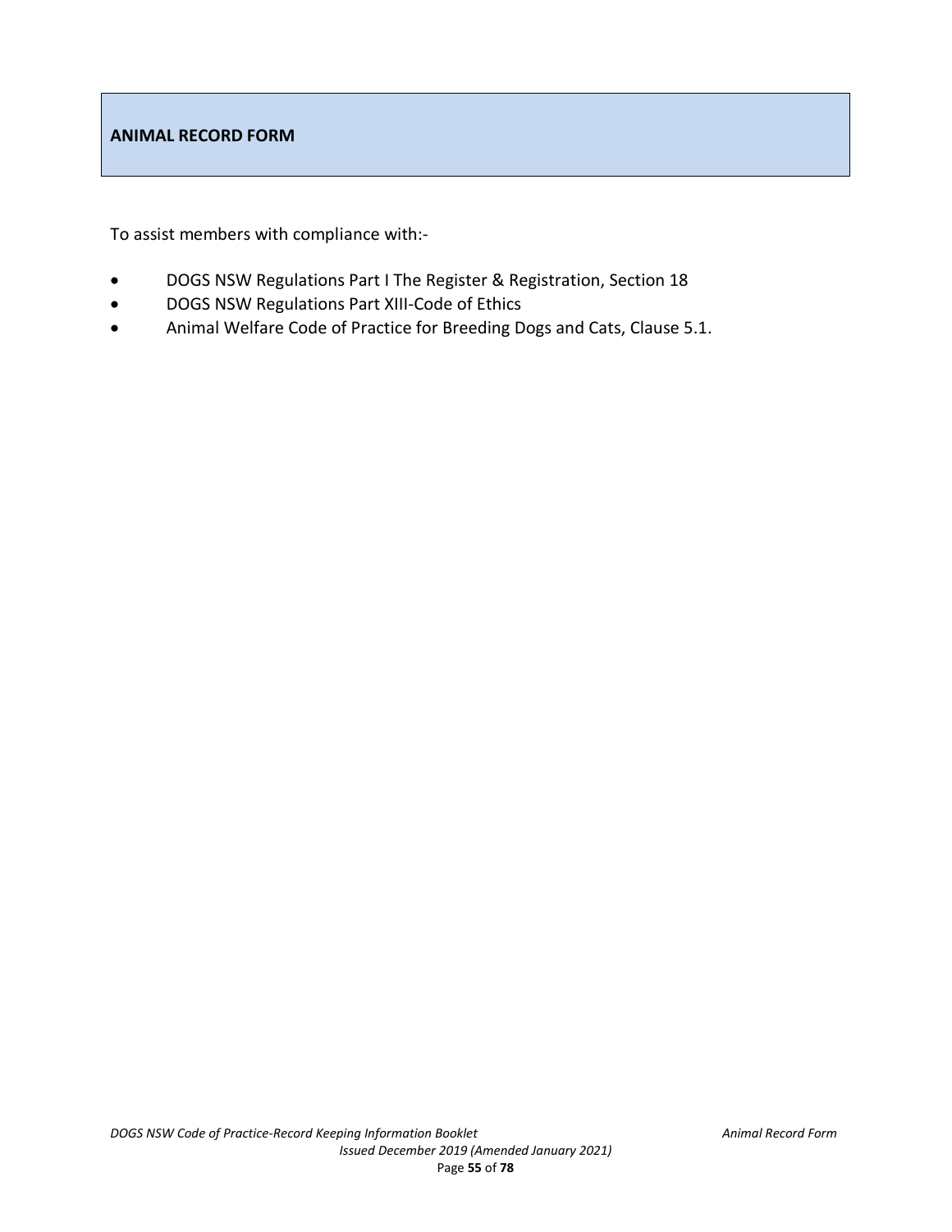## ANIMAL RECORD FORM

To assist members with compliance with:-

- DOGS NSW Regulations Part I The Register & Registration, Section 18
- DOGS NSW Regulations Part XIII-Code of Ethics
- Animal Welfare Code of Practice for Breeding Dogs and Cats, Clause 5.1.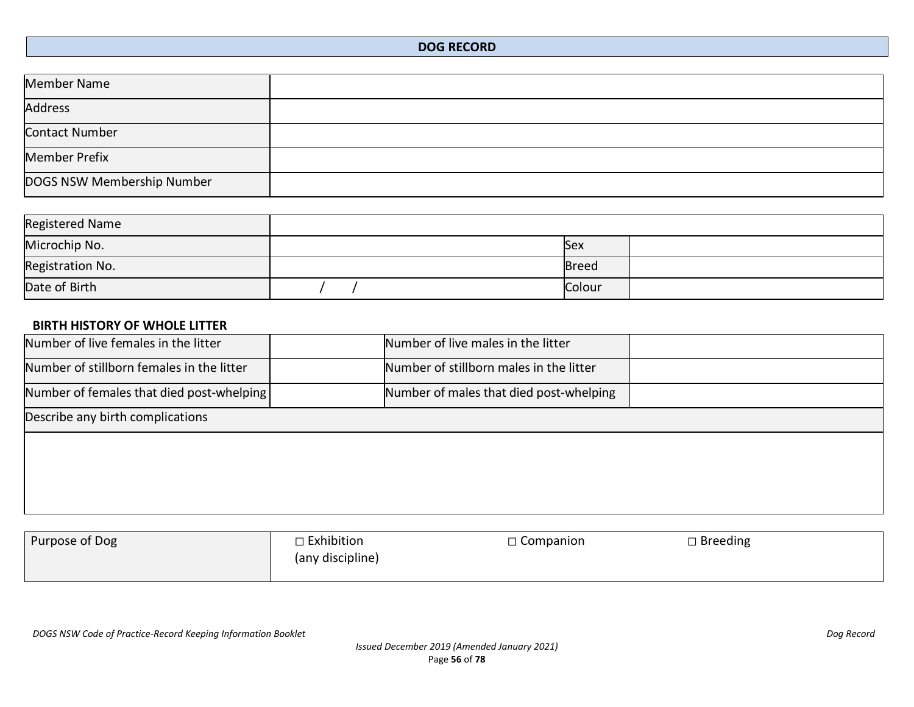# DOG RECORD

| Member Name | |
|---|---|
| Address | |
| Contact Number | |
| Member Prefix | |
| DOGS NSW Membership Number | |

| Registered Name | | | |
|---|---|---|---|
| Microchip No. | | Sex | |
| Registration No. | | Breed | |
| Date of Birth | / / | Colour | |

**BIRTH HISTORY OF WHOLE LITTER**

| Number of live females in the litter | | Number of live males in the litter | |
|---|---|---|---|
| Number of stillborn females in the litter | | Number of stillborn males in the litter | |
| Number of females that died post-whelping | | Number of males that died post-whelping | |
| Describe any birth complications | | | |
| | | | |

| Purpose of Dog | □ Exhibition (any discipline) | □ Companion | □ Breeding |
|---|---|---|---|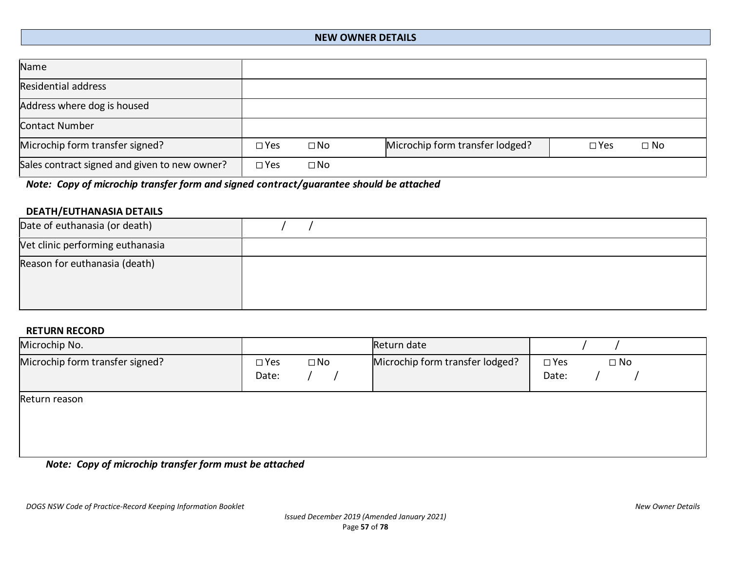## NEW OWNER DETAILS

| Name | | | |
|---|---|---|---|
| Residential address | | | |
| Address where dog is housed | | | |
| Contact Number | | | |
| Microchip form transfer signed? | □ Yes □ No | Microchip form transfer lodged? | □ Yes □ No |
| Sales contract signed and given to new owner? | □ Yes □ No | | |

***Note: Copy of microchip transfer form and signed contract/guarantee should be attached***

### DEATH/EUTHANASIA DETAILS

| Date of euthanasia (or death) | / / |
|---|---|
| Vet clinic performing euthanasia | |
| Reason for euthanasia (death) | |

### RETURN RECORD

| Microchip No. | | Return date | / / |
|---|---|---|---|
| Microchip form transfer signed? | □ Yes □ No<br>Date: / / | Microchip form transfer lodged? | □ Yes □ No<br>Date: / / |
| Return reason | | | |

***Note: Copy of microchip transfer form must be attached***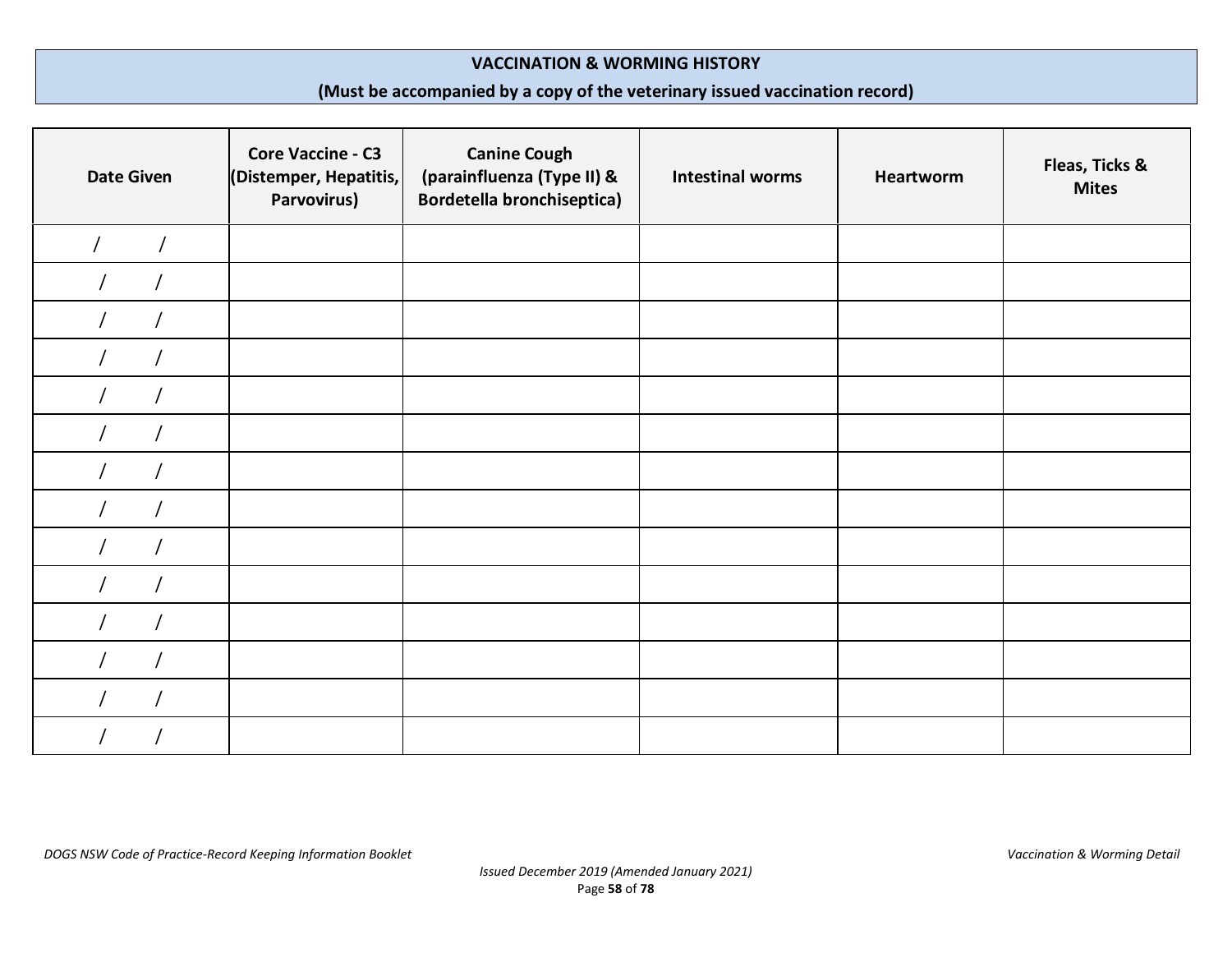## VACCINATION & WORMING HISTORY

**(Must be accompanied by a copy of the veterinary issued vaccination record)**

| Date Given | Core Vaccine - C3 (Distemper, Hepatitis, Parvovirus) | Canine Cough (parainfluenza (Type II) & Bordetella bronchiseptica) | Intestinal worms | Heartworm | Fleas, Ticks & Mites |
|---|---|---|---|---|---|
| / / | | | | | |
| / / | | | | | |
| / / | | | | | |
| / / | | | | | |
| / / | | | | | |
| / / | | | | | |
| / / | | | | | |
| / / | | | | | |
| / / | | | | | |
| / / | | | | | |
| / / | | | | | |
| / / | | | | | |
| / / | | | | | |
| / / | | | | | |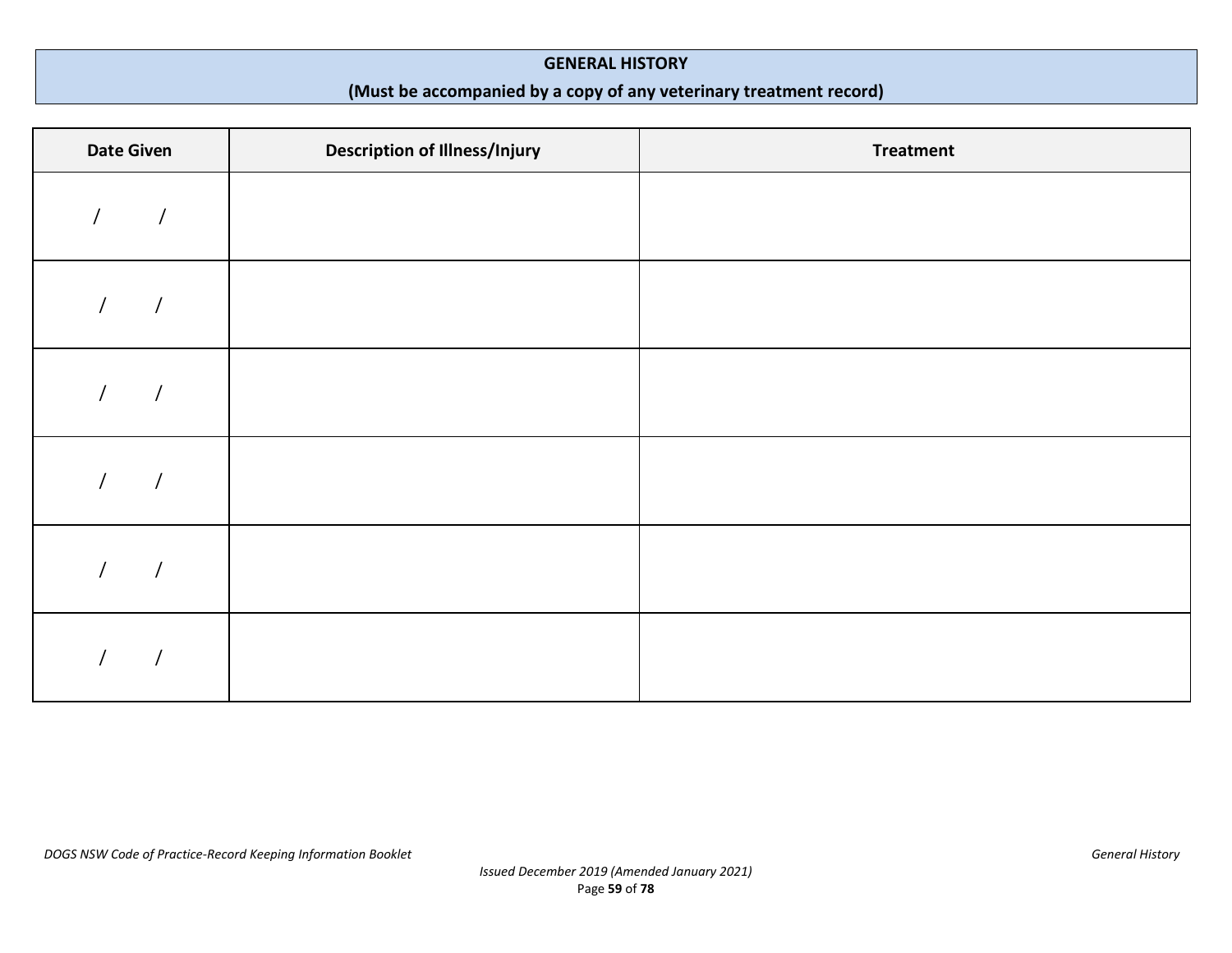**GENERAL HISTORY**

**(Must be accompanied by a copy of any veterinary treatment record)**

| Date Given | Description of Illness/Injury | Treatment |
|---|---|---|
| / / | | |
| / / | | |
| / / | | |
| / / | | |
| / / | | |
| / / | | |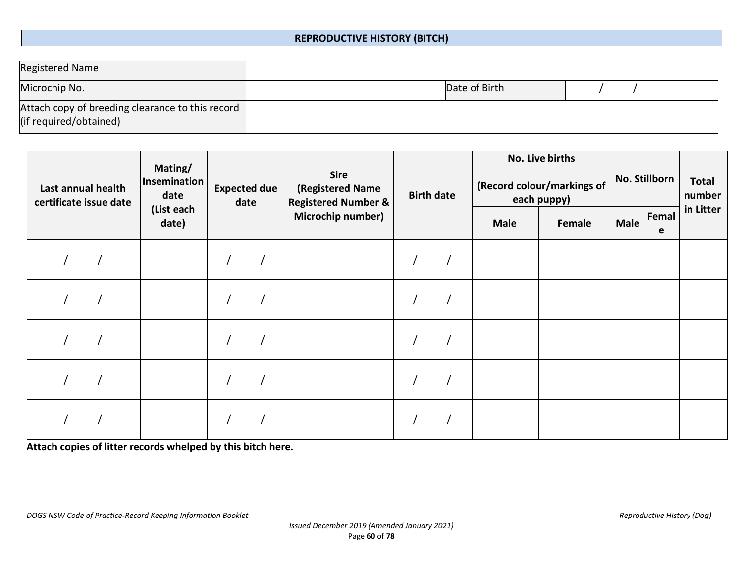## REPRODUCTIVE HISTORY (BITCH)

| Registered Name | | | |
|---|---|---|---|
| Microchip No. | | Date of Birth | / / |
| Attach copy of breeding clearance to this record (if required/obtained) | | | |

| Last annual health certificate issue date | Mating/ Insemination date (List each date) | Expected due date | Sire (Registered Name Registered Number & Microchip number) | Birth date | No. Live births (Record colour/markings of each puppy) | | No. Stillborn | | Total number in Litter |
|---|---|---|---|---|---|---|---|---|---|
| | | | | | Male | Female | Male | Female | |
| / / | | / / | | / / | | | | | |
| / / | | / / | | / / | | | | | |
| / / | | / / | | / / | | | | | |
| / / | | / / | | / / | | | | | |
| / / | | / / | | / / | | | | | |

**Attach copies of litter records whelped by this bitch here.**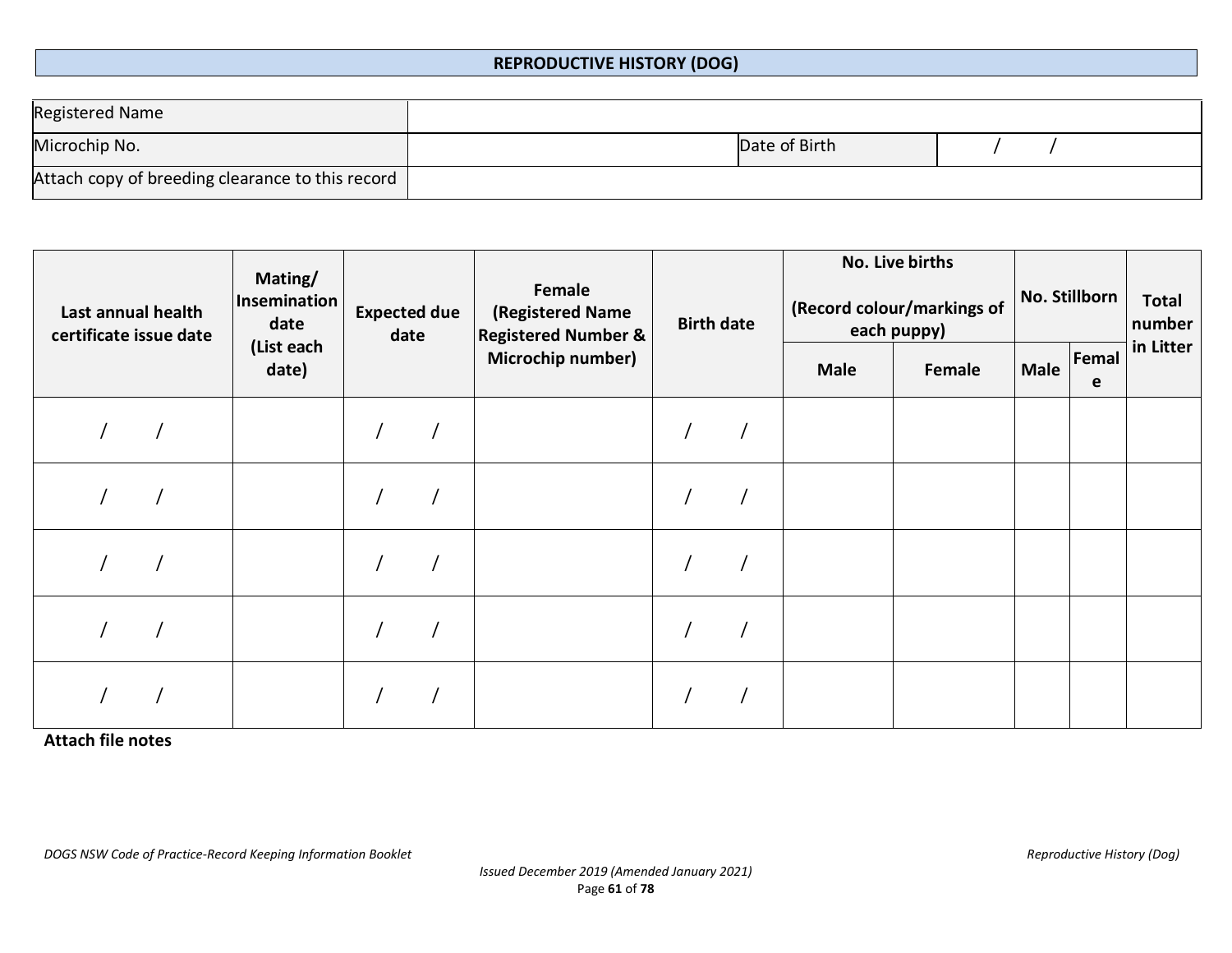## REPRODUCTIVE HISTORY (DOG)

| Registered Name | | | |
|---|---|---|---|
| Microchip No. | | Date of Birth | / / |
| Attach copy of breeding clearance to this record | | | |

| Last annual health certificate issue date | Mating/ Insemination date (List each date) | Expected due date | Female (Registered Name Registered Number & Microchip number) | Birth date | No. Live births (Record colour/markings of each puppy) | | No. Stillborn | | Total number in Litter |
|---|---|---|---|---|---|---|---|---|---|
| | | | | | Male | Female | Male | Female | |
| / / | | / / | | / / | | | | | |
| / / | | / / | | / / | | | | | |
| / / | | / / | | / / | | | | | |
| / / | | / / | | / / | | | | | |
| / / | | / / | | / / | | | | | |

**Attach file notes**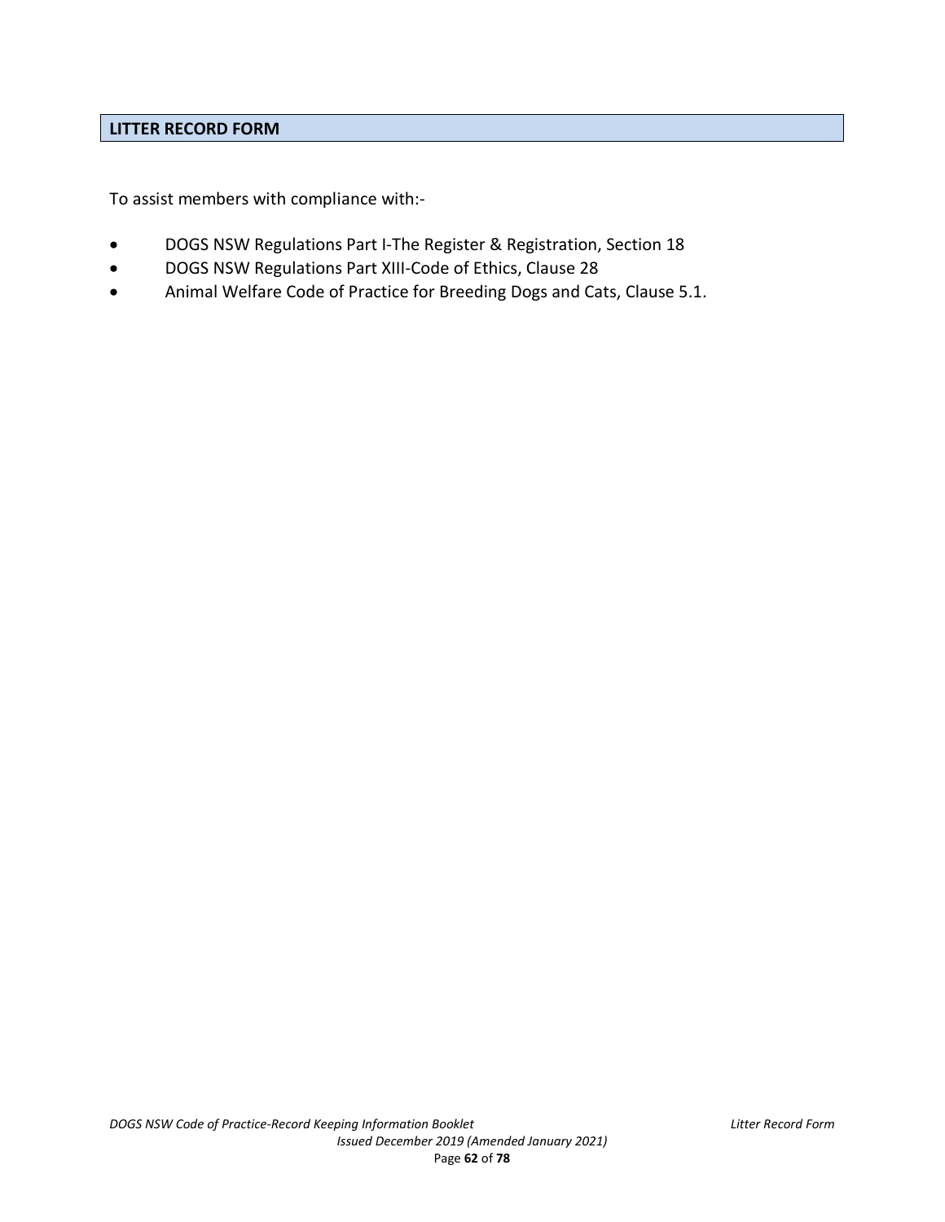## LITTER RECORD FORM

To assist members with compliance with:-

- DOGS NSW Regulations Part I-The Register & Registration, Section 18
- DOGS NSW Regulations Part XIII-Code of Ethics, Clause 28
- Animal Welfare Code of Practice for Breeding Dogs and Cats, Clause 5.1.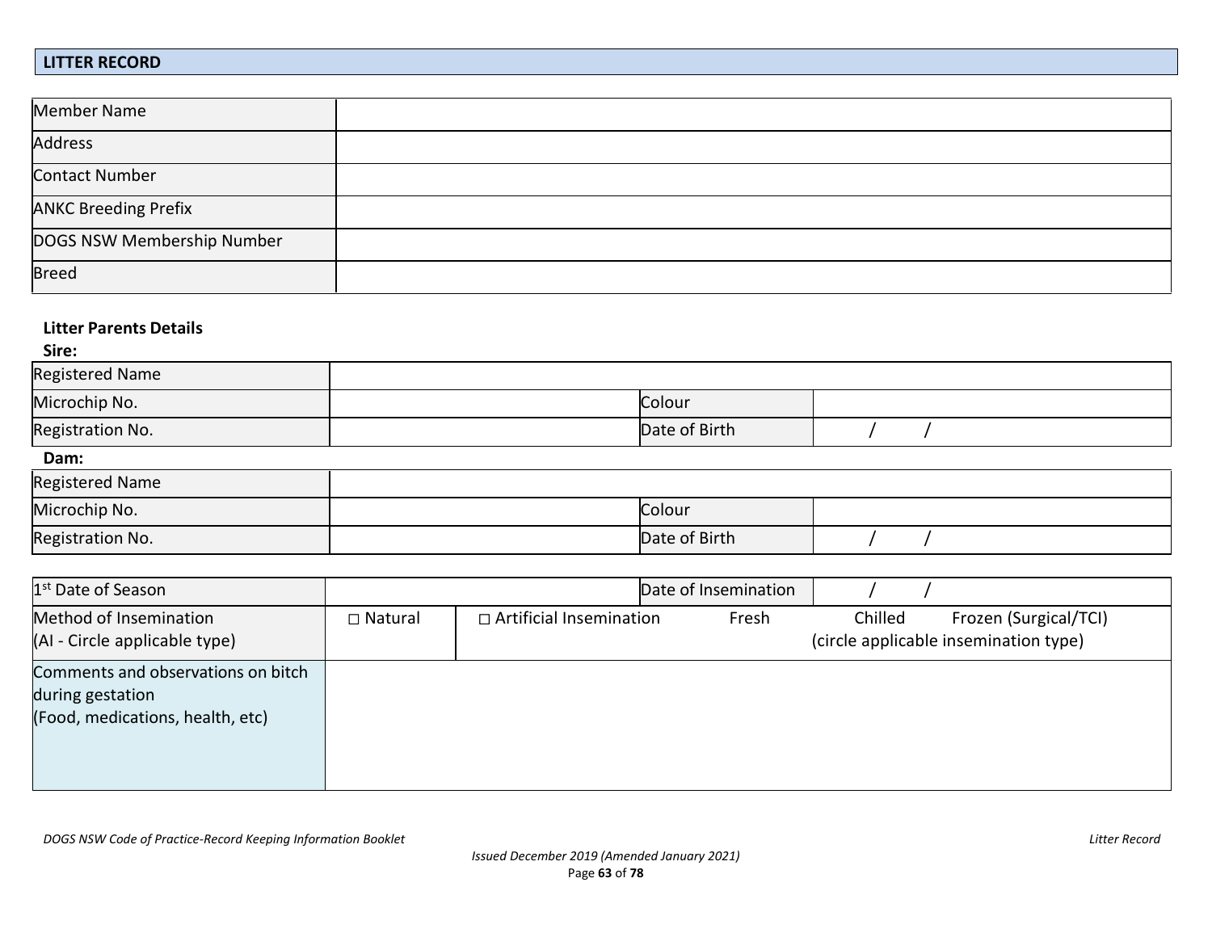## LITTER RECORD

| Member Name | |
|---|---|
| Address | |
| Contact Number | |
| ANKC Breeding Prefix | |
| DOGS NSW Membership Number | |
| Breed | |

**Litter Parents Details**

**Sire:**

| Registered Name | | | |
|---|---|---|---|
| Microchip No. | | Colour | |
| Registration No. | | Date of Birth | / / |

**Dam:**

| Registered Name | | | |
|---|---|---|---|
| Microchip No. | | Colour | |
| Registration No. | | Date of Birth | / / |

| 1st Date of Season | | Date of Insemination | / / |
|---|---|---|---|
| Method of Insemination (AI - Circle applicable type) | □ Natural | □ Artificial Insemination Fresh Chilled Frozen (Surgical/TCI) (circle applicable insemination type) | |
| Comments and observations on bitch during gestation (Food, medications, health, etc) | | | |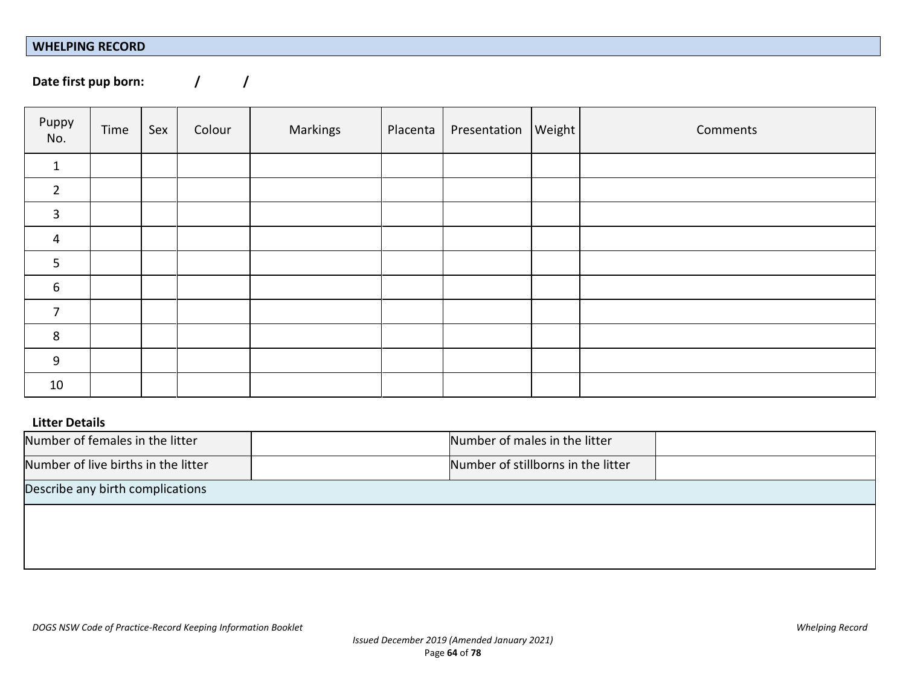## WHELPING RECORD

**Date first pup born: / /**

| Puppy No. | Time | Sex | Colour | Markings | Placenta | Presentation | Weight | Comments |
|---|---|---|---|---|---|---|---|---|
| 1 | | | | | | | | |
| 2 | | | | | | | | |
| 3 | | | | | | | | |
| 4 | | | | | | | | |
| 5 | | | | | | | | |
| 6 | | | | | | | | |
| 7 | | | | | | | | |
| 8 | | | | | | | | |
| 9 | | | | | | | | |
| 10 | | | | | | | | |

**Litter Details**

| Number of females in the litter | | Number of males in the litter | |
|---|---|---|---|
| Number of live births in the litter | | Number of stillborns in the litter | |
| Describe any birth complications | | | |
| | | | |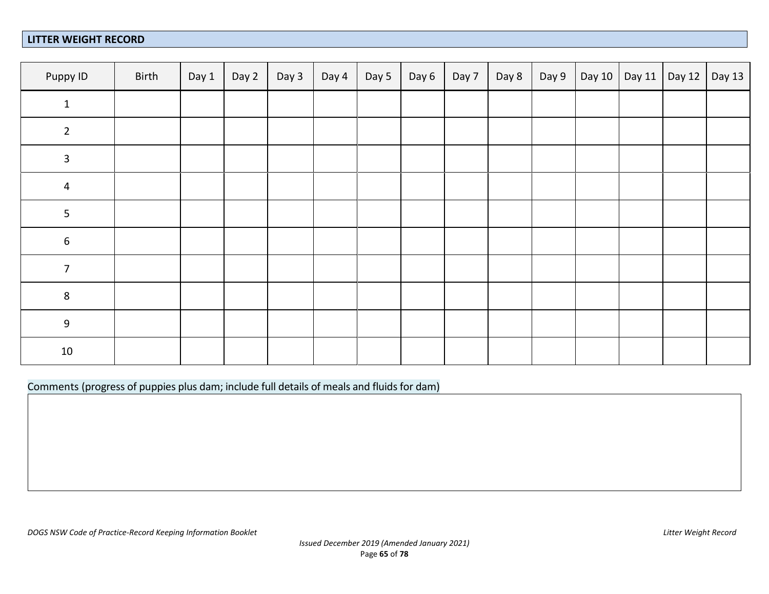## LITTER WEIGHT RECORD

| Puppy ID | Birth | Day 1 | Day 2 | Day 3 | Day 4 | Day 5 | Day 6 | Day 7 | Day 8 | Day 9 | Day 10 | Day 11 | Day 12 | Day 13 |
|---|---|---|---|---|---|---|---|---|---|---|---|---|---|---|
| 1 | | | | | | | | | | | | | | |
| 2 | | | | | | | | | | | | | | |
| 3 | | | | | | | | | | | | | | |
| 4 | | | | | | | | | | | | | | |
| 5 | | | | | | | | | | | | | | |
| 6 | | | | | | | | | | | | | | |
| 7 | | | | | | | | | | | | | | |
| 8 | | | | | | | | | | | | | | |
| 9 | | | | | | | | | | | | | | |
| 10 | | | | | | | | | | | | | | |

Comments (progress of puppies plus dam; include full details of meals and fluids for dam)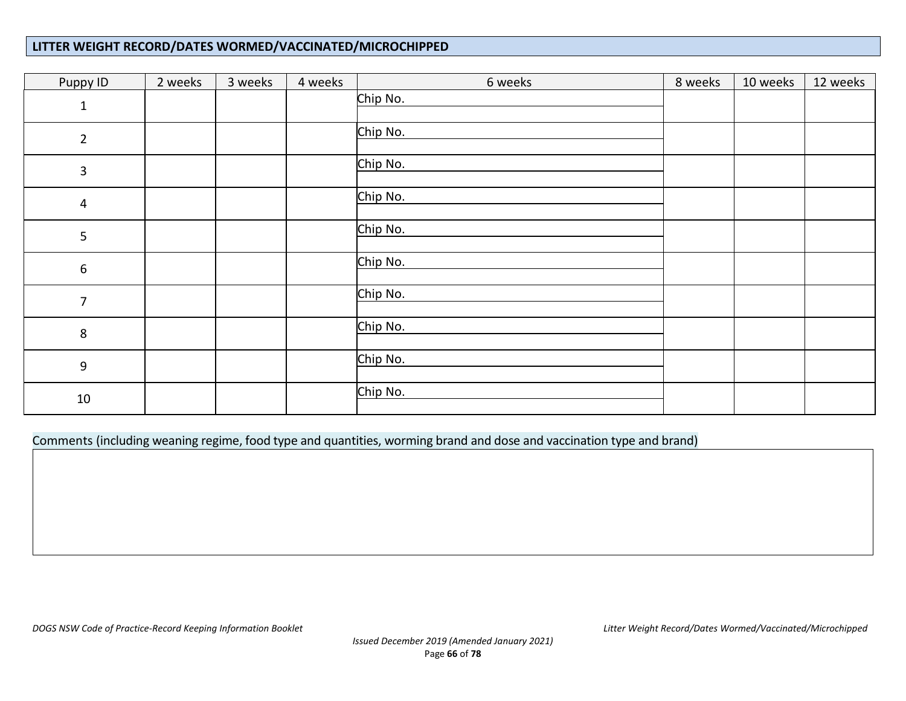## LITTER WEIGHT RECORD/DATES WORMED/VACCINATED/MICROCHIPPED

| Puppy ID | 2 weeks | 3 weeks | 4 weeks | 6 weeks | 8 weeks | 10 weeks | 12 weeks |
|---|---|---|---|---|---|---|---|
| 1 | | | | Chip No. | | | |
| 2 | | | | Chip No. | | | |
| 3 | | | | Chip No. | | | |
| 4 | | | | Chip No. | | | |
| 5 | | | | Chip No. | | | |
| 6 | | | | Chip No. | | | |
| 7 | | | | Chip No. | | | |
| 8 | | | | Chip No. | | | |
| 9 | | | | Chip No. | | | |
| 10 | | | | Chip No. | | | |

Comments (including weaning regime, food type and quantities, worming brand and dose and vaccination type and brand)

| |
|---|
| |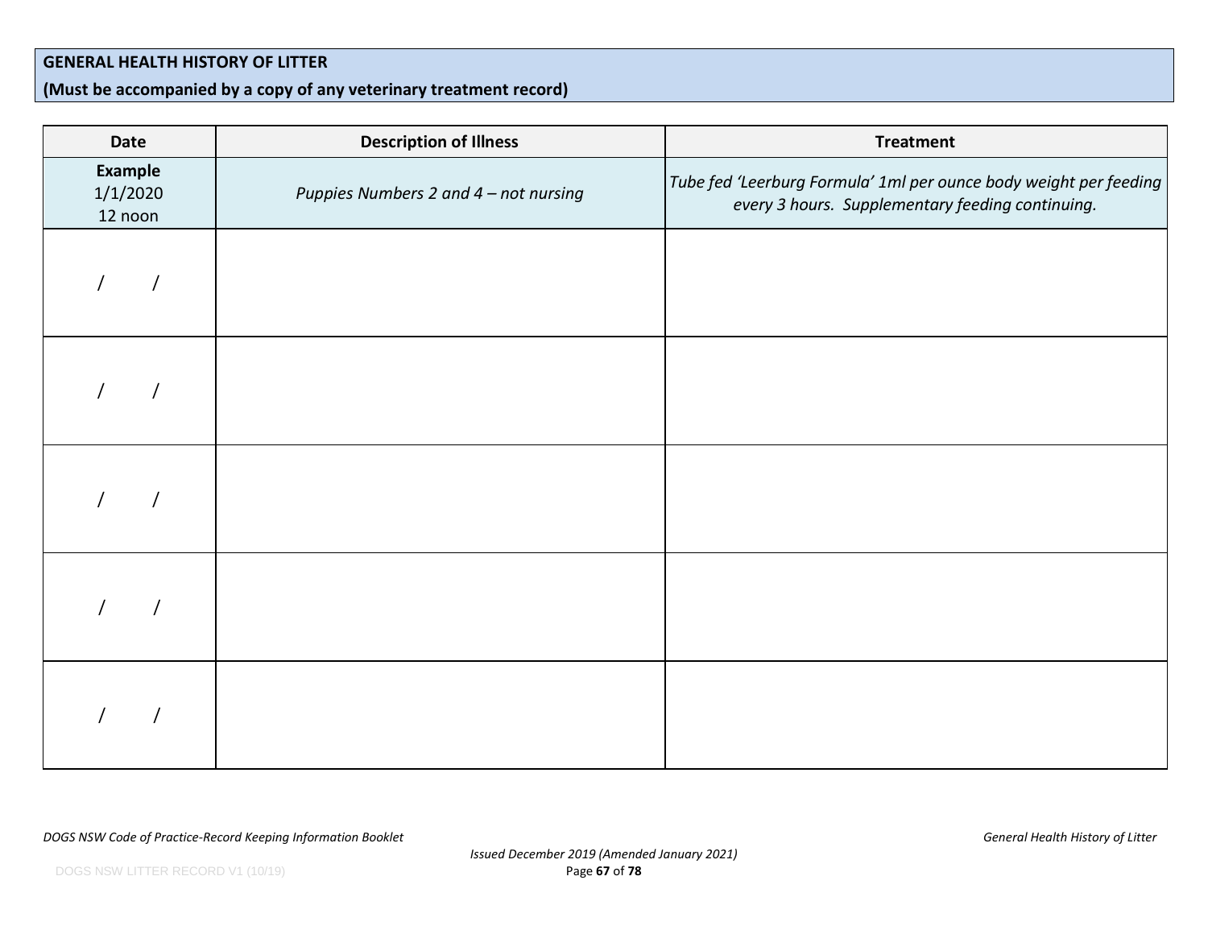**GENERAL HEALTH HISTORY OF LITTER**

**(Must be accompanied by a copy of any veterinary treatment record)**

| Date | Description of Illness | Treatment |
|---|---|---|
| **Example** 1/1/2020 12 noon | *Puppies Numbers 2 and 4 – not nursing* | *Tube fed 'Leerburg Formula' 1ml per ounce body weight per feeding every 3 hours. Supplementary feeding continuing.* |
| / / | | |
| / / | | |
| / / | | |
| / / | | |
| / / | | |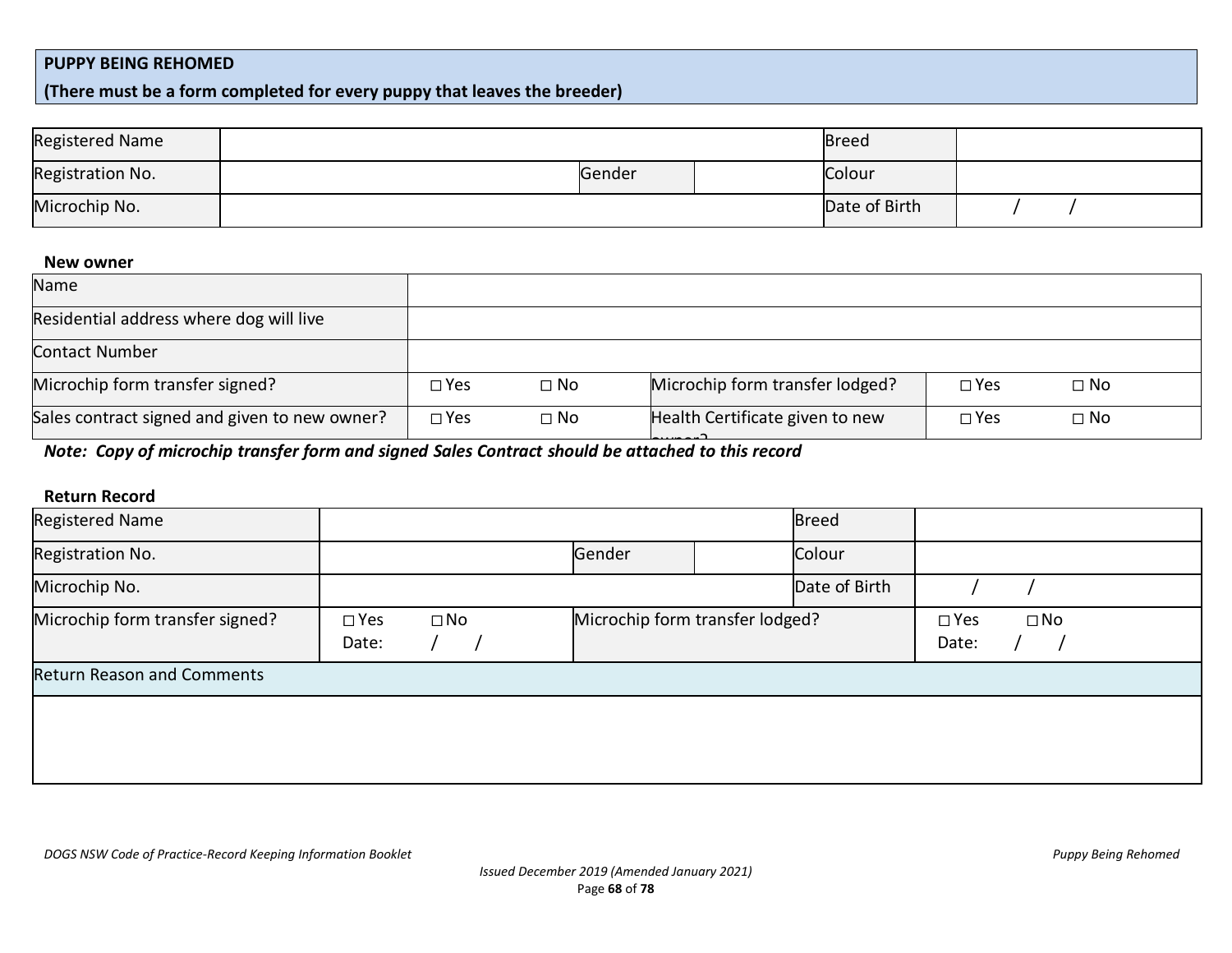**PUPPY BEING REHOMED**

**(There must be a form completed for every puppy that leaves the breeder)**

| Registered Name | | | | Breed | |
|---|---|---|---|---|---|
| Registration No. | | Gender | | Colour | |
| Microchip No. | | | | Date of Birth | / / |

**New owner**

| Name | | | | | |
|---|---|---|---|---|---|
| Residential address where dog will live | | | | | |
| Contact Number | | | | | |
| Microchip form transfer signed? | □ Yes | □ No | Microchip form transfer lodged? | □ Yes | □ No |
| Sales contract signed and given to new owner? | □ Yes | □ No | Health Certificate given to new owner? | □ Yes | □ No |

***Note: Copy of microchip transfer form and signed Sales Contract should be attached to this record***

**Return Record**

| Registered Name | | | | Breed | |
|---|---|---|---|---|---|
| Registration No. | | Gender | | Colour | |
| Microchip No. | | | | Date of Birth | / / |
| Microchip form transfer signed? | □ Yes □ No<br>Date: / / | Microchip form transfer lodged? | | | □ Yes □ No<br>Date: / / |
| Return Reason and Comments | | | | | |
| | | | | | |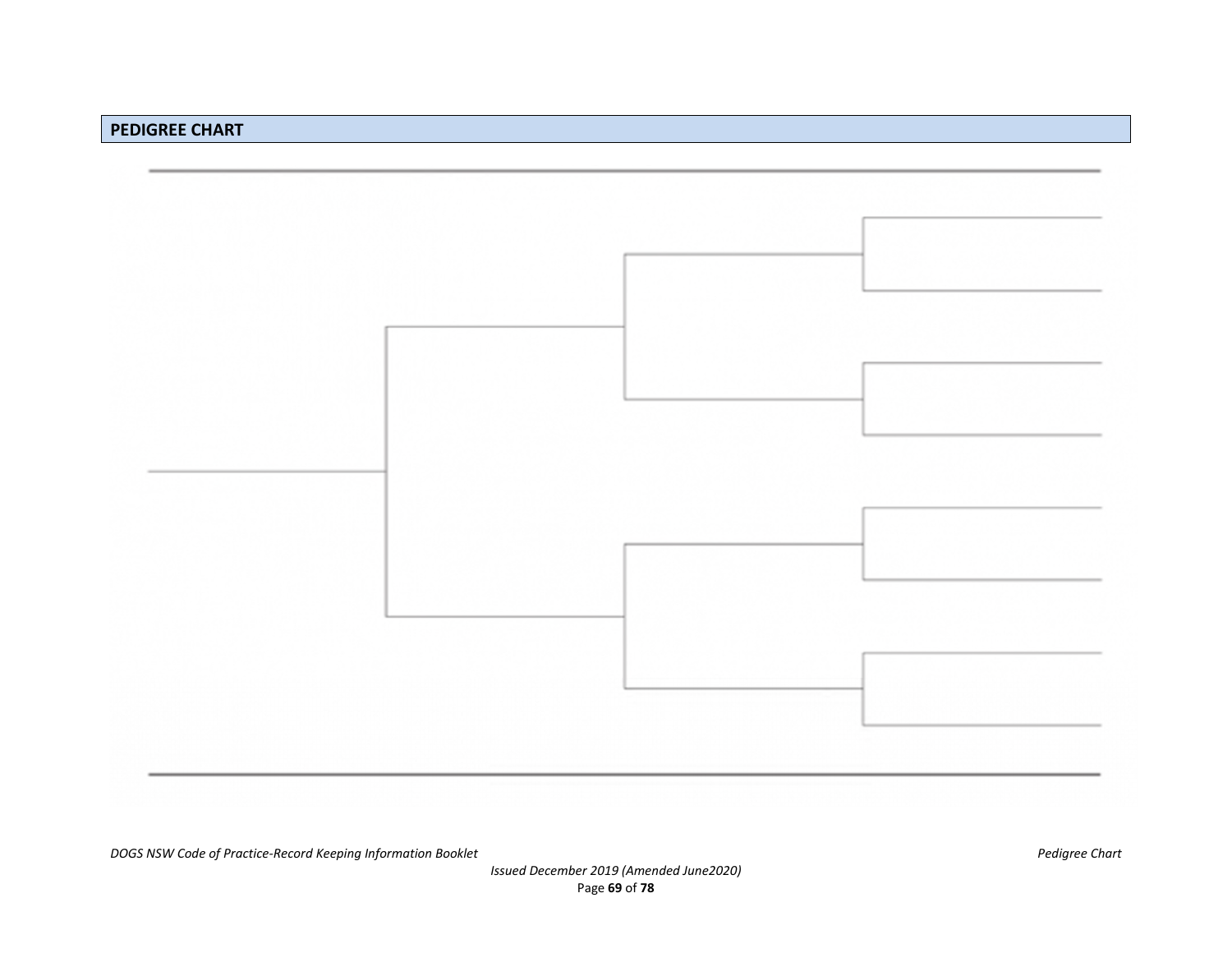## PEDIGREE CHART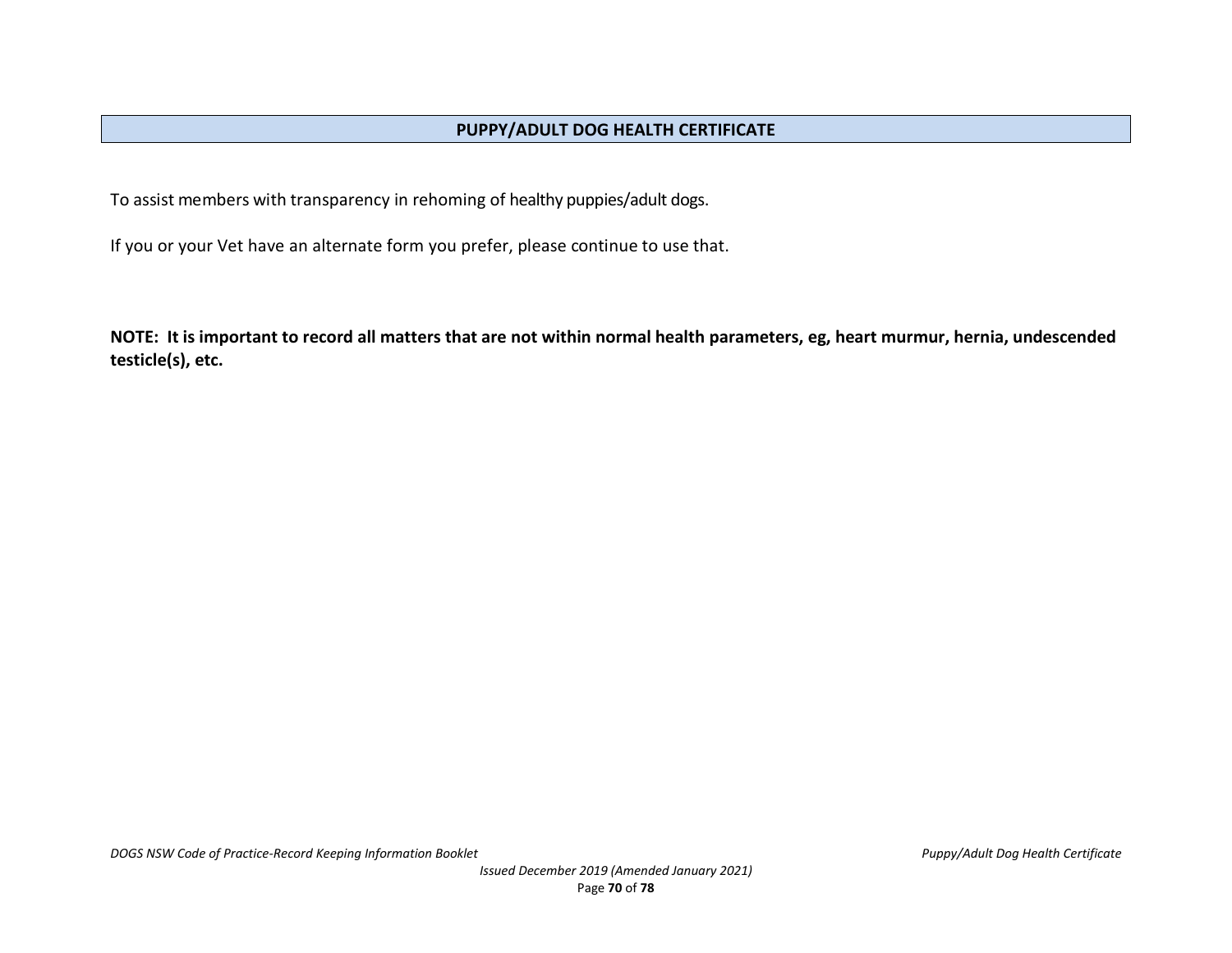## PUPPY/ADULT DOG HEALTH CERTIFICATE

To assist members with transparency in rehoming of healthy puppies/adult dogs.

If you or your Vet have an alternate form you prefer, please continue to use that.

**NOTE: It is important to record all matters that are not within normal health parameters, eg, heart murmur, hernia, undescended testicle(s), etc.**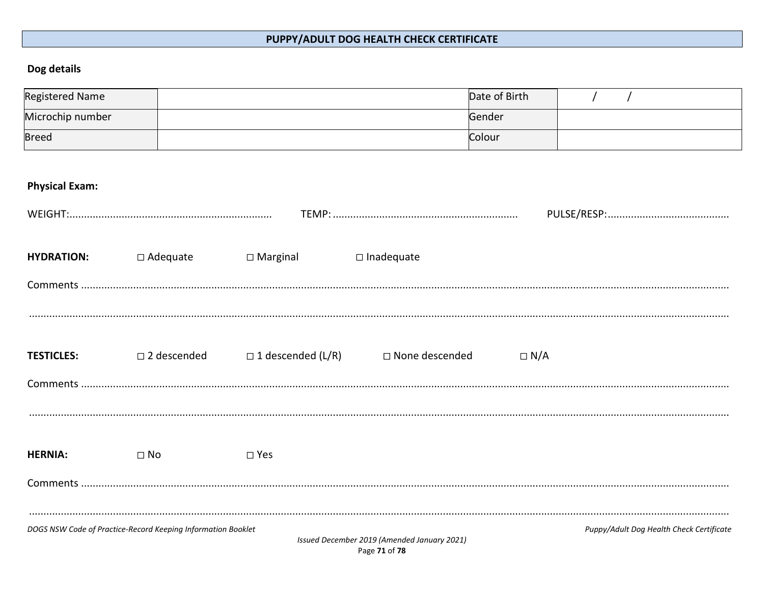## PUPPY/ADULT DOG HEALTH CHECK CERTIFICATE

**Dog details**

| Registered Name | | Date of Birth | / / |
|---|---|---|---|
| Microchip number | | Gender | |
| Breed | | Colour | |

**Physical Exam:**

WEIGHT:...................................................................... TEMP: ............................................................... PULSE/RESP:..........................................

**HYDRATION:** □ Adequate □ Marginal □ Inadequate

Comments ...................................................................................................................................................................................................

...................................................................................................................................................................................................................

**TESTICLES:** □ 2 descended □ 1 descended (L/R) □ None descended □ N/A

Comments ...................................................................................................................................................................................................

...................................................................................................................................................................................................................

**HERNIA:** □ No □ Yes

Comments ...................................................................................................................................................................................................

...................................................................................................................................................................................................................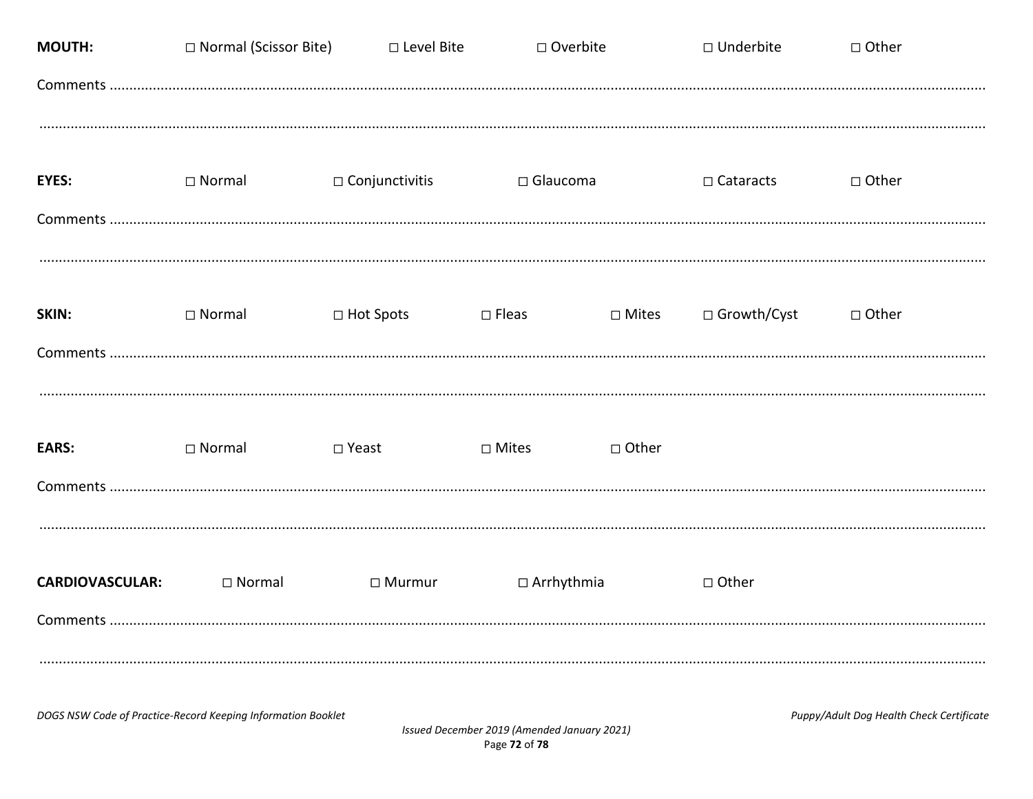**MOUTH:** □ Normal (Scissor Bite) □ Level Bite □ Overbite □ Underbite □ Other

Comments ..........................................................................................................................................................................................

..........................................................................................................................................................................................................

**EYES:** □ Normal □ Conjunctivitis □ Glaucoma □ Cataracts □ Other

Comments ..........................................................................................................................................................................................

..........................................................................................................................................................................................................

**SKIN:** □ Normal □ Hot Spots □ Fleas □ Mites □ Growth/Cyst □ Other

Comments ..........................................................................................................................................................................................

..........................................................................................................................................................................................................

**EARS:** □ Normal □ Yeast □ Mites □ Other

Comments ..........................................................................................................................................................................................

..........................................................................................................................................................................................................

**CARDIOVASCULAR:** □ Normal □ Murmur □ Arrhythmia □ Other

Comments ..........................................................................................................................................................................................

..........................................................................................................................................................................................................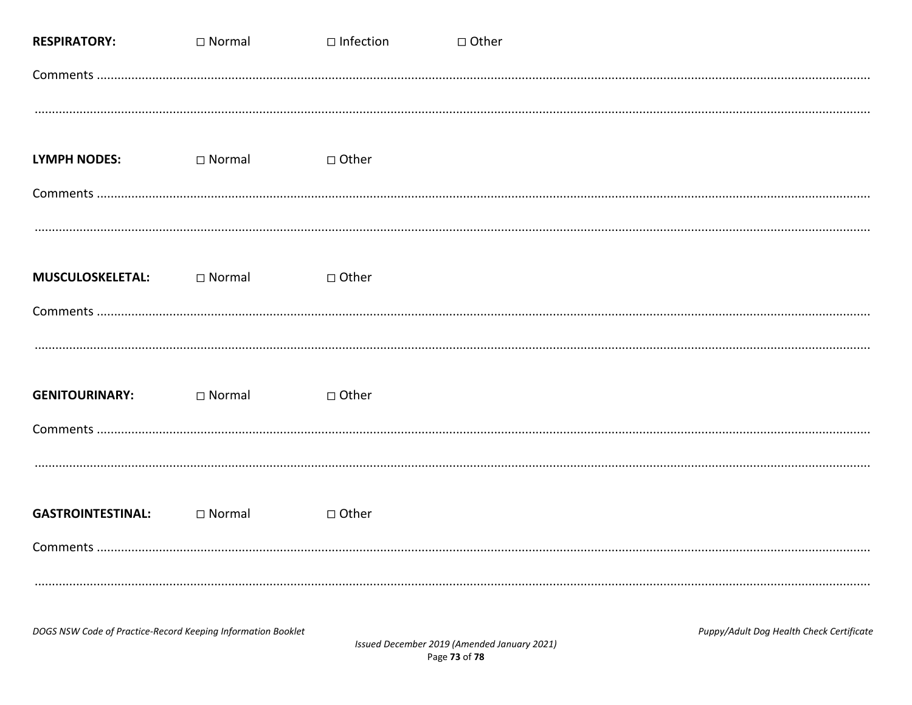**RESPIRATORY:** □ Normal □ Infection □ Other

Comments ..........................................................................................................................................................................................

..........................................................................................................................................................................................................

**LYMPH NODES:** □ Normal □ Other

Comments ..........................................................................................................................................................................................

..........................................................................................................................................................................................................

**MUSCULOSKELETAL:** □ Normal □ Other

Comments ..........................................................................................................................................................................................

..........................................................................................................................................................................................................

**GENITOURINARY:** □ Normal □ Other

Comments ..........................................................................................................................................................................................

..........................................................................................................................................................................................................

**GASTROINTESTINAL:** □ Normal □ Other

Comments ..........................................................................................................................................................................................

..........................................................................................................................................................................................................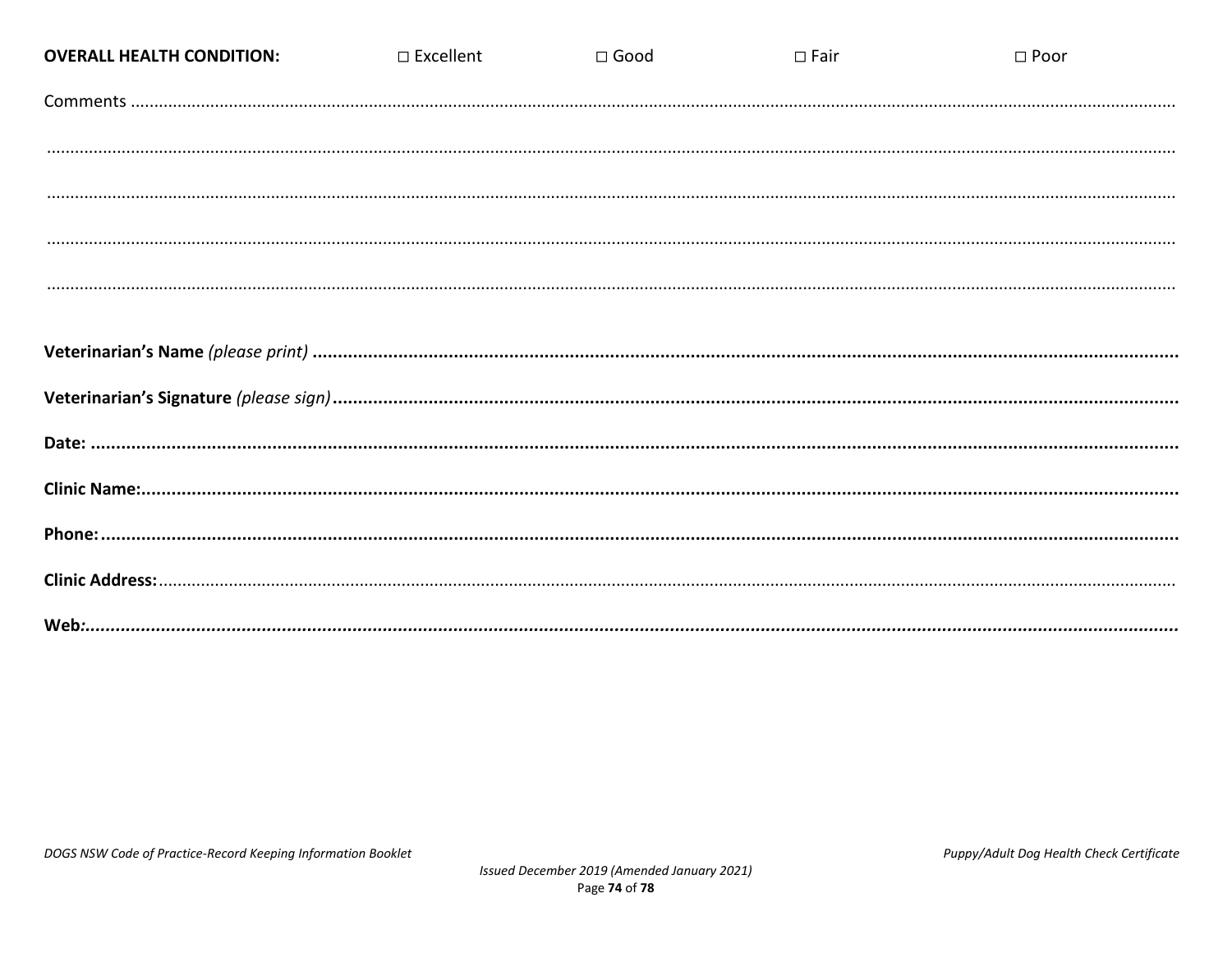**OVERALL HEALTH CONDITION:** □ Excellent □ Good □ Fair □ Poor

Comments ..........................................................................................................................................................................

..........................................................................................................................................................................................

..........................................................................................................................................................................................

..........................................................................................................................................................................................

..........................................................................................................................................................................................

**Veterinarian's Name** *(please print)* **..............................................................................................................................................**

**Veterinarian's Signature** *(please sign)* **.........................................................................................................................................**

**Date: ..................................................................................................................................................................................**

**Clinic Name:.........................................................................................................................................................................**

**Phone:..................................................................................................................................................................................**

**Clinic Address:**......................................................................................................................................................................

**Web:....................................................................................................................................................................................**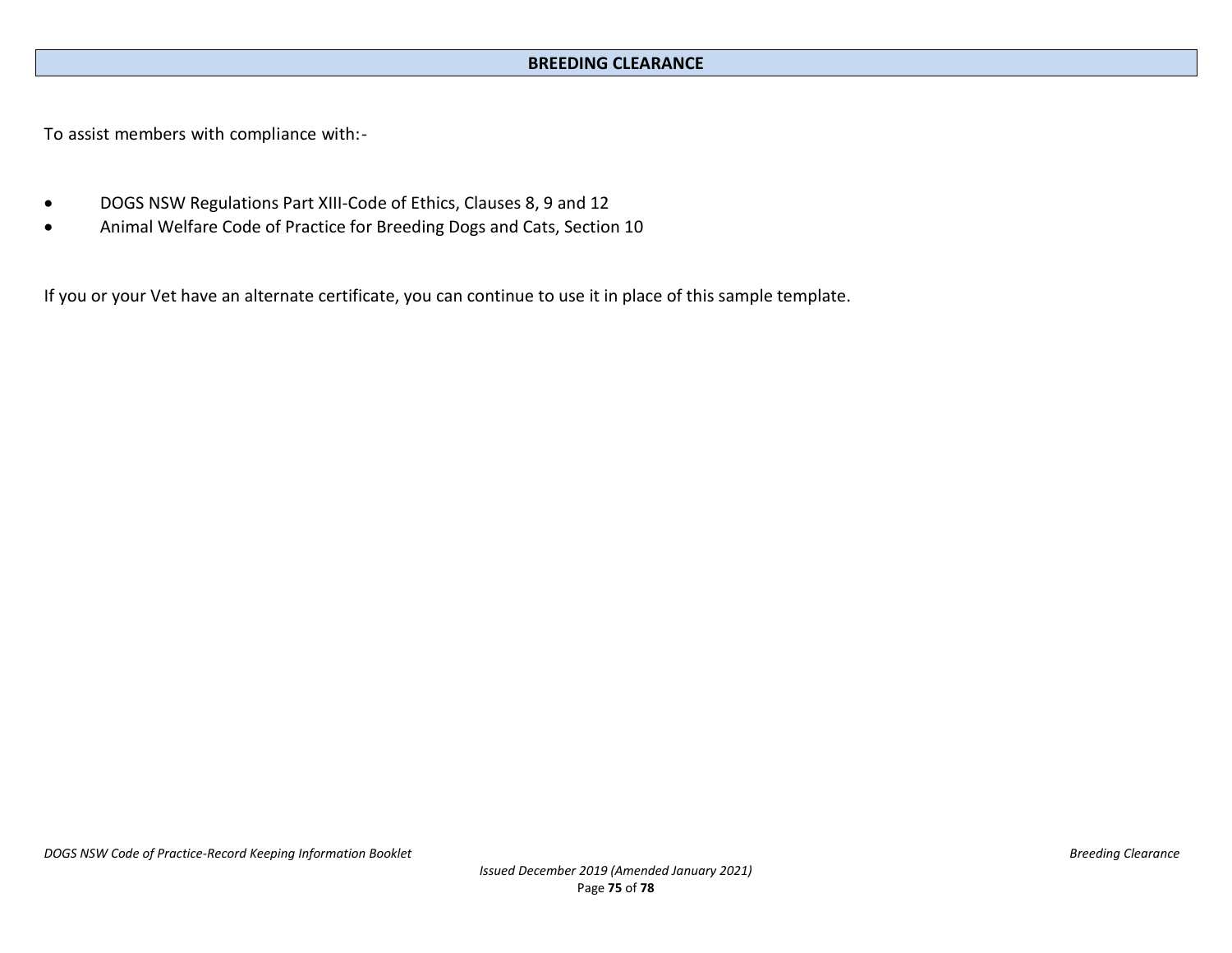## BREEDING CLEARANCE

To assist members with compliance with:-

- DOGS NSW Regulations Part XIII-Code of Ethics, Clauses 8, 9 and 12
- Animal Welfare Code of Practice for Breeding Dogs and Cats, Section 10

If you or your Vet have an alternate certificate, you can continue to use it in place of this sample template.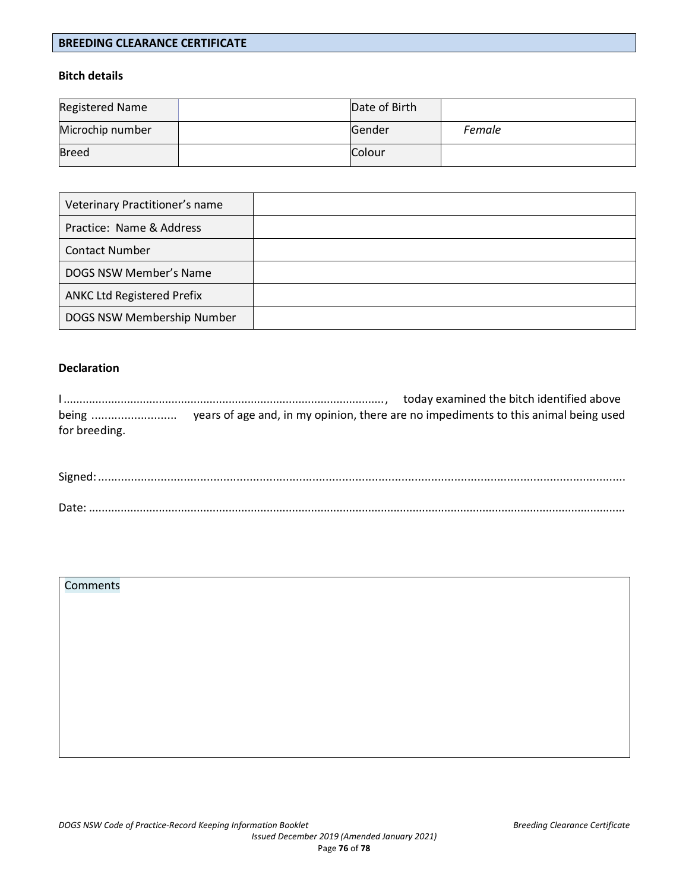## BREEDING CLEARANCE CERTIFICATE

**Bitch details**

| Registered Name | | Date of Birth | |
|---|---|---|---|
| Microchip number | | Gender | *Female* |
| Breed | | Colour | |

| Veterinary Practitioner's name | |
|---|---|
| Practice: Name & Address | |
| Contact Number | |
| DOGS NSW Member's Name | |
| ANKC Ltd Registered Prefix | |
| DOGS NSW Membership Number | |

**Declaration**

I ..................................................................................................., today examined the bitch identified above being .......................... years of age and, in my opinion, there are no impediments to this animal being used for breeding.

Signed: ..................................................................................................................................................

Date: .....................................................................................................................................................

| Comments |
|---|
| |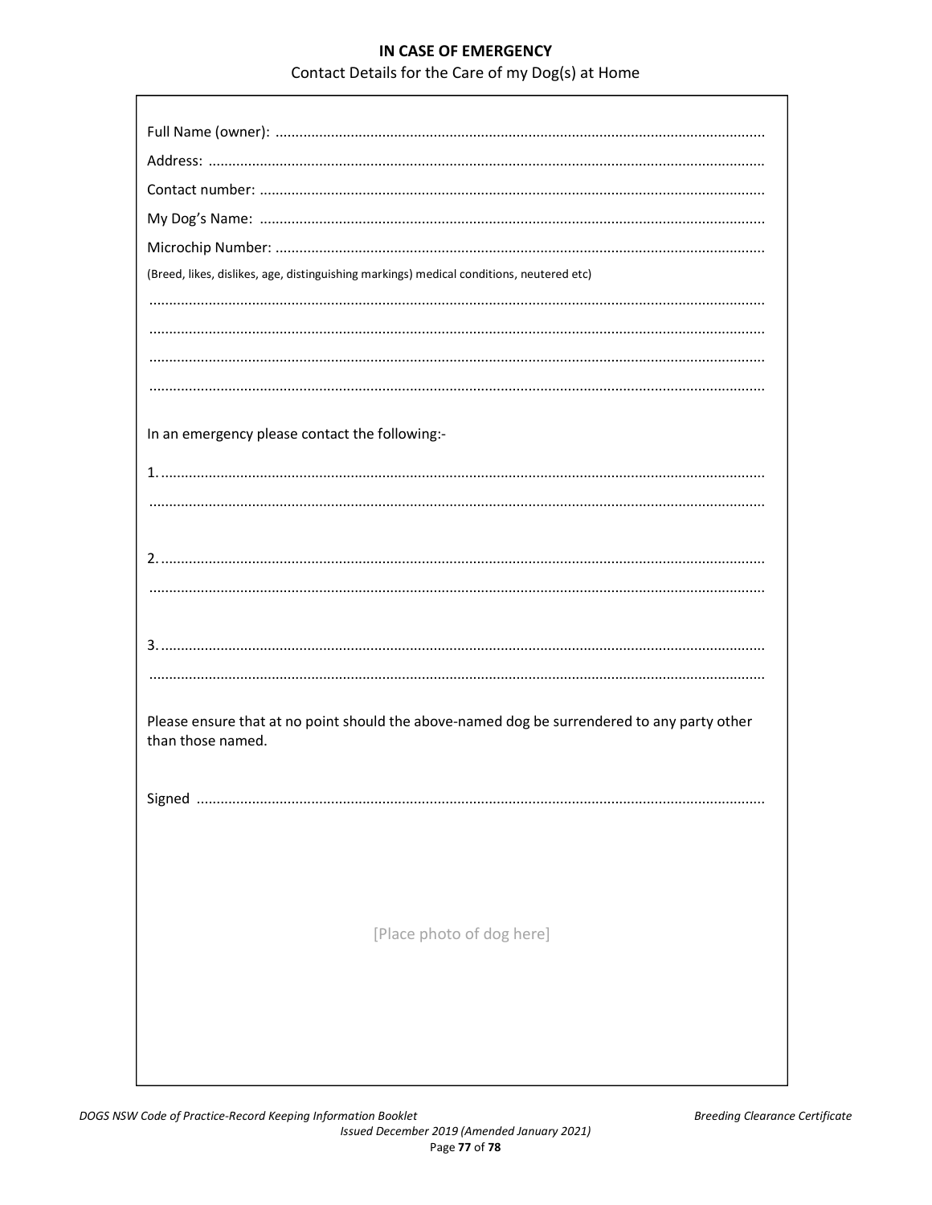# IN CASE OF EMERGENCY

Contact Details for the Care of my Dog(s) at Home

Full Name (owner): ..........................................................................................................................

Address: ..........................................................................................................................

Contact number: ..........................................................................................................................

My Dog's Name: ..........................................................................................................................

Microchip Number: ..........................................................................................................................

(Breed, likes, dislikes, age, distinguishing markings) medical conditions, neutered etc)

..........................................................................................................................

..........................................................................................................................

..........................................................................................................................

..........................................................................................................................

In an emergency please contact the following:-

1. ..........................................................................................................................

..........................................................................................................................

2. ..........................................................................................................................

..........................................................................................................................

3. ..........................................................................................................................

..........................................................................................................................

Please ensure that at no point should the above-named dog be surrendered to any party other than those named.

Signed ..........................................................................................................................

[Place photo of dog here]